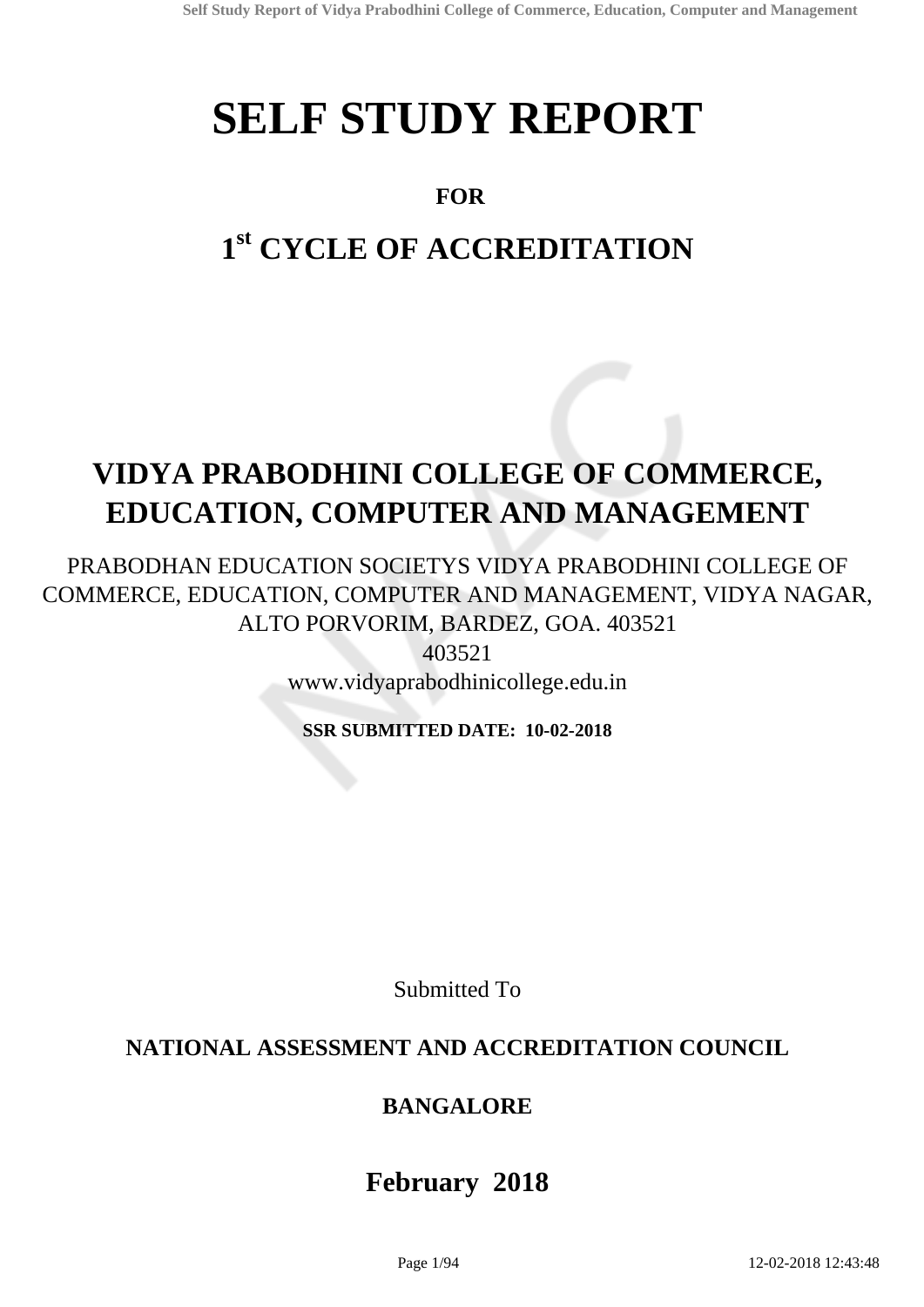# SELF STUDY REPORT

**FOR**

## 1st CYCLE OF ACCREDITATION

## VIDYA PRABODHINI COLLEGE OF COMMERCE, EDUCATION, COMPUTER AND MANAGEMENT

PRABODHAN EDUCATION SOCIETYS VIDYA PRABODHINI COLLEGE OF COMMERCE, EDUCATION, COMPUTER AND MANAGEMENT, VIDYA NAGAR, ALTO PORVORIM, BARDEZ, GOA. 403521

403521

www.vidyaprabodhinicollege.edu.in

**SSR SUBMITTED DATE: 10-02-2018**

Submitted To

**NATIONAL ASSESSMENT AND ACCREDITATION COUNCIL**

**BANGALORE**

**February 2018**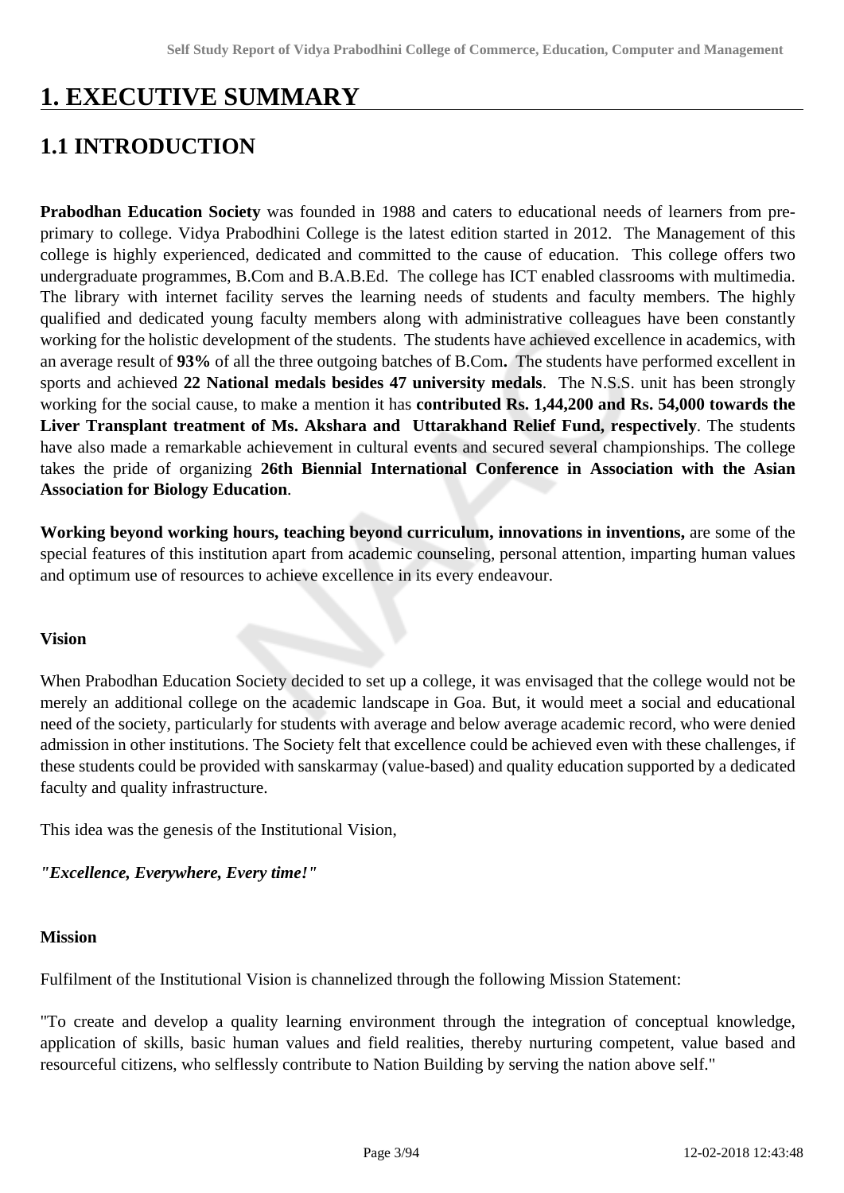# 1. EXECUTIVE SUMMARY

## 1.1 INTRODUCTION

**Prabodhan Education Society** was founded in 1988 and caters to educational needs of learners from pre-primary to college. Vidya Prabodhini College is the latest edition started in 2012. The Management of this college is highly experienced, dedicated and committed to the cause of education. This college offers two undergraduate programmes, B.Com and B.A.B.Ed. The college has ICT enabled classrooms with multimedia. The library with internet facility serves the learning needs of students and faculty members. The highly qualified and dedicated young faculty members along with administrative colleagues have been constantly working for the holistic development of the students. The students have achieved excellence in academics, with an average result of **93%** of all the three outgoing batches of B.Com**.** The students have performed excellent in sports and achieved **22 National medals besides 47 university medals**. The N.S.S. unit has been strongly working for the social cause, to make a mention it has **contributed Rs. 1,44,200 and Rs. 54,000 towards the Liver Transplant treatment of Ms. Akshara and Uttarakhand Relief Fund, respectively**. The students have also made a remarkable achievement in cultural events and secured several championships. The college takes the pride of organizing **26th Biennial International Conference in Association with the Asian Association for Biology Education**.

**Working beyond working hours, teaching beyond curriculum, innovations in inventions,** are some of the special features of this institution apart from academic counseling, personal attention, imparting human values and optimum use of resources to achieve excellence in its every endeavour.

**Vision**

When Prabodhan Education Society decided to set up a college, it was envisaged that the college would not be merely an additional college on the academic landscape in Goa. But, it would meet a social and educational need of the society, particularly for students with average and below average academic record, who were denied admission in other institutions. The Society felt that excellence could be achieved even with these challenges, if these students could be provided with sanskarmay (value-based) and quality education supported by a dedicated faculty and quality infrastructure.

This idea was the genesis of the Institutional Vision,

***"Excellence, Everywhere, Every time!"***

**Mission**

Fulfilment of the Institutional Vision is channelized through the following Mission Statement:

"To create and develop a quality learning environment through the integration of conceptual knowledge, application of skills, basic human values and field realities, thereby nurturing competent, value based and resourceful citizens, who selflessly contribute to Nation Building by serving the nation above self."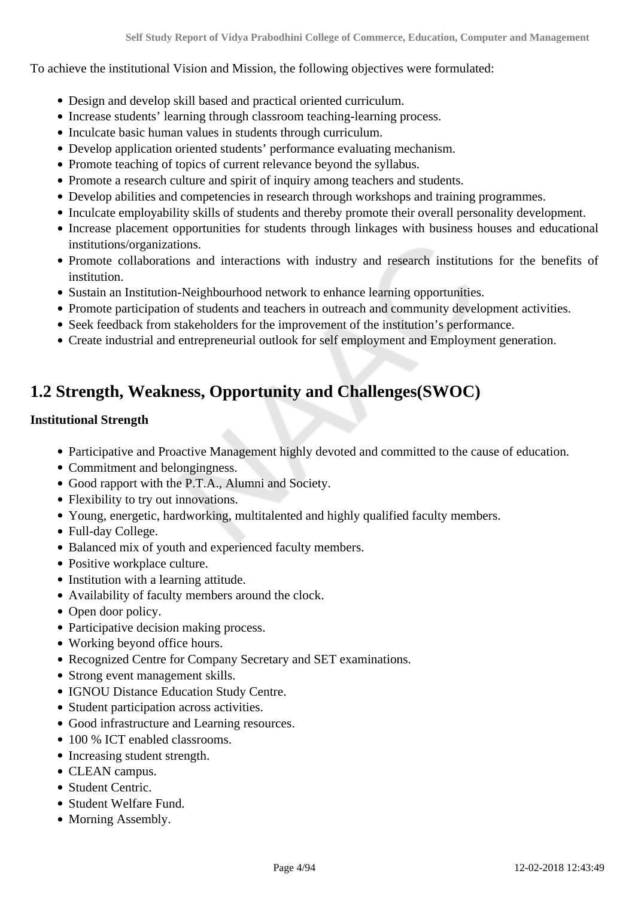To achieve the institutional Vision and Mission, the following objectives were formulated:

- Design and develop skill based and practical oriented curriculum.
- Increase students' learning through classroom teaching-learning process.
- Inculcate basic human values in students through curriculum.
- Develop application oriented students' performance evaluating mechanism.
- Promote teaching of topics of current relevance beyond the syllabus.
- Promote a research culture and spirit of inquiry among teachers and students.
- Develop abilities and competencies in research through workshops and training programmes.
- Inculcate employability skills of students and thereby promote their overall personality development.
- Increase placement opportunities for students through linkages with business houses and educational institutions/organizations.
- Promote collaborations and interactions with industry and research institutions for the benefits of institution.
- Sustain an Institution-Neighbourhood network to enhance learning opportunities.
- Promote participation of students and teachers in outreach and community development activities.
- Seek feedback from stakeholders for the improvement of the institution's performance.
- Create industrial and entrepreneurial outlook for self employment and Employment generation.

## 1.2 Strength, Weakness, Opportunity and Challenges(SWOC)

**Institutional Strength**

- Participative and Proactive Management highly devoted and committed to the cause of education.
- Commitment and belongingness.
- Good rapport with the P.T.A., Alumni and Society.
- Flexibility to try out innovations.
- Young, energetic, hardworking, multitalented and highly qualified faculty members.
- Full-day College.
- Balanced mix of youth and experienced faculty members.
- Positive workplace culture.
- Institution with a learning attitude.
- Availability of faculty members around the clock.
- Open door policy.
- Participative decision making process.
- Working beyond office hours.
- Recognized Centre for Company Secretary and SET examinations.
- Strong event management skills.
- IGNOU Distance Education Study Centre.
- Student participation across activities.
- Good infrastructure and Learning resources.
- 100 % ICT enabled classrooms.
- Increasing student strength.
- CLEAN campus.
- Student Centric.
- Student Welfare Fund.
- Morning Assembly.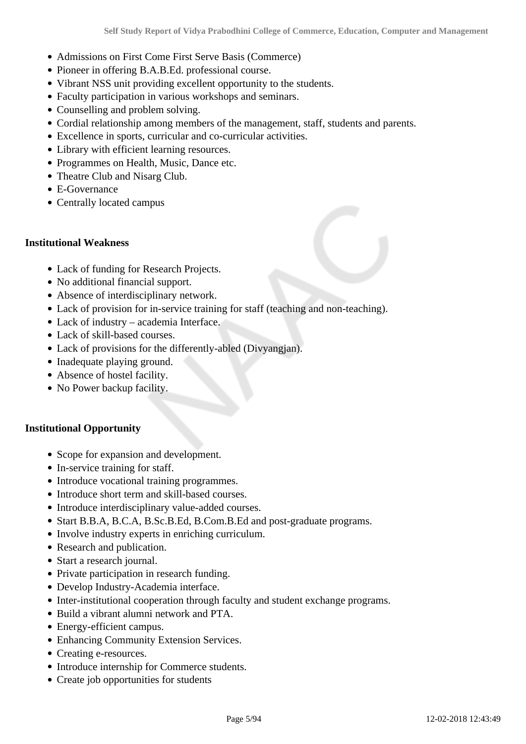- Admissions on First Come First Serve Basis (Commerce)
- Pioneer in offering B.A.B.Ed. professional course.
- Vibrant NSS unit providing excellent opportunity to the students.
- Faculty participation in various workshops and seminars.
- Counselling and problem solving.
- Cordial relationship among members of the management, staff, students and parents.
- Excellence in sports, curricular and co-curricular activities.
- Library with efficient learning resources.
- Programmes on Health, Music, Dance etc.
- Theatre Club and Nisarg Club.
- E-Governance
- Centrally located campus

**Institutional Weakness**

- Lack of funding for Research Projects.
- No additional financial support.
- Absence of interdisciplinary network.
- Lack of provision for in-service training for staff (teaching and non-teaching).
- Lack of industry – academia Interface.
- Lack of skill-based courses.
- Lack of provisions for the differently-abled (Divyangjan).
- Inadequate playing ground.
- Absence of hostel facility.
- No Power backup facility.

**Institutional Opportunity**

- Scope for expansion and development.
- In-service training for staff.
- Introduce vocational training programmes.
- Introduce short term and skill-based courses.
- Introduce interdisciplinary value-added courses.
- Start B.B.A, B.C.A, B.Sc.B.Ed, B.Com.B.Ed and post-graduate programs.
- Involve industry experts in enriching curriculum.
- Research and publication.
- Start a research journal.
- Private participation in research funding.
- Develop Industry-Academia interface.
- Inter-institutional cooperation through faculty and student exchange programs.
- Build a vibrant alumni network and PTA.
- Energy-efficient campus.
- Enhancing Community Extension Services.
- Creating e-resources.
- Introduce internship for Commerce students.
- Create job opportunities for students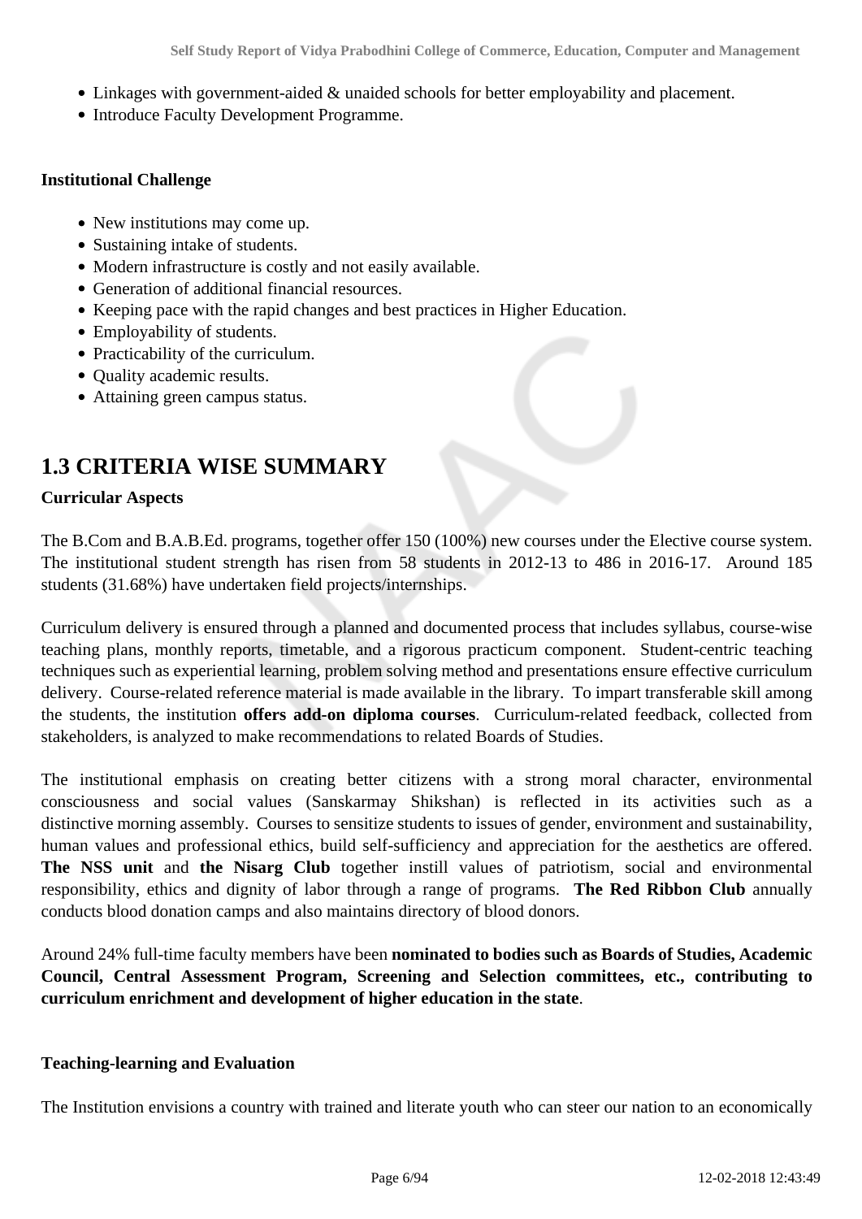- Linkages with government-aided & unaided schools for better employability and placement.
- Introduce Faculty Development Programme.

**Institutional Challenge**

- New institutions may come up.
- Sustaining intake of students.
- Modern infrastructure is costly and not easily available.
- Generation of additional financial resources.
- Keeping pace with the rapid changes and best practices in Higher Education.
- Employability of students.
- Practicability of the curriculum.
- Quality academic results.
- Attaining green campus status.

## 1.3 CRITERIA WISE SUMMARY

**Curricular Aspects**

The B.Com and B.A.B.Ed. programs, together offer 150 (100%) new courses under the Elective course system. The institutional student strength has risen from 58 students in 2012-13 to 486 in 2016-17. Around 185 students (31.68%) have undertaken field projects/internships.

Curriculum delivery is ensured through a planned and documented process that includes syllabus, course-wise teaching plans, monthly reports, timetable, and a rigorous practicum component. Student-centric teaching techniques such as experiential learning, problem solving method and presentations ensure effective curriculum delivery. Course-related reference material is made available in the library. To impart transferable skill among the students, the institution **offers add-on diploma courses**. Curriculum-related feedback, collected from stakeholders, is analyzed to make recommendations to related Boards of Studies.

The institutional emphasis on creating better citizens with a strong moral character, environmental consciousness and social values (Sanskarmay Shikshan) is reflected in its activities such as a distinctive morning assembly. Courses to sensitize students to issues of gender, environment and sustainability, human values and professional ethics, build self-sufficiency and appreciation for the aesthetics are offered. **The NSS unit** and **the Nisarg Club** together instill values of patriotism, social and environmental responsibility, ethics and dignity of labor through a range of programs. **The Red Ribbon Club** annually conducts blood donation camps and also maintains directory of blood donors.

Around 24% full-time faculty members have been **nominated to bodies such as Boards of Studies, Academic Council, Central Assessment Program, Screening and Selection committees, etc., contributing to curriculum enrichment and development of higher education in the state**.

**Teaching-learning and Evaluation**

The Institution envisions a country with trained and literate youth who can steer our nation to an economically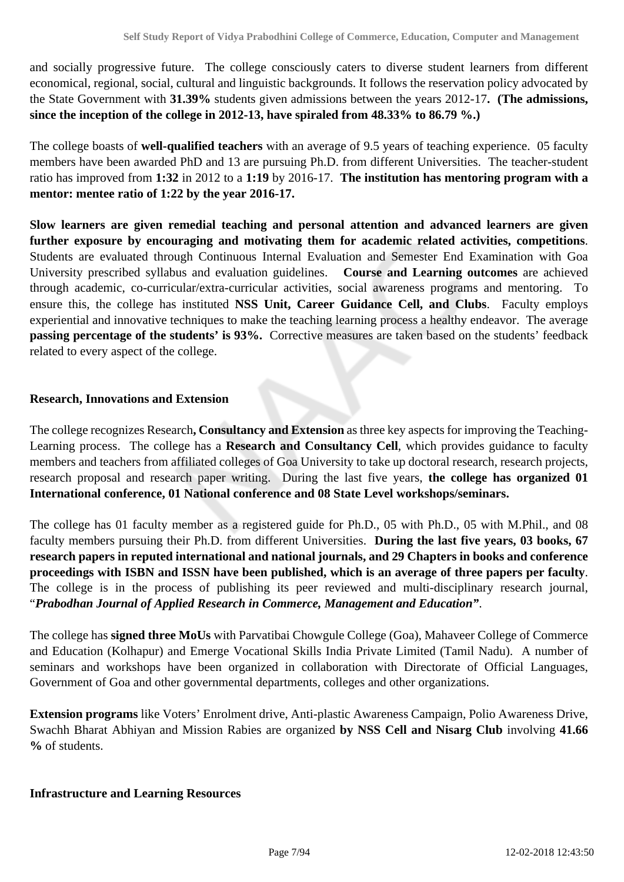and socially progressive future. The college consciously caters to diverse student learners from different economical, regional, social, cultural and linguistic backgrounds. It follows the reservation policy advocated by the State Government with **31.39%** students given admissions between the years 2012-17**. (The admissions, since the inception of the college in 2012-13, have spiraled from 48.33% to 86.79 %.)**

The college boasts of **well-qualified teachers** with an average of 9.5 years of teaching experience. 05 faculty members have been awarded PhD and 13 are pursuing Ph.D. from different Universities. The teacher-student ratio has improved from **1:32** in 2012 to a **1:19** by 2016-17. **The institution has mentoring program with a mentor: mentee ratio of 1:22 by the year 2016-17.**

**Slow learners are given remedial teaching and personal attention and advanced learners are given further exposure by encouraging and motivating them for academic related activities, competitions**. Students are evaluated through Continuous Internal Evaluation and Semester End Examination with Goa University prescribed syllabus and evaluation guidelines. **Course and Learning outcomes** are achieved through academic, co-curricular/extra-curricular activities, social awareness programs and mentoring. To ensure this, the college has instituted **NSS Unit, Career Guidance Cell, and Clubs**. Faculty employs experiential and innovative techniques to make the teaching learning process a healthy endeavor. The average **passing percentage of the students' is 93%.** Corrective measures are taken based on the students' feedback related to every aspect of the college.

**Research, Innovations and Extension**

The college recognizes Research**, Consultancy and Extension** as three key aspects for improving the Teaching-Learning process. The college has a **Research and Consultancy Cell**, which provides guidance to faculty members and teachers from affiliated colleges of Goa University to take up doctoral research, research projects, research proposal and research paper writing. During the last five years, **the college has organized 01 International conference, 01 National conference and 08 State Level workshops/seminars.**

The college has 01 faculty member as a registered guide for Ph.D., 05 with Ph.D., 05 with M.Phil., and 08 faculty members pursuing their Ph.D. from different Universities. **During the last five years, 03 books, 67 research papers in reputed international and national journals, and 29 Chapters in books and conference proceedings with ISBN and ISSN have been published, which is an average of three papers per faculty**. The college is in the process of publishing its peer reviewed and multi-disciplinary research journal, "***Prabodhan Journal of Applied Research in Commerce, Management and Education***".

The college has **signed three MoUs** with Parvatibai Chowgule College (Goa), Mahaveer College of Commerce and Education (Kolhapur) and Emerge Vocational Skills India Private Limited (Tamil Nadu). A number of seminars and workshops have been organized in collaboration with Directorate of Official Languages, Government of Goa and other governmental departments, colleges and other organizations.

**Extension programs** like Voters' Enrolment drive, Anti-plastic Awareness Campaign, Polio Awareness Drive, Swachh Bharat Abhiyan and Mission Rabies are organized **by NSS Cell and Nisarg Club** involving **41.66 %** of students.

**Infrastructure and Learning Resources**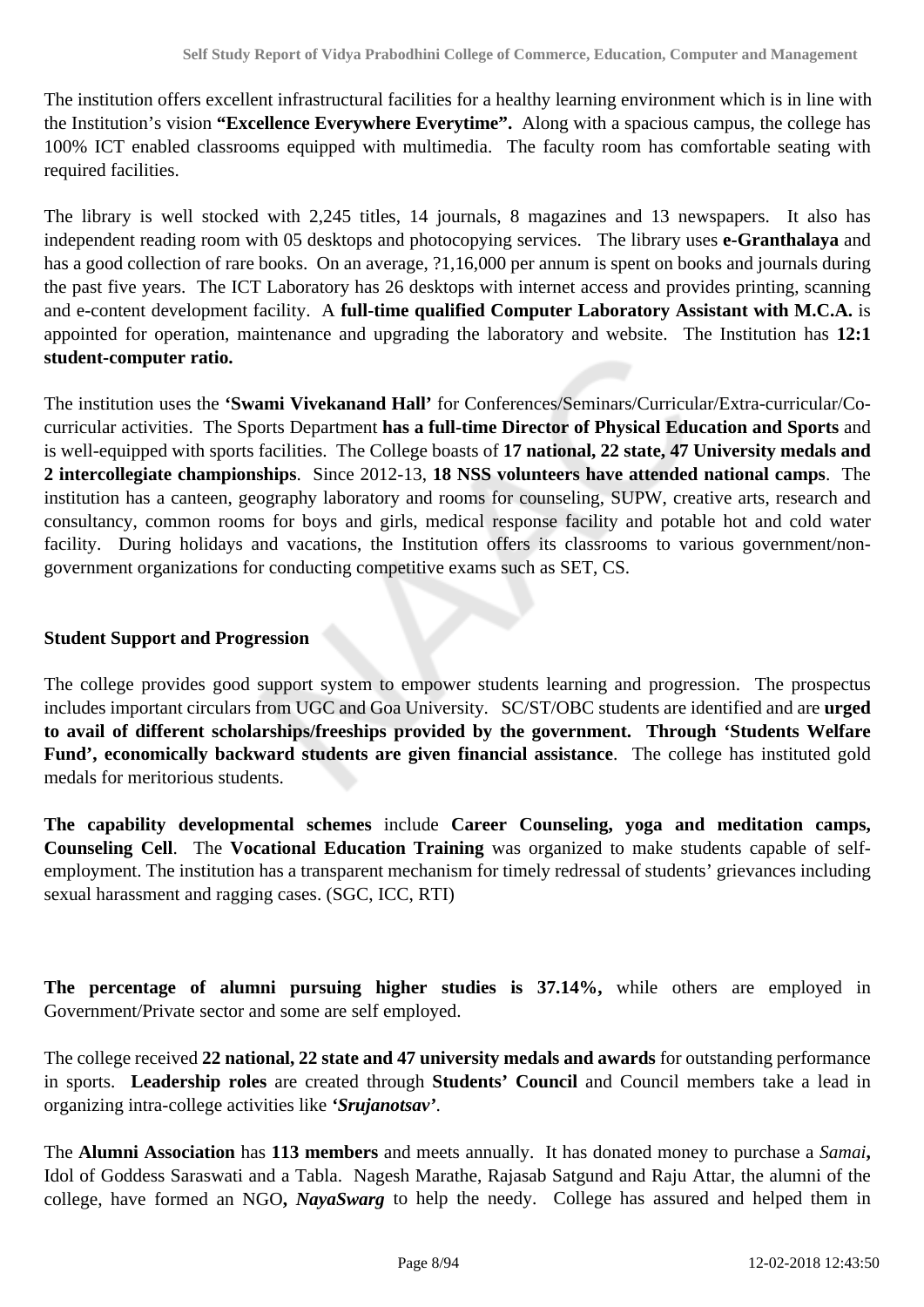The institution offers excellent infrastructural facilities for a healthy learning environment which is in line with the Institution's vision **"Excellence Everywhere Everytime".** Along with a spacious campus, the college has 100% ICT enabled classrooms equipped with multimedia. The faculty room has comfortable seating with required facilities.

The library is well stocked with 2,245 titles, 14 journals, 8 magazines and 13 newspapers. It also has independent reading room with 05 desktops and photocopying services. The library uses **e-Granthalaya** and has a good collection of rare books. On an average, ?1,16,000 per annum is spent on books and journals during the past five years. The ICT Laboratory has 26 desktops with internet access and provides printing, scanning and e-content development facility. A **full-time qualified Computer Laboratory Assistant with M.C.A.** is appointed for operation, maintenance and upgrading the laboratory and website. The Institution has **12:1 student-computer ratio.**

The institution uses the **'Swami Vivekanand Hall'** for Conferences/Seminars/Curricular/Extra-curricular/Co-curricular activities. The Sports Department **has a full-time Director of Physical Education and Sports** and is well-equipped with sports facilities. The College boasts of **17 national, 22 state, 47 University medals and 2 intercollegiate championships**. Since 2012-13, **18 NSS volunteers have attended national camps**. The institution has a canteen, geography laboratory and rooms for counseling, SUPW, creative arts, research and consultancy, common rooms for boys and girls, medical response facility and potable hot and cold water facility. During holidays and vacations, the Institution offers its classrooms to various government/non-government organizations for conducting competitive exams such as SET, CS.

**Student Support and Progression**

The college provides good support system to empower students learning and progression. The prospectus includes important circulars from UGC and Goa University. SC/ST/OBC students are identified and are **urged to avail of different scholarships/freeships provided by the government. Through 'Students Welfare Fund', economically backward students are given financial assistance**. The college has instituted gold medals for meritorious students.

**The capability developmental schemes** include **Career Counseling, yoga and meditation camps, Counseling Cell**. The **Vocational Education Training** was organized to make students capable of self-employment. The institution has a transparent mechanism for timely redressal of students' grievances including sexual harassment and ragging cases. (SGC, ICC, RTI)

**The percentage of alumni pursuing higher studies is 37.14%,** while others are employed in Government/Private sector and some are self employed.

The college received **22 national, 22 state and 47 university medals and awards** for outstanding performance in sports. **Leadership roles** are created through **Students' Council** and Council members take a lead in organizing intra-college activities like ***'Srujanotsav'***.

The **Alumni Association** has **113 members** and meets annually. It has donated money to purchase a *Samai***,** Idol of Goddess Saraswati and a Tabla. Nagesh Marathe, Rajasab Satgund and Raju Attar, the alumni of the college, have formed an NGO**,** ***NayaSwarg*** to help the needy. College has assured and helped them in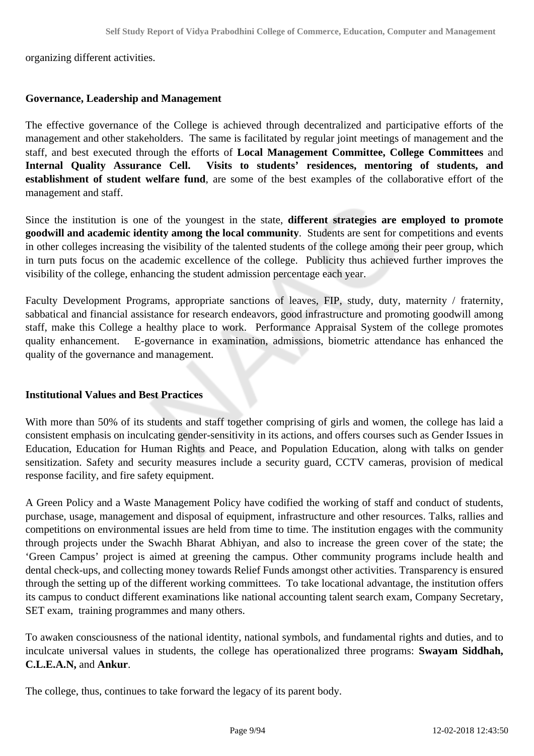organizing different activities.

**Governance, Leadership and Management**

The effective governance of the College is achieved through decentralized and participative efforts of the management and other stakeholders. The same is facilitated by regular joint meetings of management and the staff, and best executed through the efforts of **Local Management Committee, College Committees** and **Internal Quality Assurance Cell. Visits to students' residences, mentoring of students, and establishment of student welfare fund**, are some of the best examples of the collaborative effort of the management and staff.

Since the institution is one of the youngest in the state, **different strategies are employed to promote goodwill and academic identity among the local community**. Students are sent for competitions and events in other colleges increasing the visibility of the talented students of the college among their peer group, which in turn puts focus on the academic excellence of the college. Publicity thus achieved further improves the visibility of the college, enhancing the student admission percentage each year.

Faculty Development Programs, appropriate sanctions of leaves, FIP, study, duty, maternity / fraternity, sabbatical and financial assistance for research endeavors, good infrastructure and promoting goodwill among staff, make this College a healthy place to work. Performance Appraisal System of the college promotes quality enhancement. E-governance in examination, admissions, biometric attendance has enhanced the quality of the governance and management.

**Institutional Values and Best Practices**

With more than 50% of its students and staff together comprising of girls and women, the college has laid a consistent emphasis on inculcating gender-sensitivity in its actions, and offers courses such as Gender Issues in Education, Education for Human Rights and Peace, and Population Education, along with talks on gender sensitization. Safety and security measures include a security guard, CCTV cameras, provision of medical response facility, and fire safety equipment.

A Green Policy and a Waste Management Policy have codified the working of staff and conduct of students, purchase, usage, management and disposal of equipment, infrastructure and other resources. Talks, rallies and competitions on environmental issues are held from time to time. The institution engages with the community through projects under the Swachh Bharat Abhiyan, and also to increase the green cover of the state; the 'Green Campus' project is aimed at greening the campus. Other community programs include health and dental check-ups, and collecting money towards Relief Funds amongst other activities. Transparency is ensured through the setting up of the different working committees. To take locational advantage, the institution offers its campus to conduct different examinations like national accounting talent search exam, Company Secretary, SET exam, training programmes and many others.

To awaken consciousness of the national identity, national symbols, and fundamental rights and duties, and to inculcate universal values in students, the college has operationalized three programs: **Swayam Siddhah, C.L.E.A.N,** and **Ankur**.

The college, thus, continues to take forward the legacy of its parent body.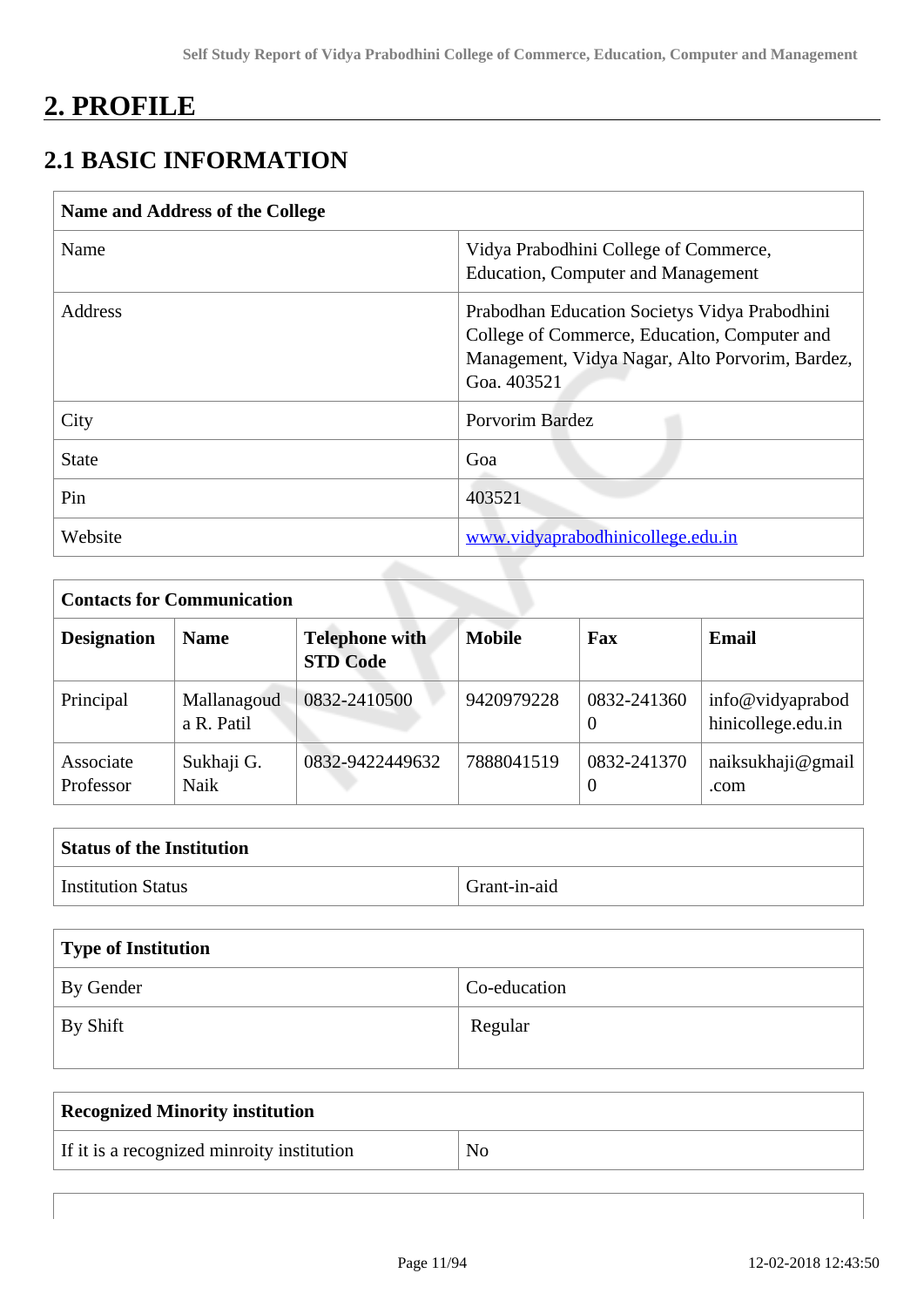# 2. PROFILE

## 2.1 BASIC INFORMATION

| Name and Address of the College | |
|---|---|
| Name | Vidya Prabodhini College of Commerce, Education, Computer and Management |
| Address | Prabodhan Education Societys Vidya Prabodhini College of Commerce, Education, Computer and Management, Vidya Nagar, Alto Porvorim, Bardez, Goa. 403521 |
| City | Porvorim Bardez |
| State | Goa |
| Pin | 403521 |
| Website | www.vidyaprabodhinicollege.edu.in |

| Contacts for Communication | | | | | |
|---|---|---|---|---|---|
| **Designation** | **Name** | **Telephone with STD Code** | **Mobile** | **Fax** | **Email** |
| Principal | Mallanagouda R. Patil | 0832-2410500 | 9420979228 | 0832-2413600 | info@vidyaprabodhinicollege.edu.in |
| Associate Professor | Sukhaji G. Naik | 0832-9422449632 | 7888041519 | 0832-2413700 | naiksukhaji@gmail.com |

| Status of the Institution | |
|---|---|
| Institution Status | Grant-in-aid |

| Type of Institution | |
|---|---|
| By Gender | Co-education |
| By Shift | Regular |

| Recognized Minority institution | |
|---|---|
| If it is a recognized minroity institution | No |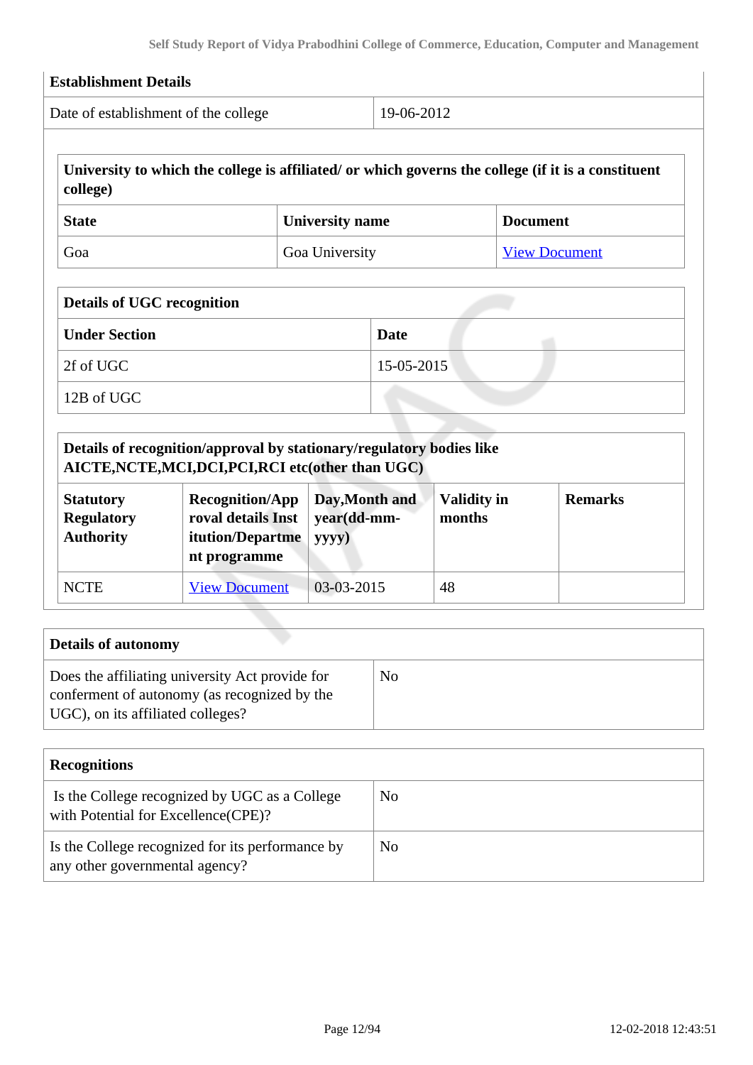| Establishment Details | |
|---|---|
| Date of establishment of the college | 19-06-2012 |

| University to which the college is affiliated/ or which governs the college (if it is a constituent college) | | |
|---|---|---|
| **State** | **University name** | **Document** |
| Goa | Goa University | View Document |

| Details of UGC recognition | |
|---|---|
| **Under Section** | **Date** |
| 2f of UGC | 15-05-2015 |
| 12B of UGC | |

| Details of recognition/approval by stationary/regulatory bodies like AICTE,NCTE,MCI,DCI,PCI,RCI etc(other than UGC) | | | | |
|---|---|---|---|---|
| **Statutory Regulatory Authority** | **Recognition/Approval details Institution/Department programme** | **Day,Month and year(dd-mm-yyyy)** | **Validity in months** | **Remarks** |
| NCTE | View Document | 03-03-2015 | 48 | |

| Details of autonomy | |
|---|---|
| Does the affiliating university Act provide for conferment of autonomy (as recognized by the UGC), on its affiliated colleges? | No |

| Recognitions | |
|---|---|
| Is the College recognized by UGC as a College with Potential for Excellence(CPE)? | No |
| Is the College recognized for its performance by any other governmental agency? | No |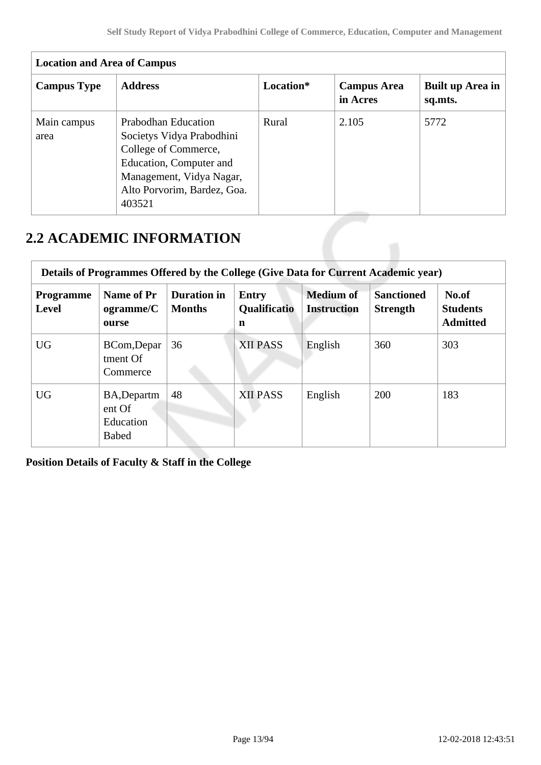| Location and Area of Campus | | | | |
|---|---|---|---|---|
| **Campus Type** | **Address** | **Location*** | **Campus Area in Acres** | **Built up Area in sq.mts.** |
| Main campus area | Prabodhan Education Societys Vidya Prabodhini College of Commerce, Education, Computer and Management, Vidya Nagar, Alto Porvorim, Bardez, Goa. 403521 | Rural | 2.105 | 5772 |

## 2.2 ACADEMIC INFORMATION

| Details of Programmes Offered by the College (Give Data for Current Academic year) | | | | | | |
|---|---|---|---|---|---|---|
| **Programme Level** | **Name of Programme/Course** | **Duration in Months** | **Entry Qualification** | **Medium of Instruction** | **Sanctioned Strength** | **No.of Students Admitted** |
| UG | BCom,Department Of Commerce | 36 | XII PASS | English | 360 | 303 |
| UG | BA,Department Of Education Babed | 48 | XII PASS | English | 200 | 183 |

**Position Details of Faculty & Staff in the College**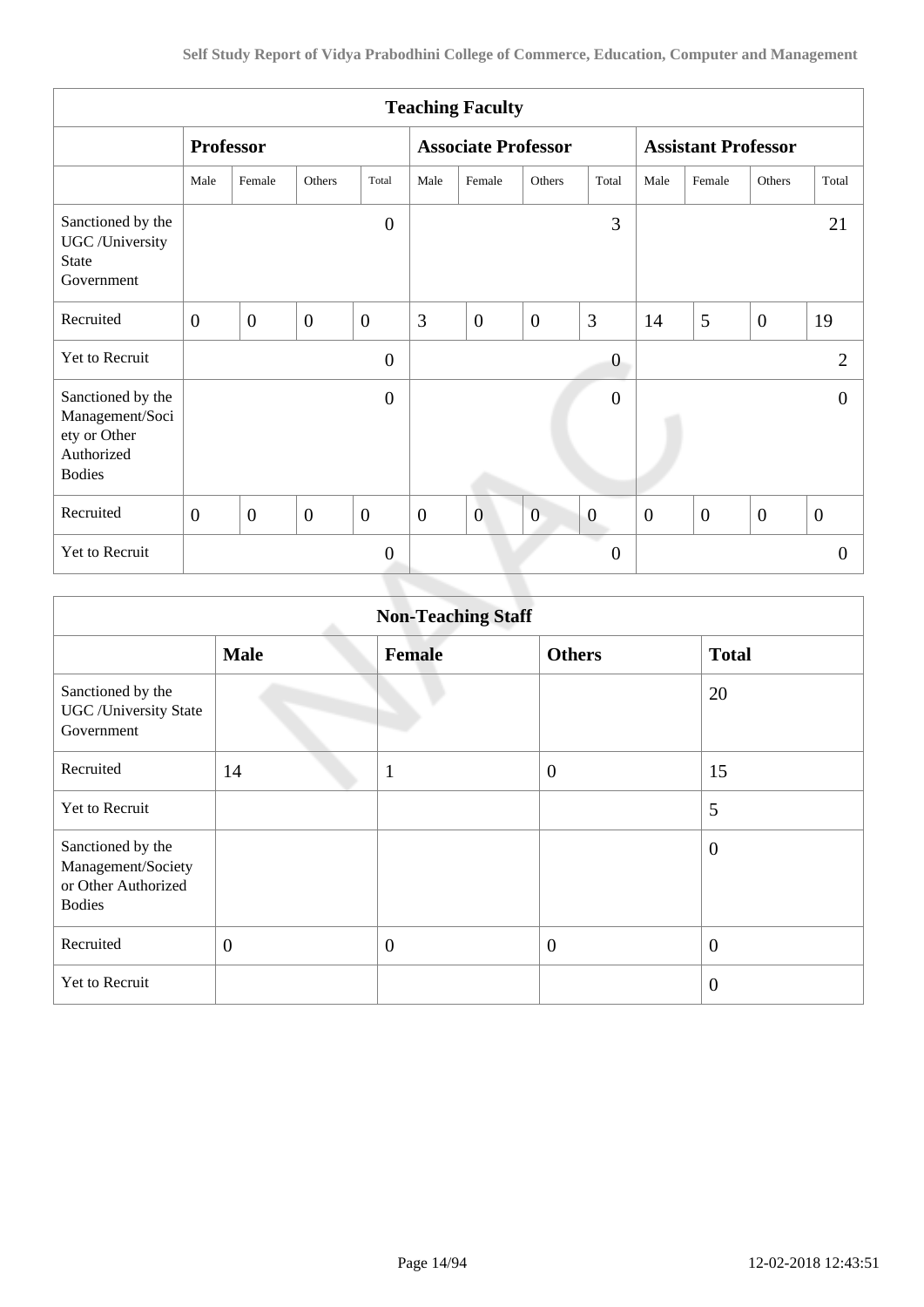| Teaching Faculty | | | | | | | | | | | | |
|---|---|---|---|---|---|---|---|---|---|---|---|---|
| | **Professor** | | | | **Associate Professor** | | | | **Assistant Professor** | | | |
| | Male | Female | Others | Total | Male | Female | Others | Total | Male | Female | Others | Total |
| Sanctioned by the UGC /University State Government | | | | 0 | | | | 3 | | | | 21 |
| Recruited | 0 | 0 | 0 | 0 | 3 | 0 | 0 | 3 | 14 | 5 | 0 | 19 |
| Yet to Recruit | | | | 0 | | | | 0 | | | | 2 |
| Sanctioned by the Management/Society or Other Authorized Bodies | | | | 0 | | | | 0 | | | | 0 |
| Recruited | 0 | 0 | 0 | 0 | 0 | 0 | 0 | 0 | 0 | 0 | 0 | 0 |
| Yet to Recruit | | | | 0 | | | | 0 | | | | 0 |

| Non-Teaching Staff | | | | |
|---|---|---|---|---|
| | **Male** | **Female** | **Others** | **Total** |
| Sanctioned by the UGC /University State Government | | | | 20 |
| Recruited | 14 | 1 | 0 | 15 |
| Yet to Recruit | | | | 5 |
| Sanctioned by the Management/Society or Other Authorized Bodies | | | | 0 |
| Recruited | 0 | 0 | 0 | 0 |
| Yet to Recruit | | | | 0 |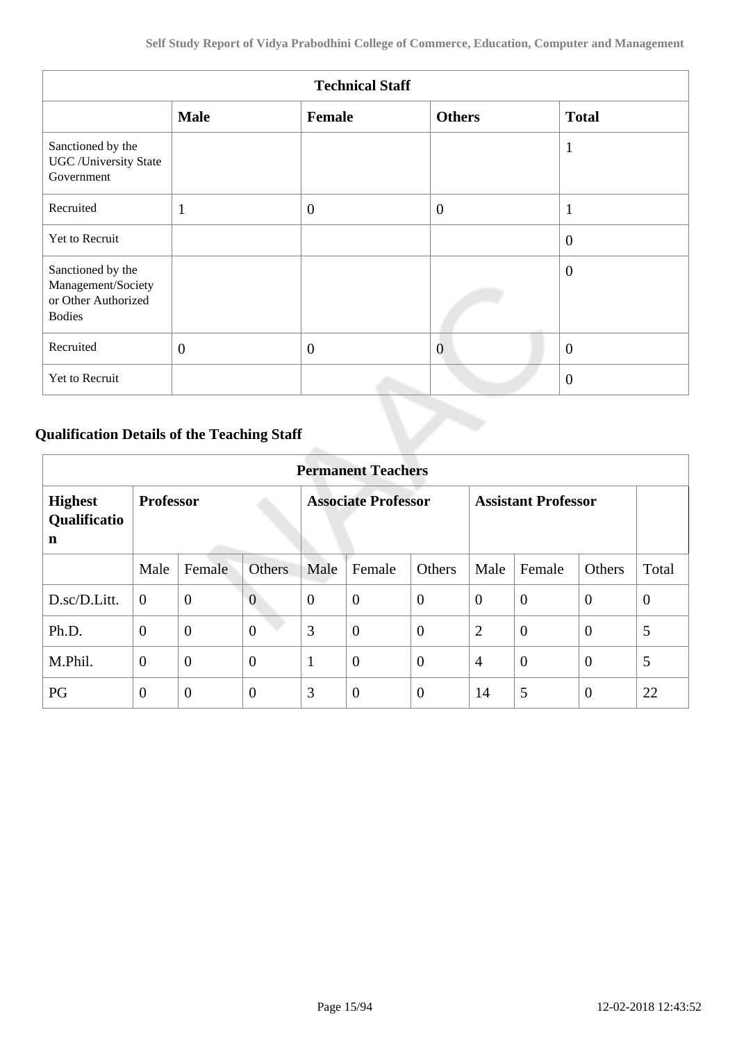| Technical Staff | | | | |
|---|---|---|---|---|
| | **Male** | **Female** | **Others** | **Total** |
| Sanctioned by the UGC /University State Government | | | | 1 |
| Recruited | 1 | 0 | 0 | 1 |
| Yet to Recruit | | | | 0 |
| Sanctioned by the Management/Society or Other Authorized Bodies | | | | 0 |
| Recruited | 0 | 0 | 0 | 0 |
| Yet to Recruit | | | | 0 |

## Qualification Details of the Teaching Staff

| Permanent Teachers | | | | | | | | | | |
|---|---|---|---|---|---|---|---|---|---|---|
| **Highest Qualification** | **Professor** | | | **Associate Professor** | | | **Assistant Professor** | | | |
| | Male | Female | Others | Male | Female | Others | Male | Female | Others | Total |
| D.sc/D.Litt. | 0 | 0 | 0 | 0 | 0 | 0 | 0 | 0 | 0 | 0 |
| Ph.D. | 0 | 0 | 0 | 3 | 0 | 0 | 2 | 0 | 0 | 5 |
| M.Phil. | 0 | 0 | 0 | 1 | 0 | 0 | 4 | 0 | 0 | 5 |
| PG | 0 | 0 | 0 | 3 | 0 | 0 | 14 | 5 | 0 | 22 |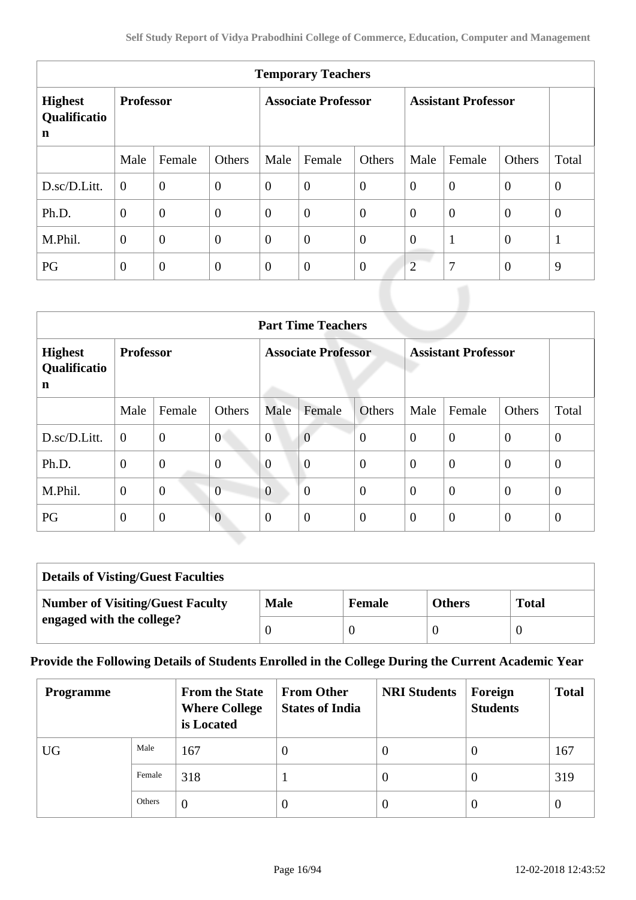| Temporary Teachers | | | | | | | | | | |
|---|---|---|---|---|---|---|---|---|---|---|
| **Highest Qualification** | **Professor** | | | **Associate Professor** | | | **Assistant Professor** | | | |
| | Male | Female | Others | Male | Female | Others | Male | Female | Others | Total |
| D.sc/D.Litt. | 0 | 0 | 0 | 0 | 0 | 0 | 0 | 0 | 0 | 0 |
| Ph.D. | 0 | 0 | 0 | 0 | 0 | 0 | 0 | 0 | 0 | 0 |
| M.Phil. | 0 | 0 | 0 | 0 | 0 | 0 | 0 | 1 | 0 | 1 |
| PG | 0 | 0 | 0 | 0 | 0 | 0 | 2 | 7 | 0 | 9 |

| Part Time Teachers | | | | | | | | | | |
|---|---|---|---|---|---|---|---|---|---|---|
| **Highest Qualification** | **Professor** | | | **Associate Professor** | | | **Assistant Professor** | | | |
| | Male | Female | Others | Male | Female | Others | Male | Female | Others | Total |
| D.sc/D.Litt. | 0 | 0 | 0 | 0 | 0 | 0 | 0 | 0 | 0 | 0 |
| Ph.D. | 0 | 0 | 0 | 0 | 0 | 0 | 0 | 0 | 0 | 0 |
| M.Phil. | 0 | 0 | 0 | 0 | 0 | 0 | 0 | 0 | 0 | 0 |
| PG | 0 | 0 | 0 | 0 | 0 | 0 | 0 | 0 | 0 | 0 |

| Details of Visting/Guest Faculties | | | | |
|---|---|---|---|---|
| **Number of Visiting/Guest Faculty engaged with the college?** | **Male** | **Female** | **Others** | **Total** |
| | 0 | 0 | 0 | 0 |

**Provide the Following Details of Students Enrolled in the College During the Current Academic Year**

| Programme | | From the State Where College is Located | From Other States of India | NRI Students | Foreign Students | Total |
|---|---|---|---|---|---|---|
| UG | Male | 167 | 0 | 0 | 0 | 167 |
| | Female | 318 | 1 | 0 | 0 | 319 |
| | Others | 0 | 0 | 0 | 0 | 0 |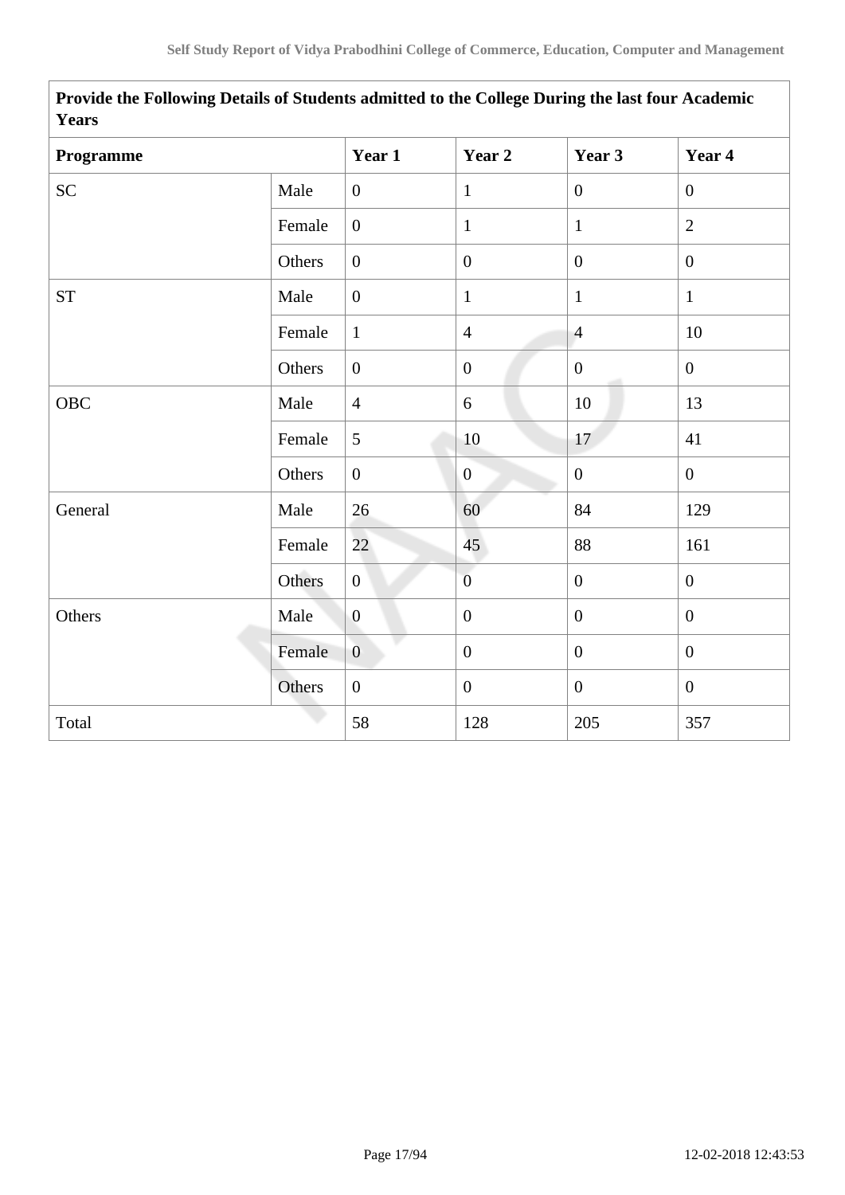| Provide the Following Details of Students admitted to the College During the last four Academic Years | | | | | |
|---|---|---|---|---|---|
| **Programme** | | **Year 1** | **Year 2** | **Year 3** | **Year 4** |
| SC | Male | 0 | 1 | 0 | 0 |
| | Female | 0 | 1 | 1 | 2 |
| | Others | 0 | 0 | 0 | 0 |
| ST | Male | 0 | 1 | 1 | 1 |
| | Female | 1 | 4 | 4 | 10 |
| | Others | 0 | 0 | 0 | 0 |
| OBC | Male | 4 | 6 | 10 | 13 |
| | Female | 5 | 10 | 17 | 41 |
| | Others | 0 | 0 | 0 | 0 |
| General | Male | 26 | 60 | 84 | 129 |
| | Female | 22 | 45 | 88 | 161 |
| | Others | 0 | 0 | 0 | 0 |
| Others | Male | 0 | 0 | 0 | 0 |
| | Female | 0 | 0 | 0 | 0 |
| | Others | 0 | 0 | 0 | 0 |
| Total | | 58 | 128 | 205 | 357 |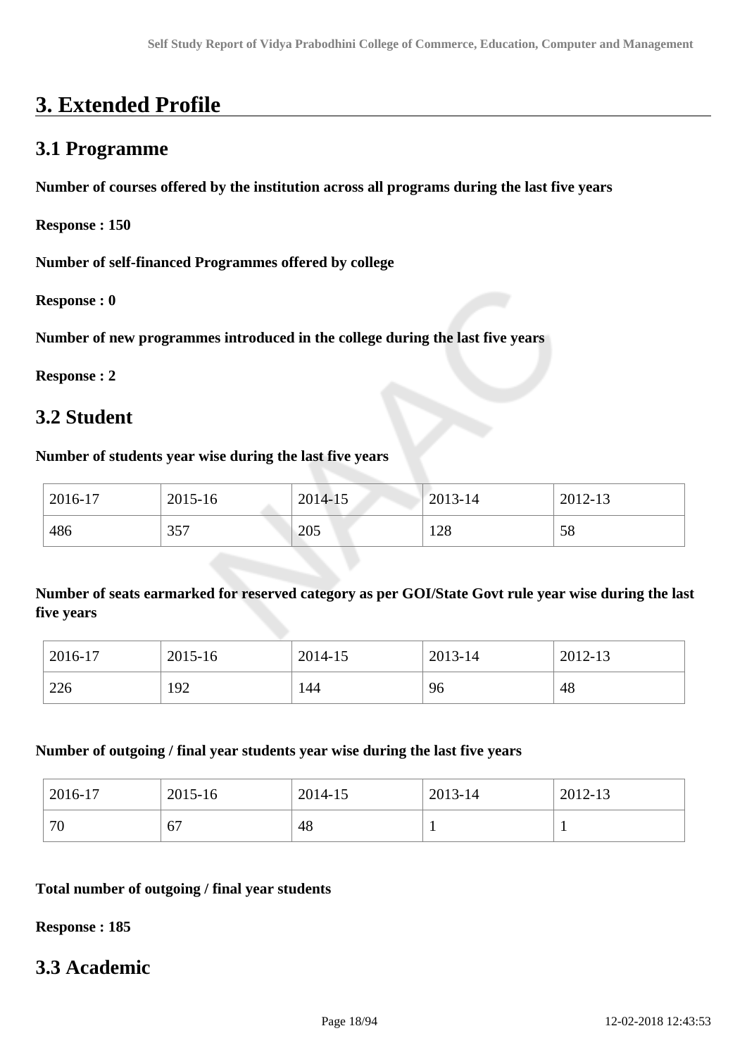# 3. Extended Profile

## 3.1 Programme

**Number of courses offered by the institution across all programs during the last five years**

**Response : 150**

**Number of self-financed Programmes offered by college**

**Response : 0**

**Number of new programmes introduced in the college during the last five years**

**Response : 2**

## 3.2 Student

**Number of students year wise during the last five years**

| 2016-17 | 2015-16 | 2014-15 | 2013-14 | 2012-13 |
|---|---|---|---|---|
| 486 | 357 | 205 | 128 | 58 |

**Number of seats earmarked for reserved category as per GOI/State Govt rule year wise during the last five years**

| 2016-17 | 2015-16 | 2014-15 | 2013-14 | 2012-13 |
|---|---|---|---|---|
| 226 | 192 | 144 | 96 | 48 |

**Number of outgoing / final year students year wise during the last five years**

| 2016-17 | 2015-16 | 2014-15 | 2013-14 | 2012-13 |
|---|---|---|---|---|
| 70 | 67 | 48 | 1 | 1 |

**Total number of outgoing / final year students**

**Response : 185**

## 3.3 Academic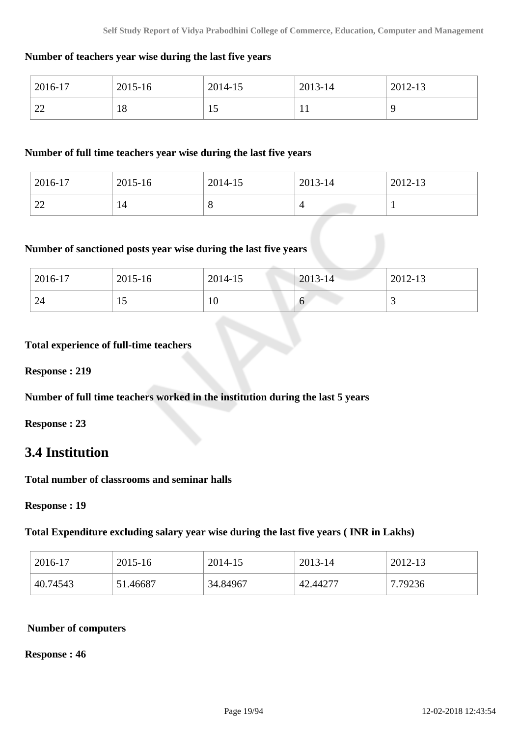**Number of teachers year wise during the last five years**

| 2016-17 | 2015-16 | 2014-15 | 2013-14 | 2012-13 |
|---|---|---|---|---|
| 22 | 18 | 15 | 11 | 9 |

**Number of full time teachers year wise during the last five years**

| 2016-17 | 2015-16 | 2014-15 | 2013-14 | 2012-13 |
|---|---|---|---|---|
| 22 | 14 | 8 | 4 | 1 |

**Number of sanctioned posts year wise during the last five years**

| 2016-17 | 2015-16 | 2014-15 | 2013-14 | 2012-13 |
|---|---|---|---|---|
| 24 | 15 | 10 | 6 | 3 |

**Total experience of full-time teachers**

**Response : 219**

**Number of full time teachers worked in the institution during the last 5 years**

**Response : 23**

## 3.4 Institution

**Total number of classrooms and seminar halls**

**Response : 19**

**Total Expenditure excluding salary year wise during the last five years ( INR in Lakhs)**

| 2016-17 | 2015-16 | 2014-15 | 2013-14 | 2012-13 |
|---|---|---|---|---|
| 40.74543 | 51.46687 | 34.84967 | 42.44277 | 7.79236 |

**Number of computers**

**Response : 46**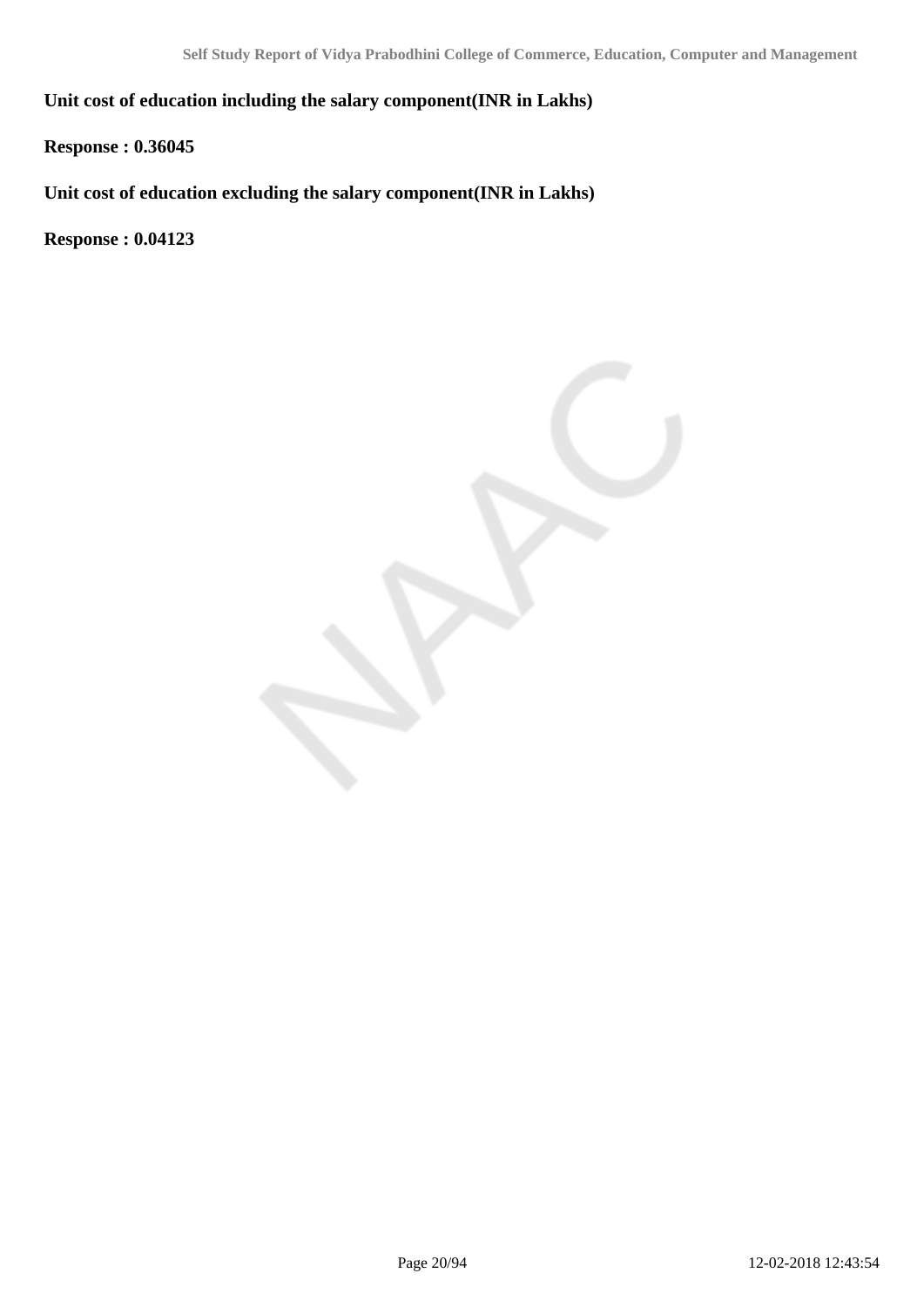**Unit cost of education including the salary component(INR in Lakhs)**

**Response : 0.36045**

**Unit cost of education excluding the salary component(INR in Lakhs)**

**Response : 0.04123**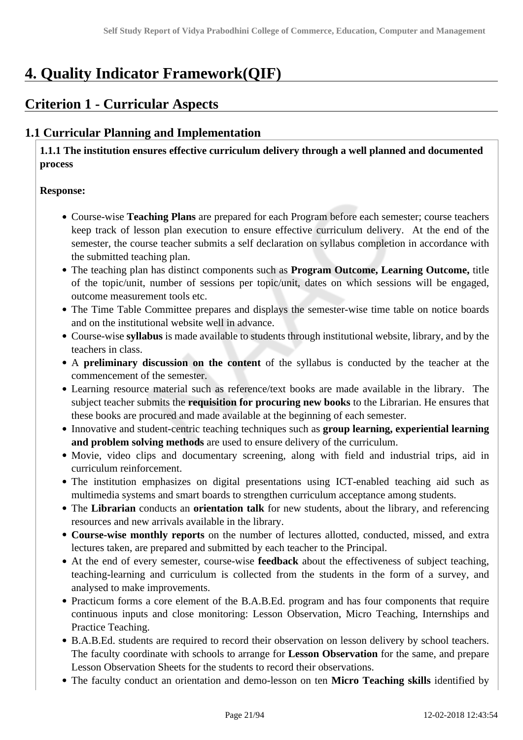# 4. Quality Indicator Framework(QIF)

## Criterion 1 - Curricular Aspects

### 1.1 Curricular Planning and Implementation

**1.1.1 The institution ensures effective curriculum delivery through a well planned and documented process**

**Response:**

- Course-wise **Teaching Plans** are prepared for each Program before each semester; course teachers keep track of lesson plan execution to ensure effective curriculum delivery. At the end of the semester, the course teacher submits a self declaration on syllabus completion in accordance with the submitted teaching plan.
- The teaching plan has distinct components such as **Program Outcome, Learning Outcome,** title of the topic/unit, number of sessions per topic/unit, dates on which sessions will be engaged, outcome measurement tools etc.
- The Time Table Committee prepares and displays the semester-wise time table on notice boards and on the institutional website well in advance.
- Course-wise **syllabus** is made available to students through institutional website, library, and by the teachers in class.
- A **preliminary discussion on the content** of the syllabus is conducted by the teacher at the commencement of the semester.
- Learning resource material such as reference/text books are made available in the library. The subject teacher submits the **requisition for procuring new books** to the Librarian. He ensures that these books are procured and made available at the beginning of each semester.
- Innovative and student-centric teaching techniques such as **group learning, experiential learning and problem solving methods** are used to ensure delivery of the curriculum.
- Movie, video clips and documentary screening, along with field and industrial trips, aid in curriculum reinforcement.
- The institution emphasizes on digital presentations using ICT-enabled teaching aid such as multimedia systems and smart boards to strengthen curriculum acceptance among students.
- The **Librarian** conducts an **orientation talk** for new students, about the library, and referencing resources and new arrivals available in the library.
- **Course-wise monthly reports** on the number of lectures allotted, conducted, missed, and extra lectures taken, are prepared and submitted by each teacher to the Principal.
- At the end of every semester, course-wise **feedback** about the effectiveness of subject teaching, teaching-learning and curriculum is collected from the students in the form of a survey, and analysed to make improvements.
- Practicum forms a core element of the B.A.B.Ed. program and has four components that require continuous inputs and close monitoring: Lesson Observation, Micro Teaching, Internships and Practice Teaching.
- B.A.B.Ed. students are required to record their observation on lesson delivery by school teachers. The faculty coordinate with schools to arrange for **Lesson Observation** for the same, and prepare Lesson Observation Sheets for the students to record their observations.
- The faculty conduct an orientation and demo-lesson on ten **Micro Teaching skills** identified by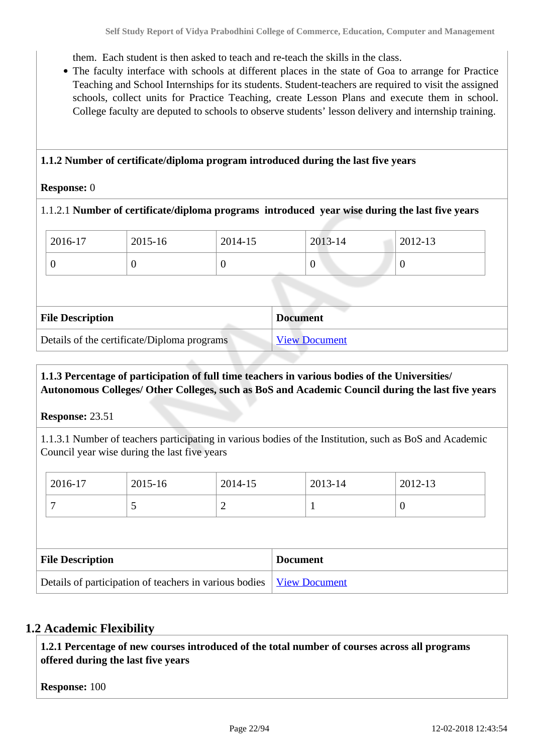them. Each student is then asked to teach and re-teach the skills in the class.

- The faculty interface with schools at different places in the state of Goa to arrange for Practice Teaching and School Internships for its students. Student-teachers are required to visit the assigned schools, collect units for Practice Teaching, create Lesson Plans and execute them in school. College faculty are deputed to schools to observe students' lesson delivery and internship training.

**1.1.2 Number of certificate/diploma program introduced during the last five years**

**Response:** 0

1.1.2.1 **Number of certificate/diploma programs introduced year wise during the last five years**

| 2016-17 | 2015-16 | 2014-15 | 2013-14 | 2012-13 |
|---|---|---|---|---|
| 0 | 0 | 0 | 0 | 0 |

| File Description | Document |
|---|---|
| Details of the certificate/Diploma programs | View Document |

**1.1.3 Percentage of participation of full time teachers in various bodies of the Universities/ Autonomous Colleges/ Other Colleges, such as BoS and Academic Council during the last five years**

**Response:** 23.51

1.1.3.1 Number of teachers participating in various bodies of the Institution, such as BoS and Academic Council year wise during the last five years

| 2016-17 | 2015-16 | 2014-15 | 2013-14 | 2012-13 |
|---|---|---|---|---|
| 7 | 5 | 2 | 1 | 0 |

| File Description | Document |
|---|---|
| Details of participation of teachers in various bodies | View Document |

## 1.2 Academic Flexibility

**1.2.1 Percentage of new courses introduced of the total number of courses across all programs offered during the last five years**

**Response:** 100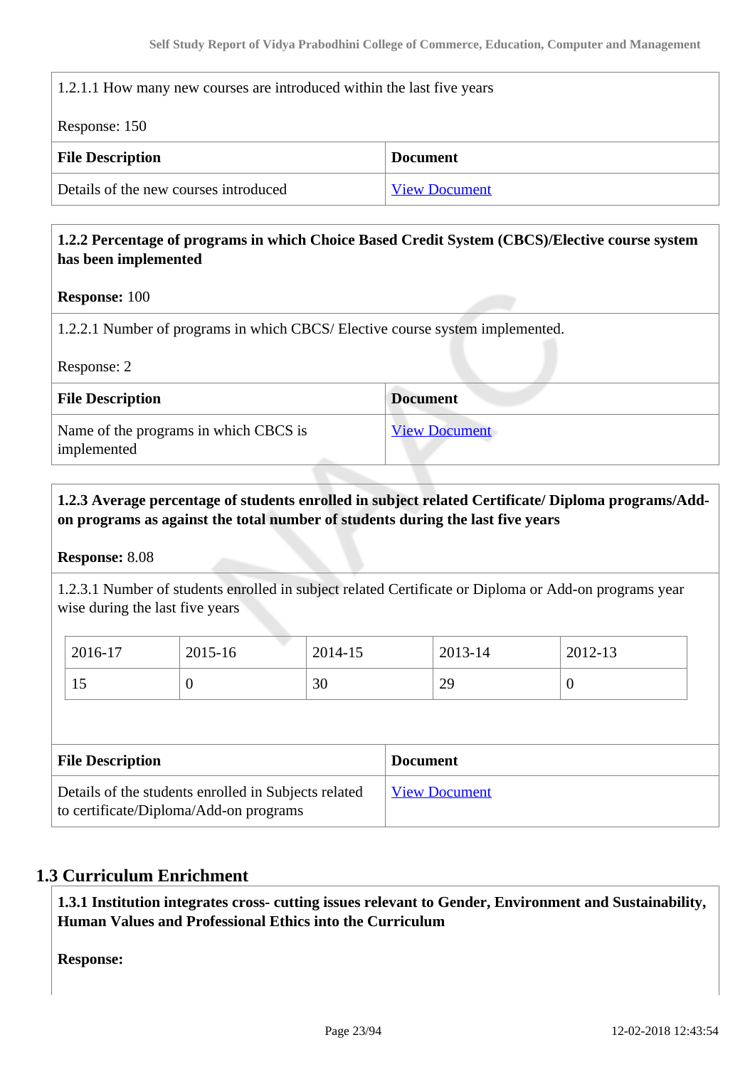1.2.1.1 How many new courses are introduced within the last five years

Response: 150

| File Description | Document |
| --- | --- |
| Details of the new courses introduced | View Document |

**1.2.2 Percentage of programs in which Choice Based Credit System (CBCS)/Elective course system has been implemented**

**Response:** 100

1.2.2.1 Number of programs in which CBCS/ Elective course system implemented.

Response: 2

| File Description | Document |
| --- | --- |
| Name of the programs in which CBCS is implemented | View Document |

**1.2.3 Average percentage of students enrolled in subject related Certificate/ Diploma programs/Add-on programs as against the total number of students during the last five years**

**Response:** 8.08

1.2.3.1 Number of students enrolled in subject related Certificate or Diploma or Add-on programs year wise during the last five years

| 2016-17 | 2015-16 | 2014-15 | 2013-14 | 2012-13 |
| --- | --- | --- | --- | --- |
| 15 | 0 | 30 | 29 | 0 |

| File Description | Document |
| --- | --- |
| Details of the students enrolled in Subjects related to certificate/Diploma/Add-on programs | View Document |

## 1.3 Curriculum Enrichment

**1.3.1 Institution integrates cross- cutting issues relevant to Gender, Environment and Sustainability, Human Values and Professional Ethics into the Curriculum**

**Response:**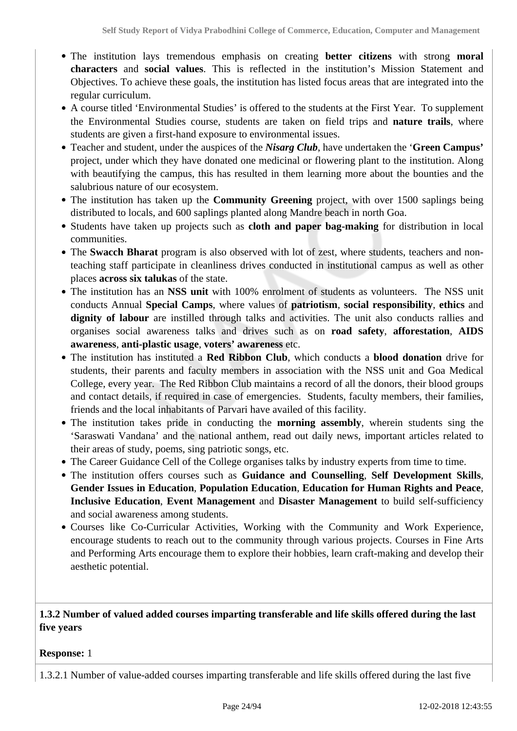- The institution lays tremendous emphasis on creating **better citizens** with strong **moral characters** and **social values**. This is reflected in the institution's Mission Statement and Objectives. To achieve these goals, the institution has listed focus areas that are integrated into the regular curriculum.
- A course titled 'Environmental Studies' is offered to the students at the First Year. To supplement the Environmental Studies course, students are taken on field trips and **nature trails**, where students are given a first-hand exposure to environmental issues.
- Teacher and student, under the auspices of the ***Nisarg Club***, have undertaken the '**Green Campus'** project, under which they have donated one medicinal or flowering plant to the institution. Along with beautifying the campus, this has resulted in them learning more about the bounties and the salubrious nature of our ecosystem.
- The institution has taken up the **Community Greening** project, with over 1500 saplings being distributed to locals, and 600 saplings planted along Mandre beach in north Goa.
- Students have taken up projects such as **cloth and paper bag-making** for distribution in local communities.
- The **Swacch Bharat** program is also observed with lot of zest, where students, teachers and non-teaching staff participate in cleanliness drives conducted in institutional campus as well as other places **across six talukas** of the state.
- The institution has an **NSS unit** with 100% enrolment of students as volunteers. The NSS unit conducts Annual **Special Camps**, where values of **patriotism**, **social responsibility**, **ethics** and **dignity of labour** are instilled through talks and activities. The unit also conducts rallies and organises social awareness talks and drives such as on **road safety**, **afforestation**, **AIDS awareness**, **anti-plastic usage**, **voters' awareness** etc.
- The institution has instituted a **Red Ribbon Club**, which conducts a **blood donation** drive for students, their parents and faculty members in association with the NSS unit and Goa Medical College, every year. The Red Ribbon Club maintains a record of all the donors, their blood groups and contact details, if required in case of emergencies. Students, faculty members, their families, friends and the local inhabitants of Parvari have availed of this facility.
- The institution takes pride in conducting the **morning assembly**, wherein students sing the 'Saraswati Vandana' and the national anthem, read out daily news, important articles related to their areas of study, poems, sing patriotic songs, etc.
- The Career Guidance Cell of the College organises talks by industry experts from time to time.
- The institution offers courses such as **Guidance and Counselling**, **Self Development Skills**, **Gender Issues in Education**, **Population Education**, **Education for Human Rights and Peace**, **Inclusive Education**, **Event Management** and **Disaster Management** to build self-sufficiency and social awareness among students.
- Courses like Co-Curricular Activities, Working with the Community and Work Experience, encourage students to reach out to the community through various projects. Courses in Fine Arts and Performing Arts encourage them to explore their hobbies, learn craft-making and develop their aesthetic potential.

**1.3.2 Number of valued added courses imparting transferable and life skills offered during the last five years**

**Response:** 1

1.3.2.1 Number of value-added courses imparting transferable and life skills offered during the last five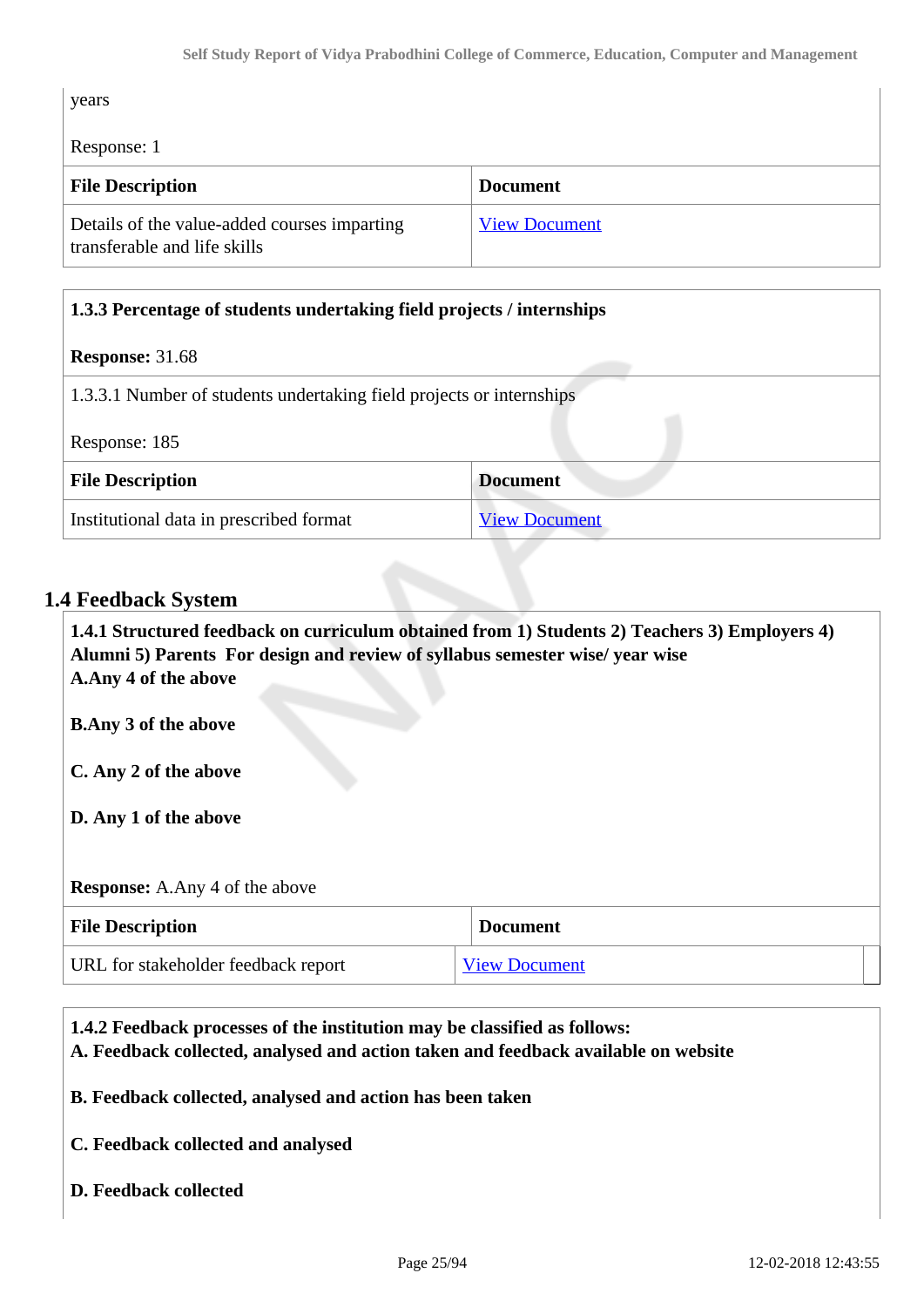years

Response: 1

| File Description | Document |
|---|---|
| Details of the value-added courses imparting transferable and life skills | View Document |

**1.3.3 Percentage of students undertaking field projects / internships**

**Response:** 31.68

1.3.3.1 Number of students undertaking field projects or internships

Response: 185

| File Description | Document |
|---|---|
| Institutional data in prescribed format | View Document |

## 1.4 Feedback System

**1.4.1 Structured feedback on curriculum obtained from 1) Students 2) Teachers 3) Employers 4) Alumni 5) Parents For design and review of syllabus semester wise/ year wise**

**A.Any 4 of the above**

**B.Any 3 of the above**

**C. Any 2 of the above**

**D. Any 1 of the above**

**Response:** A.Any 4 of the above

| File Description | Document |
|---|---|
| URL for stakeholder feedback report | View Document |

**1.4.2 Feedback processes of the institution may be classified as follows:**

**A. Feedback collected, analysed and action taken and feedback available on website**

**B. Feedback collected, analysed and action has been taken**

**C. Feedback collected and analysed**

**D. Feedback collected**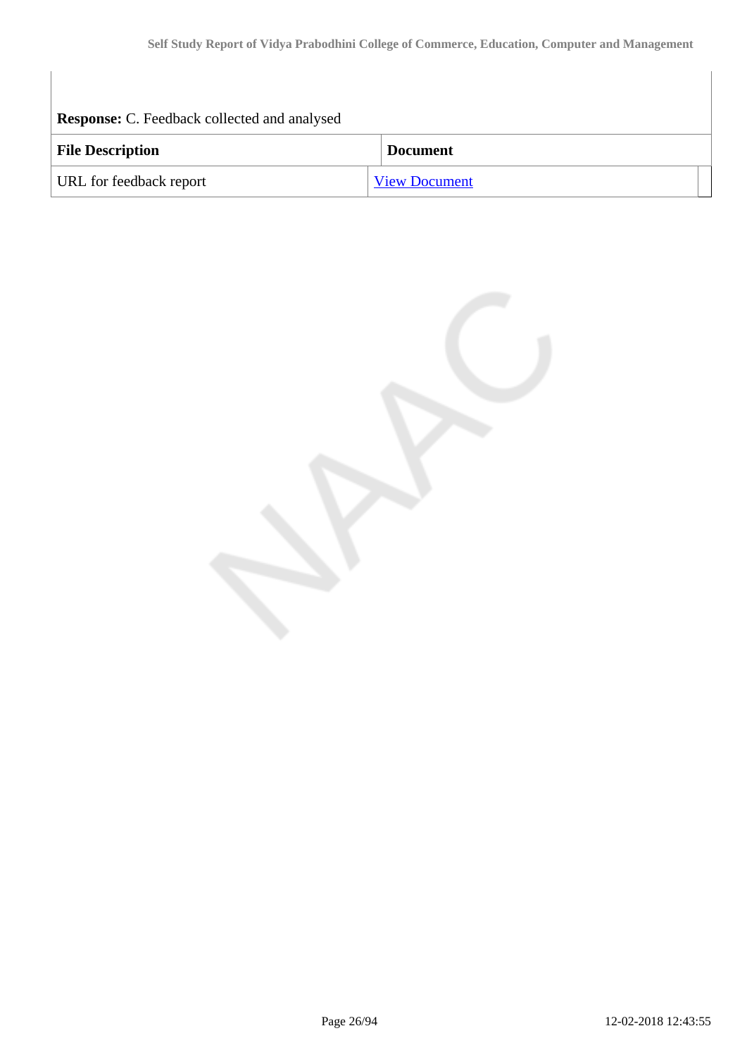**Response:** C. Feedback collected and analysed

| File Description | Document |
|---|---|
| URL for feedback report | View Document |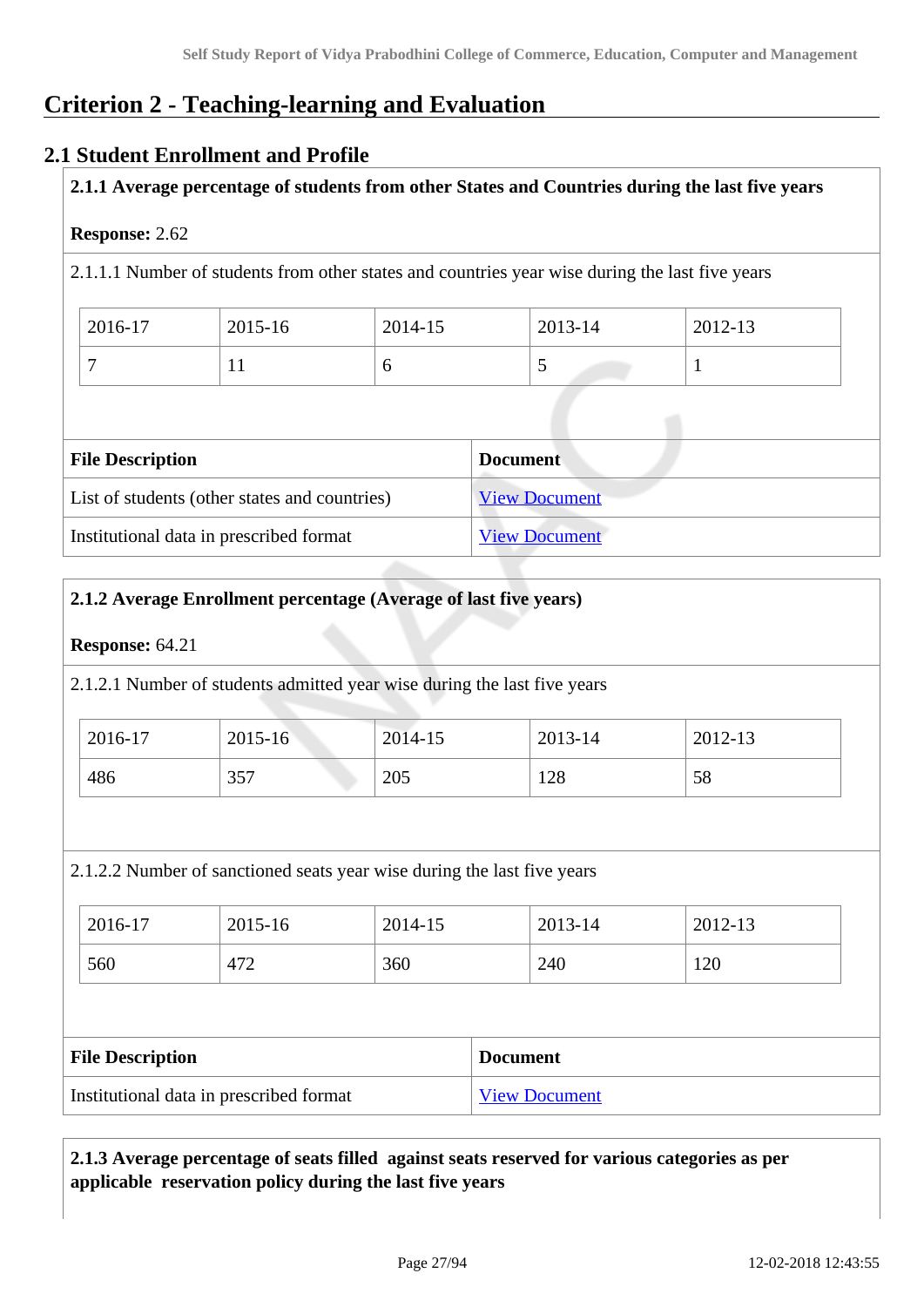# Criterion 2 - Teaching-learning and Evaluation

## 2.1 Student Enrollment and Profile

**2.1.1 Average percentage of students from other States and Countries during the last five years**

**Response:** 2.62

2.1.1.1 Number of students from other states and countries year wise during the last five years

| 2016-17 | 2015-16 | 2014-15 | 2013-14 | 2012-13 |
|---|---|---|---|---|
| 7 | 11 | 6 | 5 | 1 |

| File Description | Document |
|---|---|
| List of students (other states and countries) | View Document |
| Institutional data in prescribed format | View Document |

**2.1.2 Average Enrollment percentage (Average of last five years)**

**Response:** 64.21

2.1.2.1 Number of students admitted year wise during the last five years

| 2016-17 | 2015-16 | 2014-15 | 2013-14 | 2012-13 |
|---|---|---|---|---|
| 486 | 357 | 205 | 128 | 58 |

2.1.2.2 Number of sanctioned seats year wise during the last five years

| 2016-17 | 2015-16 | 2014-15 | 2013-14 | 2012-13 |
|---|---|---|---|---|
| 560 | 472 | 360 | 240 | 120 |

| File Description | Document |
|---|---|
| Institutional data in prescribed format | View Document |

**2.1.3 Average percentage of seats filled against seats reserved for various categories as per applicable reservation policy during the last five years**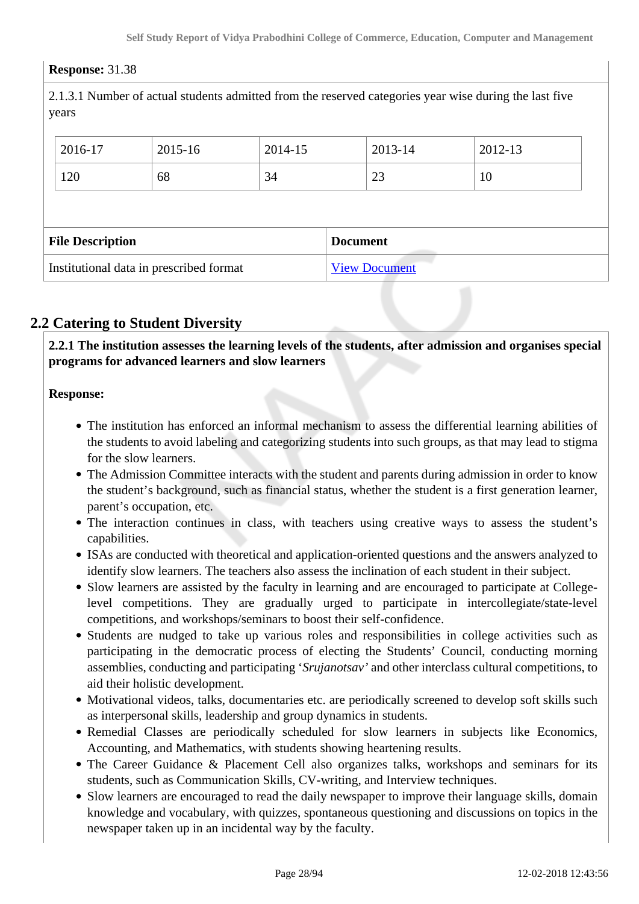**Response:** 31.38

2.1.3.1 Number of actual students admitted from the reserved categories year wise during the last five years

| 2016-17 | 2015-16 | 2014-15 | 2013-14 | 2012-13 |
|---|---|---|---|---|
| 120 | 68 | 34 | 23 | 10 |

| File Description | Document |
|---|---|
| Institutional data in prescribed format | View Document |

## 2.2 Catering to Student Diversity

**2.2.1 The institution assesses the learning levels of the students, after admission and organises special programs for advanced learners and slow learners**

**Response:**

- The institution has enforced an informal mechanism to assess the differential learning abilities of the students to avoid labeling and categorizing students into such groups, as that may lead to stigma for the slow learners.
- The Admission Committee interacts with the student and parents during admission in order to know the student's background, such as financial status, whether the student is a first generation learner, parent's occupation, etc.
- The interaction continues in class, with teachers using creative ways to assess the student's capabilities.
- ISAs are conducted with theoretical and application-oriented questions and the answers analyzed to identify slow learners. The teachers also assess the inclination of each student in their subject.
- Slow learners are assisted by the faculty in learning and are encouraged to participate at College-level competitions. They are gradually urged to participate in intercollegiate/state-level competitions, and workshops/seminars to boost their self-confidence.
- Students are nudged to take up various roles and responsibilities in college activities such as participating in the democratic process of electing the Students' Council, conducting morning assemblies, conducting and participating '*Srujanotsav'* and other interclass cultural competitions, to aid their holistic development.
- Motivational videos, talks, documentaries etc. are periodically screened to develop soft skills such as interpersonal skills, leadership and group dynamics in students.
- Remedial Classes are periodically scheduled for slow learners in subjects like Economics, Accounting, and Mathematics, with students showing heartening results.
- The Career Guidance & Placement Cell also organizes talks, workshops and seminars for its students, such as Communication Skills, CV-writing, and Interview techniques.
- Slow learners are encouraged to read the daily newspaper to improve their language skills, domain knowledge and vocabulary, with quizzes, spontaneous questioning and discussions on topics in the newspaper taken up in an incidental way by the faculty.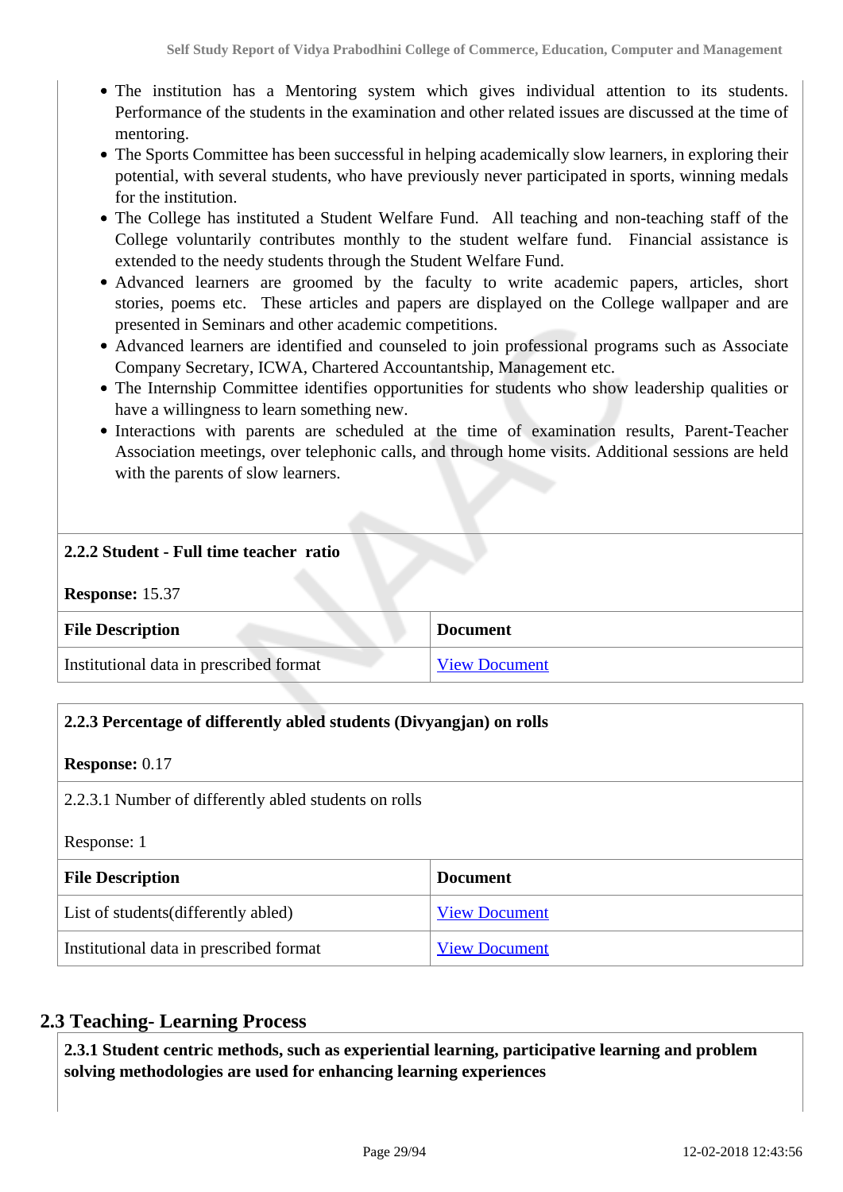- The institution has a Mentoring system which gives individual attention to its students. Performance of the students in the examination and other related issues are discussed at the time of mentoring.
- The Sports Committee has been successful in helping academically slow learners, in exploring their potential, with several students, who have previously never participated in sports, winning medals for the institution.
- The College has instituted a Student Welfare Fund. All teaching and non-teaching staff of the College voluntarily contributes monthly to the student welfare fund. Financial assistance is extended to the needy students through the Student Welfare Fund.
- Advanced learners are groomed by the faculty to write academic papers, articles, short stories, poems etc. These articles and papers are displayed on the College wallpaper and are presented in Seminars and other academic competitions.
- Advanced learners are identified and counseled to join professional programs such as Associate Company Secretary, ICWA, Chartered Accountantship, Management etc.
- The Internship Committee identifies opportunities for students who show leadership qualities or have a willingness to learn something new.
- Interactions with parents are scheduled at the time of examination results, Parent-Teacher Association meetings, over telephonic calls, and through home visits. Additional sessions are held with the parents of slow learners.

**2.2.2 Student - Full time teacher ratio**

**Response:** 15.37

| File Description | Document |
|---|---|
| Institutional data in prescribed format | View Document |

**2.2.3 Percentage of differently abled students (Divyangjan) on rolls**

**Response:** 0.17

2.2.3.1 Number of differently abled students on rolls

Response: 1

| File Description | Document |
|---|---|
| List of students(differently abled) | View Document |
| Institutional data in prescribed format | View Document |

## 2.3 Teaching- Learning Process

**2.3.1 Student centric methods, such as experiential learning, participative learning and problem solving methodologies are used for enhancing learning experiences**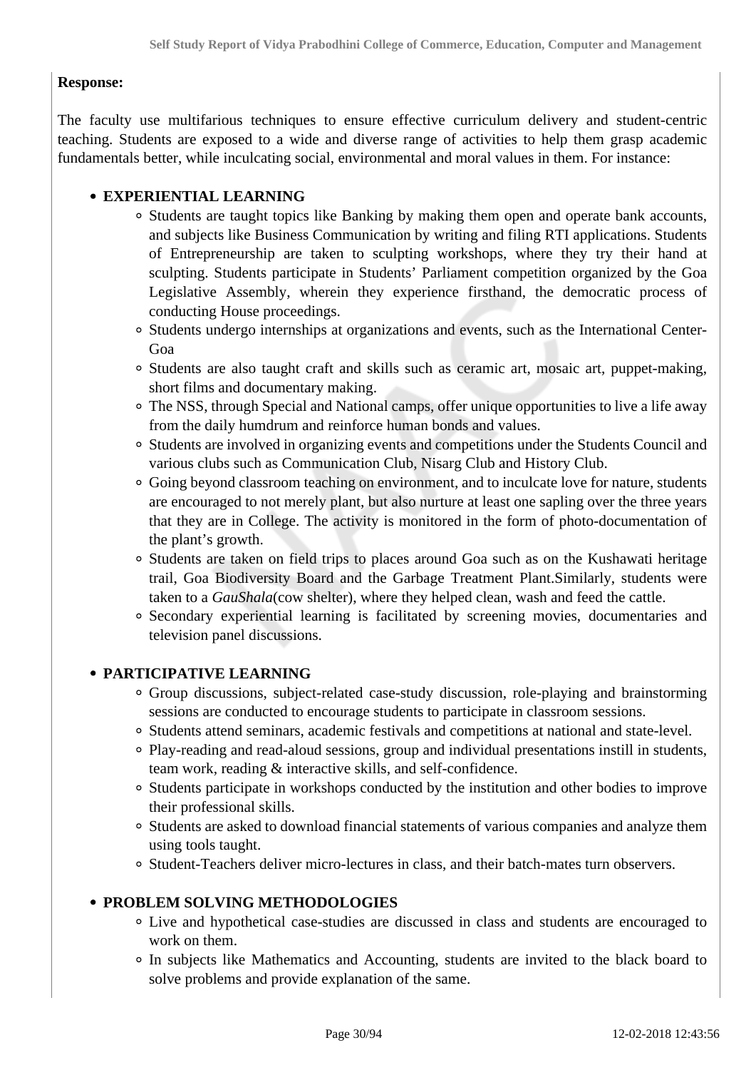**Response:**

The faculty use multifarious techniques to ensure effective curriculum delivery and student-centric teaching. Students are exposed to a wide and diverse range of activities to help them grasp academic fundamentals better, while inculcating social, environmental and moral values in them. For instance:

- **EXPERIENTIAL LEARNING**
  - Students are taught topics like Banking by making them open and operate bank accounts, and subjects like Business Communication by writing and filing RTI applications. Students of Entrepreneurship are taken to sculpting workshops, where they try their hand at sculpting. Students participate in Students' Parliament competition organized by the Goa Legislative Assembly, wherein they experience firsthand, the democratic process of conducting House proceedings.
  - Students undergo internships at organizations and events, such as the International Center-Goa
  - Students are also taught craft and skills such as ceramic art, mosaic art, puppet-making, short films and documentary making.
  - The NSS, through Special and National camps, offer unique opportunities to live a life away from the daily humdrum and reinforce human bonds and values.
  - Students are involved in organizing events and competitions under the Students Council and various clubs such as Communication Club, Nisarg Club and History Club.
  - Going beyond classroom teaching on environment, and to inculcate love for nature, students are encouraged to not merely plant, but also nurture at least one sapling over the three years that they are in College. The activity is monitored in the form of photo-documentation of the plant's growth.
  - Students are taken on field trips to places around Goa such as on the Kushawati heritage trail, Goa Biodiversity Board and the Garbage Treatment Plant.Similarly, students were taken to a *GauShala*(cow shelter), where they helped clean, wash and feed the cattle.
  - Secondary experiential learning is facilitated by screening movies, documentaries and television panel discussions.

- **PARTICIPATIVE LEARNING**
  - Group discussions, subject-related case-study discussion, role-playing and brainstorming sessions are conducted to encourage students to participate in classroom sessions.
  - Students attend seminars, academic festivals and competitions at national and state-level.
  - Play-reading and read-aloud sessions, group and individual presentations instill in students, team work, reading & interactive skills, and self-confidence.
  - Students participate in workshops conducted by the institution and other bodies to improve their professional skills.
  - Students are asked to download financial statements of various companies and analyze them using tools taught.
  - Student-Teachers deliver micro-lectures in class, and their batch-mates turn observers.

- **PROBLEM SOLVING METHODOLOGIES**
  - Live and hypothetical case-studies are discussed in class and students are encouraged to work on them.
  - In subjects like Mathematics and Accounting, students are invited to the black board to solve problems and provide explanation of the same.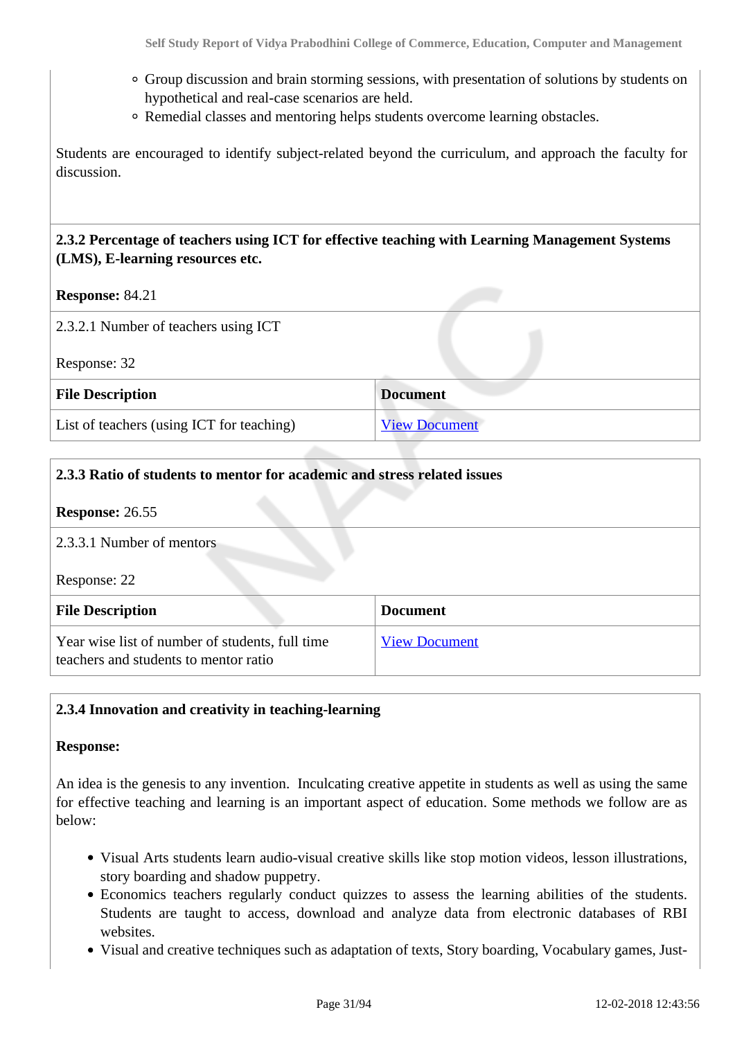- Group discussion and brain storming sessions, with presentation of solutions by students on hypothetical and real-case scenarios are held.
- Remedial classes and mentoring helps students overcome learning obstacles.

Students are encouraged to identify subject-related beyond the curriculum, and approach the faculty for discussion.

**2.3.2 Percentage of teachers using ICT for effective teaching with Learning Management Systems (LMS), E-learning resources etc.**

**Response:** 84.21

2.3.2.1 Number of teachers using ICT

Response: 32

| File Description | Document |
|---|---|
| List of teachers (using ICT for teaching) | View Document |

**2.3.3 Ratio of students to mentor for academic and stress related issues**

**Response:** 26.55

2.3.3.1 Number of mentors

Response: 22

| File Description | Document |
|---|---|
| Year wise list of number of students, full time teachers and students to mentor ratio | View Document |

**2.3.4 Innovation and creativity in teaching-learning**

**Response:**

An idea is the genesis to any invention. Inculcating creative appetite in students as well as using the same for effective teaching and learning is an important aspect of education. Some methods we follow are as below:

- Visual Arts students learn audio-visual creative skills like stop motion videos, lesson illustrations, story boarding and shadow puppetry.
- Economics teachers regularly conduct quizzes to assess the learning abilities of the students. Students are taught to access, download and analyze data from electronic databases of RBI websites.
- Visual and creative techniques such as adaptation of texts, Story boarding, Vocabulary games, Just-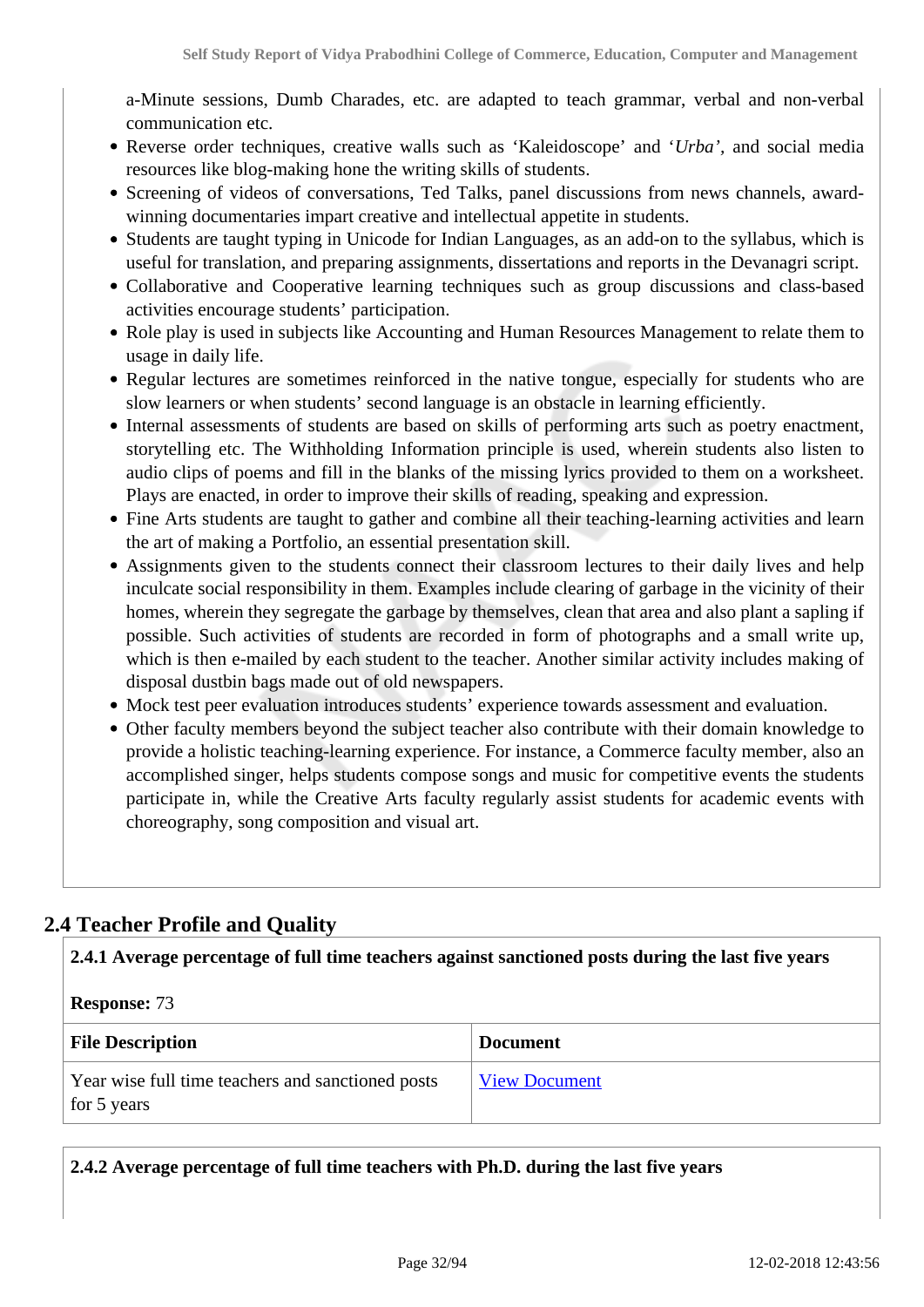a-Minute sessions, Dumb Charades, etc. are adapted to teach grammar, verbal and non-verbal communication etc.

- Reverse order techniques, creative walls such as 'Kaleidoscope' and '*Urba*', and social media resources like blog-making hone the writing skills of students.
- Screening of videos of conversations, Ted Talks, panel discussions from news channels, award-winning documentaries impart creative and intellectual appetite in students.
- Students are taught typing in Unicode for Indian Languages, as an add-on to the syllabus, which is useful for translation, and preparing assignments, dissertations and reports in the Devanagri script.
- Collaborative and Cooperative learning techniques such as group discussions and class-based activities encourage students' participation.
- Role play is used in subjects like Accounting and Human Resources Management to relate them to usage in daily life.
- Regular lectures are sometimes reinforced in the native tongue, especially for students who are slow learners or when students' second language is an obstacle in learning efficiently.
- Internal assessments of students are based on skills of performing arts such as poetry enactment, storytelling etc. The Withholding Information principle is used, wherein students also listen to audio clips of poems and fill in the blanks of the missing lyrics provided to them on a worksheet. Plays are enacted, in order to improve their skills of reading, speaking and expression.
- Fine Arts students are taught to gather and combine all their teaching-learning activities and learn the art of making a Portfolio, an essential presentation skill.
- Assignments given to the students connect their classroom lectures to their daily lives and help inculcate social responsibility in them. Examples include clearing of garbage in the vicinity of their homes, wherein they segregate the garbage by themselves, clean that area and also plant a sapling if possible. Such activities of students are recorded in form of photographs and a small write up, which is then e-mailed by each student to the teacher. Another similar activity includes making of disposal dustbin bags made out of old newspapers.
- Mock test peer evaluation introduces students' experience towards assessment and evaluation.
- Other faculty members beyond the subject teacher also contribute with their domain knowledge to provide a holistic teaching-learning experience. For instance, a Commerce faculty member, also an accomplished singer, helps students compose songs and music for competitive events the students participate in, while the Creative Arts faculty regularly assist students for academic events with choreography, song composition and visual art.

## 2.4 Teacher Profile and Quality

**2.4.1 Average percentage of full time teachers against sanctioned posts during the last five years**

**Response:** 73

| File Description | Document |
|---|---|
| Year wise full time teachers and sanctioned posts for 5 years | View Document |

**2.4.2 Average percentage of full time teachers with Ph.D. during the last five years**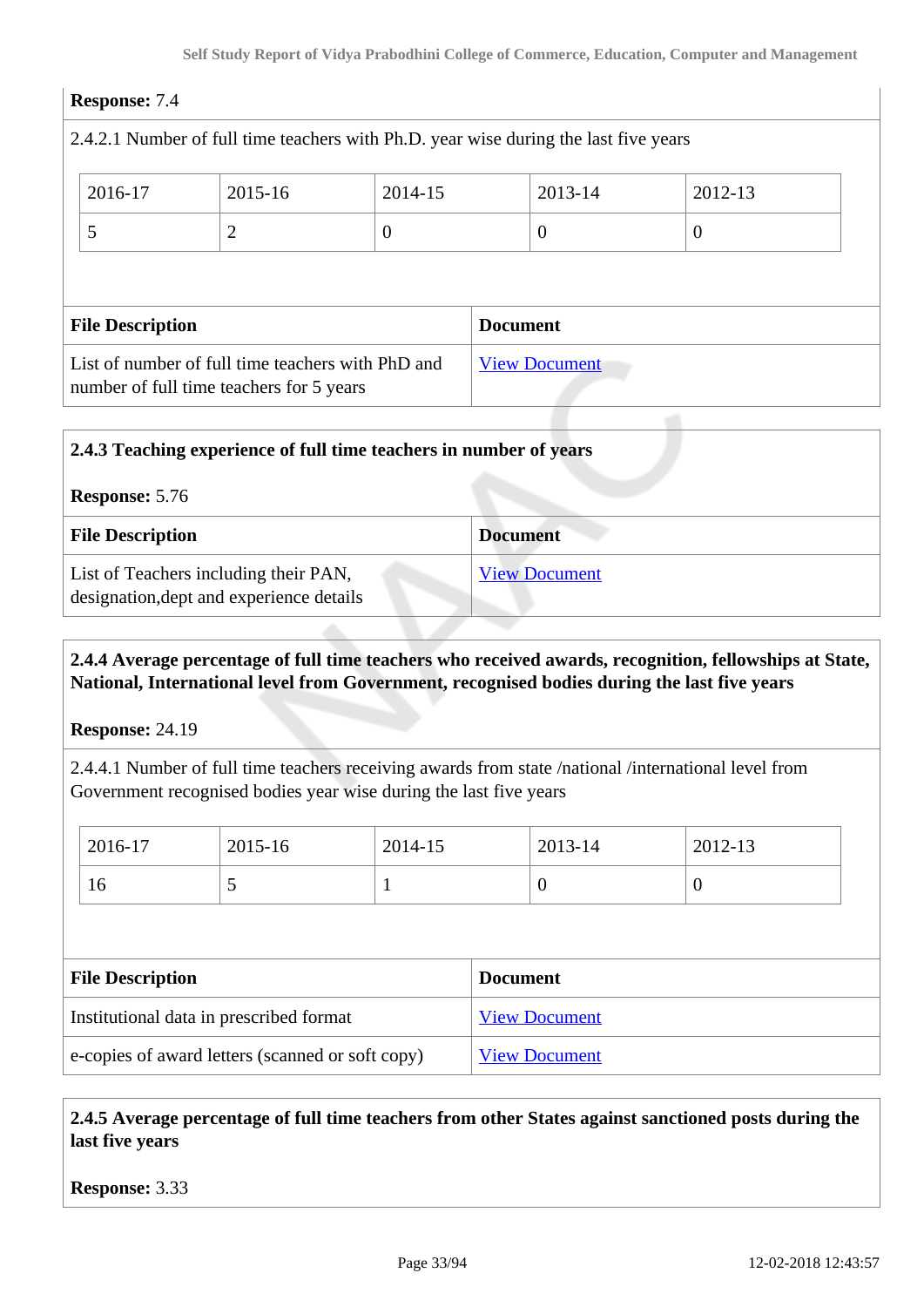**Response:** 7.4

2.4.2.1 Number of full time teachers with Ph.D. year wise during the last five years

| 2016-17 | 2015-16 | 2014-15 | 2013-14 | 2012-13 |
|---|---|---|---|---|
| 5 | 2 | 0 | 0 | 0 |

| File Description | Document |
|---|---|
| List of number of full time teachers with PhD and number of full time teachers for 5 years | View Document |

**2.4.3 Teaching experience of full time teachers in number of years**

**Response:** 5.76

| File Description | Document |
|---|---|
| List of Teachers including their PAN, designation,dept and experience details | View Document |

**2.4.4 Average percentage of full time teachers who received awards, recognition, fellowships at State, National, International level from Government, recognised bodies during the last five years**

**Response:** 24.19

2.4.4.1 Number of full time teachers receiving awards from state /national /international level from Government recognised bodies year wise during the last five years

| 2016-17 | 2015-16 | 2014-15 | 2013-14 | 2012-13 |
|---|---|---|---|---|
| 16 | 5 | 1 | 0 | 0 |

| File Description | Document |
|---|---|
| Institutional data in prescribed format | View Document |
| e-copies of award letters (scanned or soft copy) | View Document |

**2.4.5 Average percentage of full time teachers from other States against sanctioned posts during the last five years**

**Response:** 3.33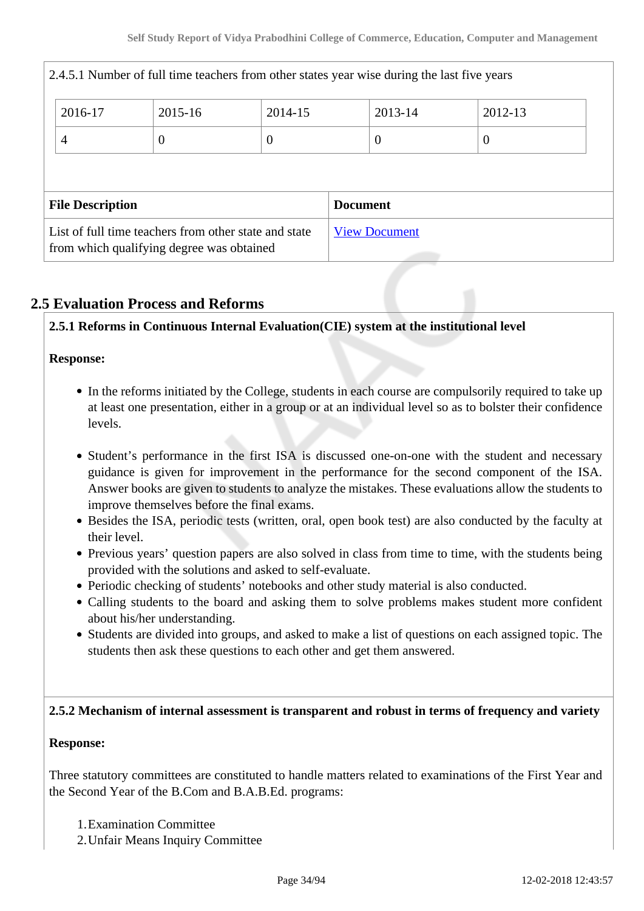2.4.5.1 Number of full time teachers from other states year wise during the last five years

| 2016-17 | 2015-16 | 2014-15 | 2013-14 | 2012-13 |
|---|---|---|---|---|
| 4 | 0 | 0 | 0 | 0 |

| File Description | Document |
|---|---|
| List of full time teachers from other state and state from which qualifying degree was obtained | View Document |

## 2.5 Evaluation Process and Reforms

**2.5.1 Reforms in Continuous Internal Evaluation(CIE) system at the institutional level**

**Response:**

- In the reforms initiated by the College, students in each course are compulsorily required to take up at least one presentation, either in a group or at an individual level so as to bolster their confidence levels.
- Student's performance in the first ISA is discussed one-on-one with the student and necessary guidance is given for improvement in the performance for the second component of the ISA. Answer books are given to students to analyze the mistakes. These evaluations allow the students to improve themselves before the final exams.
- Besides the ISA, periodic tests (written, oral, open book test) are also conducted by the faculty at their level.
- Previous years' question papers are also solved in class from time to time, with the students being provided with the solutions and asked to self-evaluate.
- Periodic checking of students' notebooks and other study material is also conducted.
- Calling students to the board and asking them to solve problems makes student more confident about his/her understanding.
- Students are divided into groups, and asked to make a list of questions on each assigned topic. The students then ask these questions to each other and get them answered.

**2.5.2 Mechanism of internal assessment is transparent and robust in terms of frequency and variety**

**Response:**

Three statutory committees are constituted to handle matters related to examinations of the First Year and the Second Year of the B.Com and B.A.B.Ed. programs:

1. Examination Committee
2. Unfair Means Inquiry Committee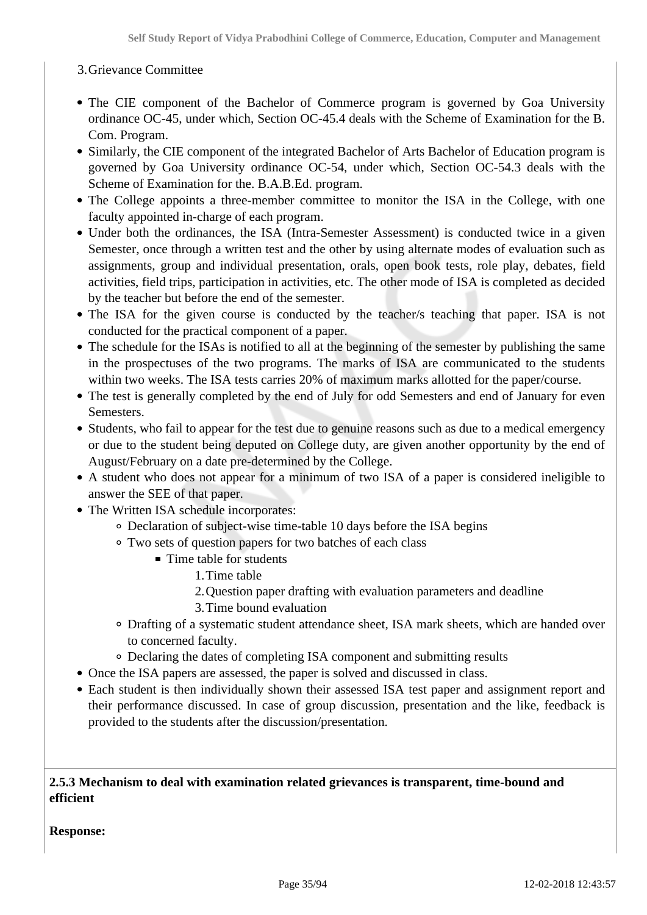3. Grievance Committee

- The CIE component of the Bachelor of Commerce program is governed by Goa University ordinance OC-45, under which, Section OC-45.4 deals with the Scheme of Examination for the B. Com. Program.
- Similarly, the CIE component of the integrated Bachelor of Arts Bachelor of Education program is governed by Goa University ordinance OC-54, under which, Section OC-54.3 deals with the Scheme of Examination for the. B.A.B.Ed. program.
- The College appoints a three-member committee to monitor the ISA in the College, with one faculty appointed in-charge of each program.
- Under both the ordinances, the ISA (Intra-Semester Assessment) is conducted twice in a given Semester, once through a written test and the other by using alternate modes of evaluation such as assignments, group and individual presentation, orals, open book tests, role play, debates, field activities, field trips, participation in activities, etc. The other mode of ISA is completed as decided by the teacher but before the end of the semester.
- The ISA for the given course is conducted by the teacher/s teaching that paper. ISA is not conducted for the practical component of a paper.
- The schedule for the ISAs is notified to all at the beginning of the semester by publishing the same in the prospectuses of the two programs. The marks of ISA are communicated to the students within two weeks. The ISA tests carries 20% of maximum marks allotted for the paper/course.
- The test is generally completed by the end of July for odd Semesters and end of January for even Semesters.
- Students, who fail to appear for the test due to genuine reasons such as due to a medical emergency or due to the student being deputed on College duty, are given another opportunity by the end of August/February on a date pre-determined by the College.
- A student who does not appear for a minimum of two ISA of a paper is considered ineligible to answer the SEE of that paper.
- The Written ISA schedule incorporates:
    - Declaration of subject-wise time-table 10 days before the ISA begins
    - Two sets of question papers for two batches of each class
        - Time table for students
            1. Time table
            2. Question paper drafting with evaluation parameters and deadline
            3. Time bound evaluation
    - Drafting of a systematic student attendance sheet, ISA mark sheets, which are handed over to concerned faculty.
    - Declaring the dates of completing ISA component and submitting results
- Once the ISA papers are assessed, the paper is solved and discussed in class.
- Each student is then individually shown their assessed ISA test paper and assignment report and their performance discussed. In case of group discussion, presentation and the like, feedback is provided to the students after the discussion/presentation.

**2.5.3 Mechanism to deal with examination related grievances is transparent, time-bound and efficient**

**Response:**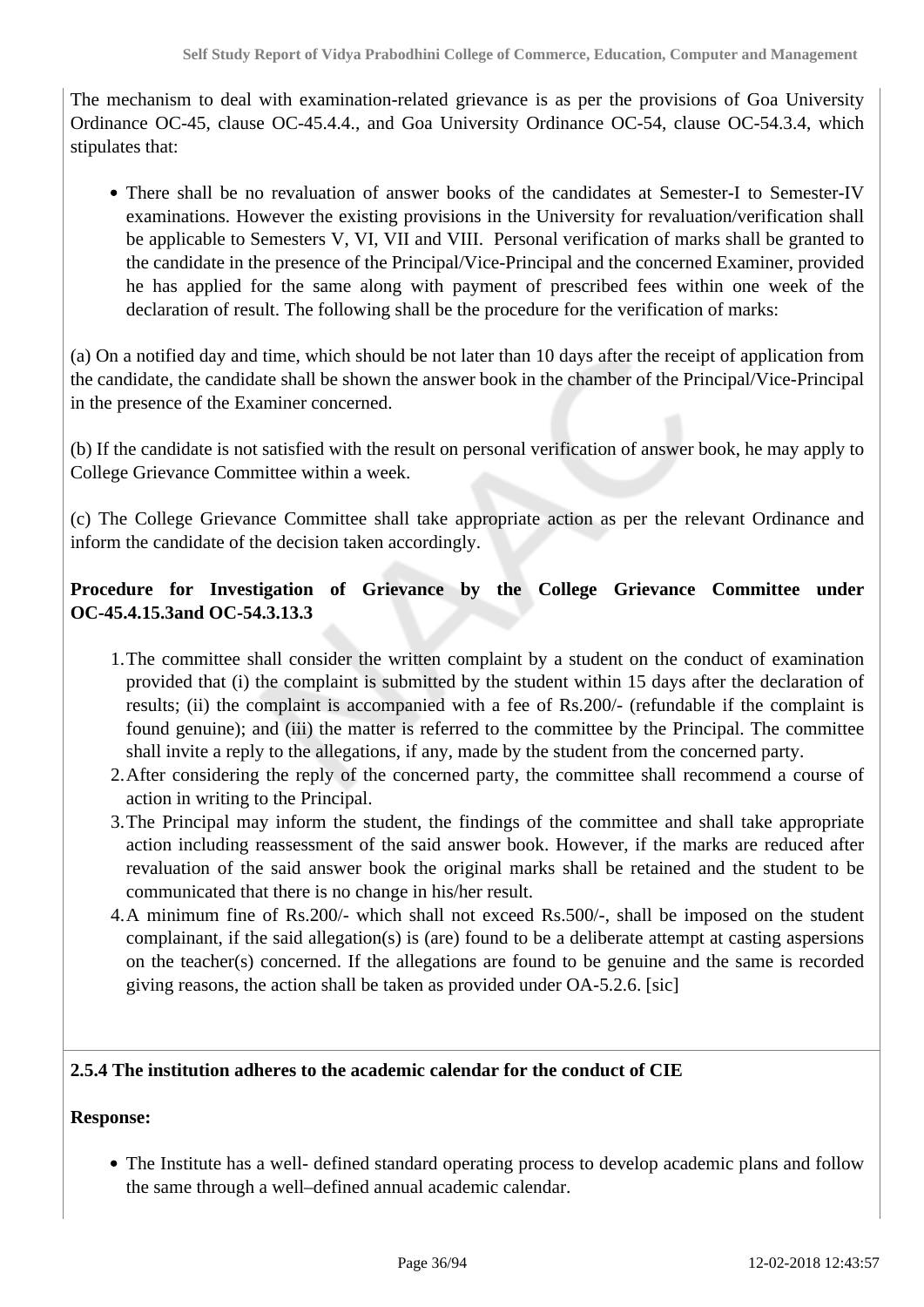The mechanism to deal with examination-related grievance is as per the provisions of Goa University Ordinance OC-45, clause OC-45.4.4., and Goa University Ordinance OC-54, clause OC-54.3.4, which stipulates that:

- There shall be no revaluation of answer books of the candidates at Semester-I to Semester-IV examinations. However the existing provisions in the University for revaluation/verification shall be applicable to Semesters V, VI, VII and VIII. Personal verification of marks shall be granted to the candidate in the presence of the Principal/Vice-Principal and the concerned Examiner, provided he has applied for the same along with payment of prescribed fees within one week of the declaration of result. The following shall be the procedure for the verification of marks:

(a) On a notified day and time, which should be not later than 10 days after the receipt of application from the candidate, the candidate shall be shown the answer book in the chamber of the Principal/Vice-Principal in the presence of the Examiner concerned.

(b) If the candidate is not satisfied with the result on personal verification of answer book, he may apply to College Grievance Committee within a week.

(c) The College Grievance Committee shall take appropriate action as per the relevant Ordinance and inform the candidate of the decision taken accordingly.

**Procedure for Investigation of Grievance by the College Grievance Committee under OC-45.4.15.3and OC-54.3.13.3**

1. The committee shall consider the written complaint by a student on the conduct of examination provided that (i) the complaint is submitted by the student within 15 days after the declaration of results; (ii) the complaint is accompanied with a fee of Rs.200/- (refundable if the complaint is found genuine); and (iii) the matter is referred to the committee by the Principal. The committee shall invite a reply to the allegations, if any, made by the student from the concerned party.
2. After considering the reply of the concerned party, the committee shall recommend a course of action in writing to the Principal.
3. The Principal may inform the student, the findings of the committee and shall take appropriate action including reassessment of the said answer book. However, if the marks are reduced after revaluation of the said answer book the original marks shall be retained and the student to be communicated that there is no change in his/her result.
4. A minimum fine of Rs.200/- which shall not exceed Rs.500/-, shall be imposed on the student complainant, if the said allegation(s) is (are) found to be a deliberate attempt at casting aspersions on the teacher(s) concerned. If the allegations are found to be genuine and the same is recorded giving reasons, the action shall be taken as provided under OA-5.2.6. [sic]

**2.5.4 The institution adheres to the academic calendar for the conduct of CIE**

**Response:**

- The Institute has a well- defined standard operating process to develop academic plans and follow the same through a well–defined annual academic calendar.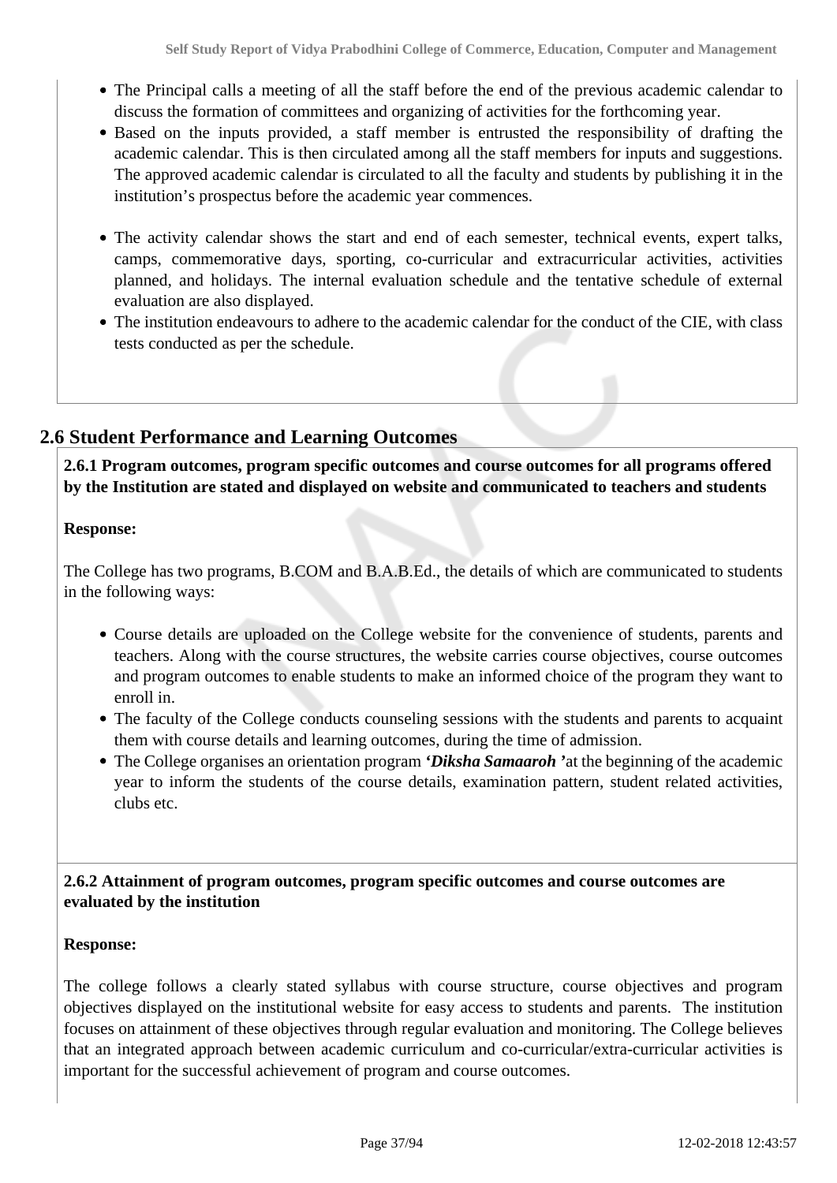- The Principal calls a meeting of all the staff before the end of the previous academic calendar to discuss the formation of committees and organizing of activities for the forthcoming year.
- Based on the inputs provided, a staff member is entrusted the responsibility of drafting the academic calendar. This is then circulated among all the staff members for inputs and suggestions. The approved academic calendar is circulated to all the faculty and students by publishing it in the institution's prospectus before the academic year commences.

- The activity calendar shows the start and end of each semester, technical events, expert talks, camps, commemorative days, sporting, co-curricular and extracurricular activities, activities planned, and holidays. The internal evaluation schedule and the tentative schedule of external evaluation are also displayed.
- The institution endeavours to adhere to the academic calendar for the conduct of the CIE, with class tests conducted as per the schedule.

## 2.6 Student Performance and Learning Outcomes

**2.6.1 Program outcomes, program specific outcomes and course outcomes for all programs offered by the Institution are stated and displayed on website and communicated to teachers and students**

**Response:**

The College has two programs, B.COM and B.A.B.Ed., the details of which are communicated to students in the following ways:

- Course details are uploaded on the College website for the convenience of students, parents and teachers. Along with the course structures, the website carries course objectives, course outcomes and program outcomes to enable students to make an informed choice of the program they want to enroll in.
- The faculty of the College conducts counseling sessions with the students and parents to acquaint them with course details and learning outcomes, during the time of admission.
- The College organises an orientation program ***'Diksha Samaaroh '***at the beginning of the academic year to inform the students of the course details, examination pattern, student related activities, clubs etc.

**2.6.2 Attainment of program outcomes, program specific outcomes and course outcomes are evaluated by the institution**

**Response:**

The college follows a clearly stated syllabus with course structure, course objectives and program objectives displayed on the institutional website for easy access to students and parents. The institution focuses on attainment of these objectives through regular evaluation and monitoring. The College believes that an integrated approach between academic curriculum and co-curricular/extra-curricular activities is important for the successful achievement of program and course outcomes.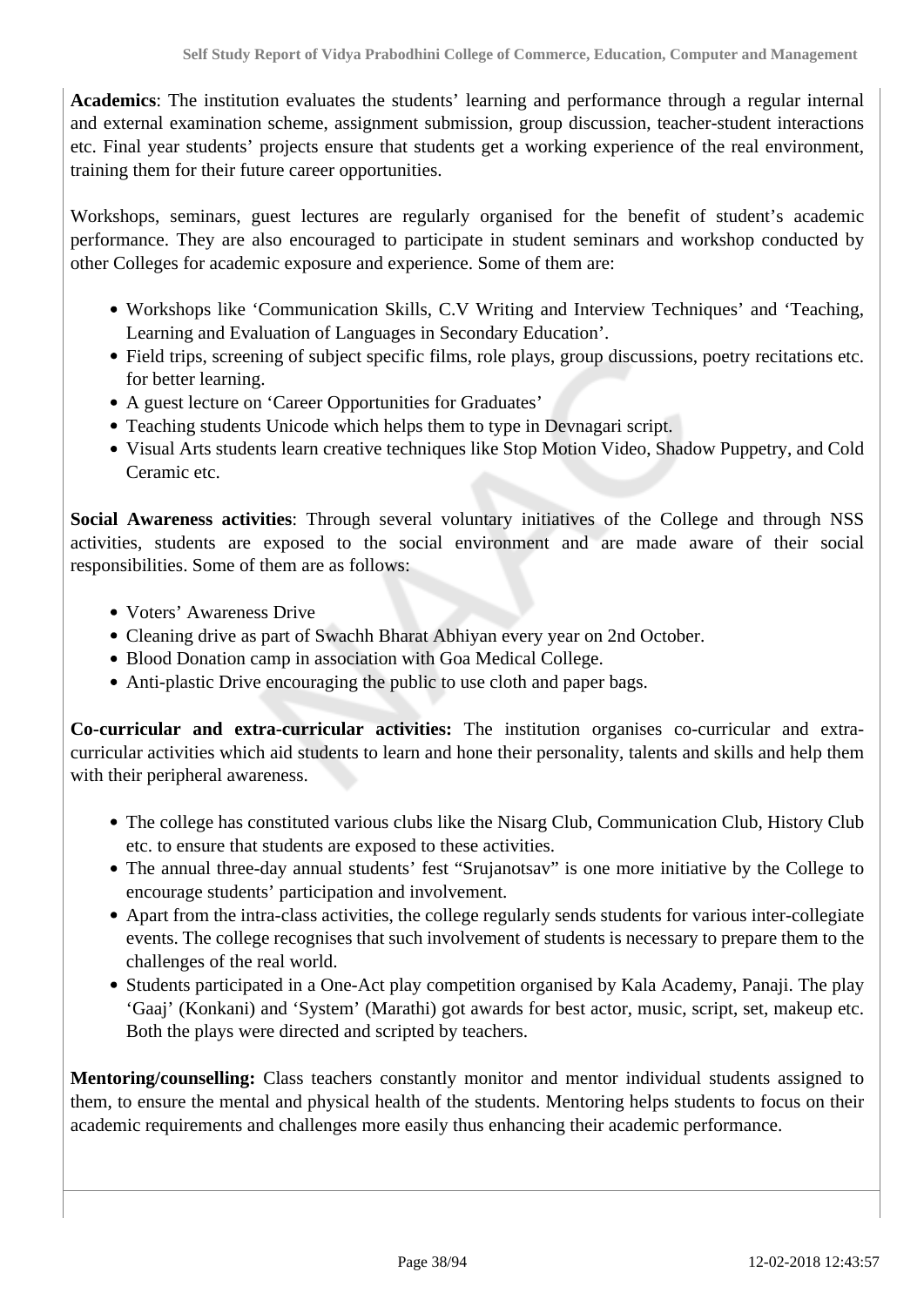**Academics**: The institution evaluates the students' learning and performance through a regular internal and external examination scheme, assignment submission, group discussion, teacher-student interactions etc. Final year students' projects ensure that students get a working experience of the real environment, training them for their future career opportunities.

Workshops, seminars, guest lectures are regularly organised for the benefit of student's academic performance. They are also encouraged to participate in student seminars and workshop conducted by other Colleges for academic exposure and experience. Some of them are:

- Workshops like 'Communication Skills, C.V Writing and Interview Techniques' and 'Teaching, Learning and Evaluation of Languages in Secondary Education'.
- Field trips, screening of subject specific films, role plays, group discussions, poetry recitations etc. for better learning.
- A guest lecture on 'Career Opportunities for Graduates'
- Teaching students Unicode which helps them to type in Devnagari script.
- Visual Arts students learn creative techniques like Stop Motion Video, Shadow Puppetry, and Cold Ceramic etc.

**Social Awareness activities**: Through several voluntary initiatives of the College and through NSS activities, students are exposed to the social environment and are made aware of their social responsibilities. Some of them are as follows:

- Voters' Awareness Drive
- Cleaning drive as part of Swachh Bharat Abhiyan every year on 2nd October.
- Blood Donation camp in association with Goa Medical College.
- Anti-plastic Drive encouraging the public to use cloth and paper bags.

**Co-curricular and extra-curricular activities:** The institution organises co-curricular and extra-curricular activities which aid students to learn and hone their personality, talents and skills and help them with their peripheral awareness.

- The college has constituted various clubs like the Nisarg Club, Communication Club, History Club etc. to ensure that students are exposed to these activities.
- The annual three-day annual students' fest "Srujanotsav" is one more initiative by the College to encourage students' participation and involvement.
- Apart from the intra-class activities, the college regularly sends students for various inter-collegiate events. The college recognises that such involvement of students is necessary to prepare them to the challenges of the real world.
- Students participated in a One-Act play competition organised by Kala Academy, Panaji. The play 'Gaaj' (Konkani) and 'System' (Marathi) got awards for best actor, music, script, set, makeup etc. Both the plays were directed and scripted by teachers.

**Mentoring/counselling:** Class teachers constantly monitor and mentor individual students assigned to them, to ensure the mental and physical health of the students. Mentoring helps students to focus on their academic requirements and challenges more easily thus enhancing their academic performance.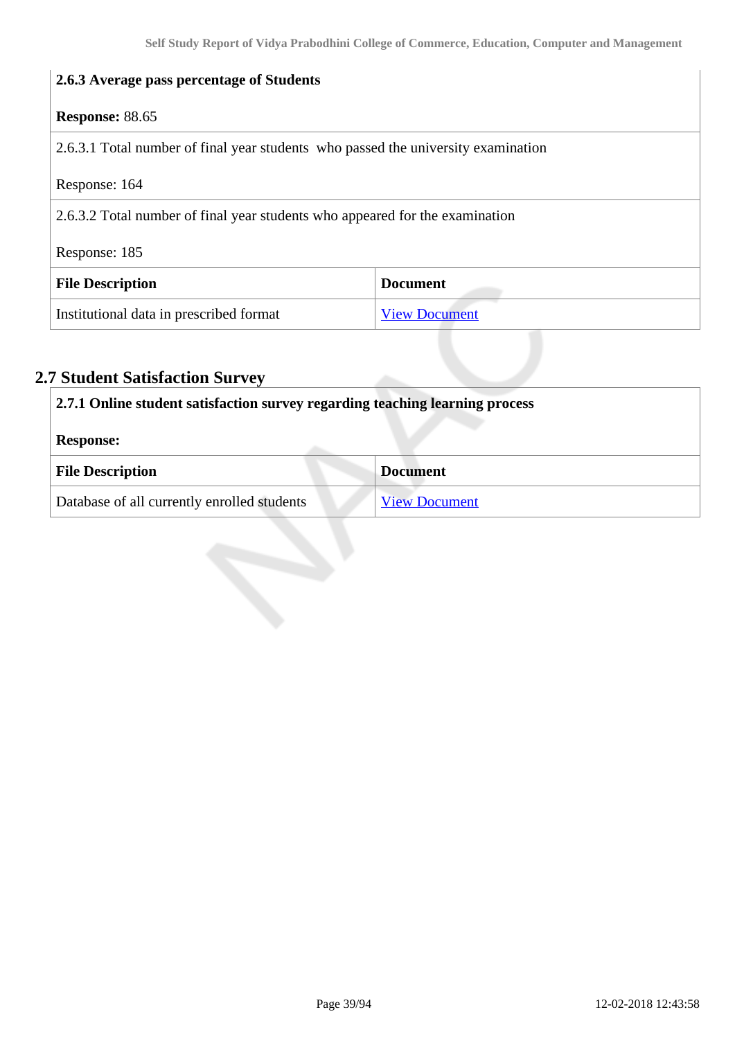**2.6.3 Average pass percentage of Students**

**Response:** 88.65

2.6.3.1 Total number of final year students who passed the university examination

Response: 164

2.6.3.2 Total number of final year students who appeared for the examination

Response: 185

| File Description | Document |
|---|---|
| Institutional data in prescribed format | View Document |

## 2.7 Student Satisfaction Survey

**2.7.1 Online student satisfaction survey regarding teaching learning process**

**Response:**

| File Description | Document |
|---|---|
| Database of all currently enrolled students | View Document |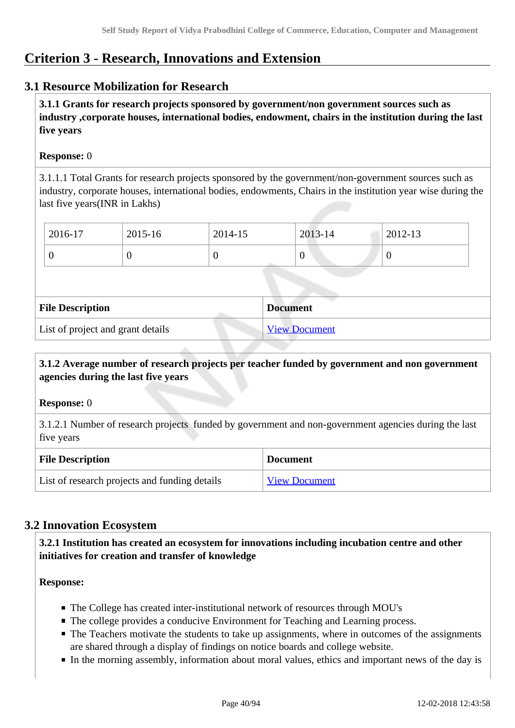# Criterion 3 - Research, Innovations and Extension

## 3.1 Resource Mobilization for Research

**3.1.1 Grants for research projects sponsored by government/non government sources such as industry ,corporate houses, international bodies, endowment, chairs in the institution during the last five years**

**Response:** 0

3.1.1.1 Total Grants for research projects sponsored by the government/non-government sources such as industry, corporate houses, international bodies, endowments, Chairs in the institution year wise during the last five years(INR in Lakhs)

| 2016-17 | 2015-16 | 2014-15 | 2013-14 | 2012-13 |
|---|---|---|---|---|
| 0 | 0 | 0 | 0 | 0 |

| File Description | Document |
|---|---|
| List of project and grant details | View Document |

**3.1.2 Average number of research projects per teacher funded by government and non government agencies during the last five years**

**Response:** 0

3.1.2.1 Number of research projects funded by government and non-government agencies during the last five years

| File Description | Document |
|---|---|
| List of research projects and funding details | View Document |

## 3.2 Innovation Ecosystem

**3.2.1 Institution has created an ecosystem for innovations including incubation centre and other initiatives for creation and transfer of knowledge**

**Response:**

- The College has created inter-institutional network of resources through MOU's
- The college provides a conducive Environment for Teaching and Learning process.
- The Teachers motivate the students to take up assignments, where in outcomes of the assignments are shared through a display of findings on notice boards and college website.
- In the morning assembly, information about moral values, ethics and important news of the day is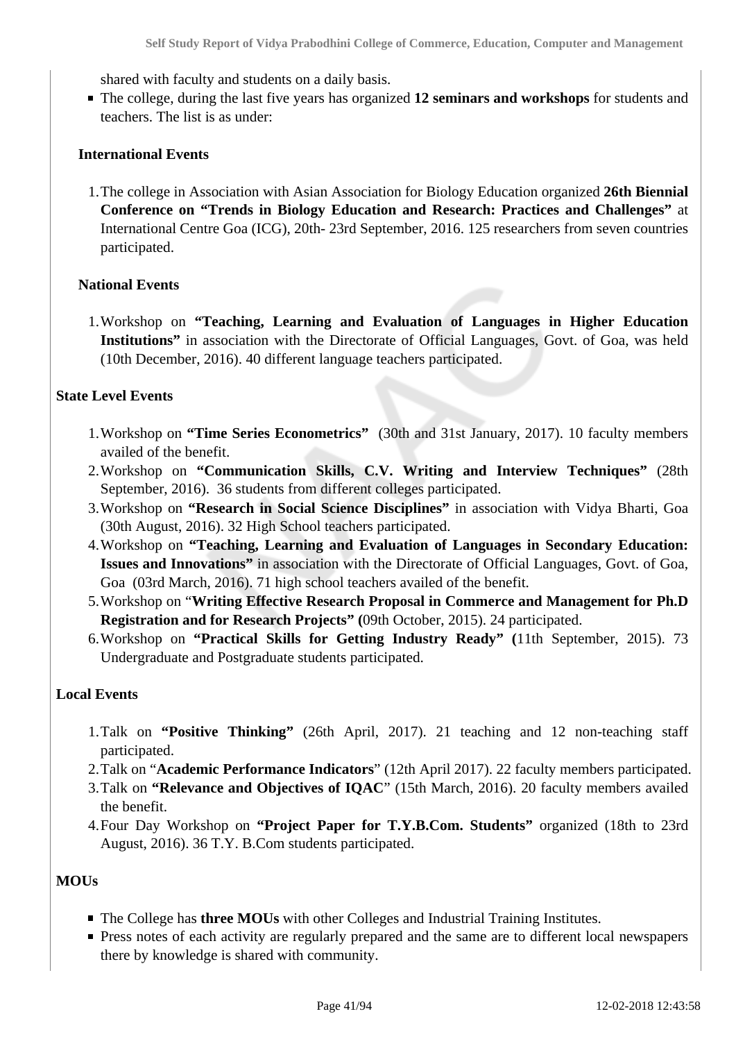shared with faculty and students on a daily basis.

- The college, during the last five years has organized **12 seminars and workshops** for students and teachers. The list is as under:

**International Events**

1. The college in Association with Asian Association for Biology Education organized **26th Biennial Conference on "Trends in Biology Education and Research: Practices and Challenges"** at International Centre Goa (ICG), 20th- 23rd September, 2016. 125 researchers from seven countries participated.

**National Events**

1. Workshop on **"Teaching, Learning and Evaluation of Languages in Higher Education Institutions"** in association with the Directorate of Official Languages, Govt. of Goa, was held (10th December, 2016). 40 different language teachers participated.

**State Level Events**

1. Workshop on **"Time Series Econometrics"** (30th and 31st January, 2017). 10 faculty members availed of the benefit.
2. Workshop on **"Communication Skills, C.V. Writing and Interview Techniques"** (28th September, 2016). 36 students from different colleges participated.
3. Workshop on **"Research in Social Science Disciplines"** in association with Vidya Bharti, Goa (30th August, 2016). 32 High School teachers participated.
4. Workshop on **"Teaching, Learning and Evaluation of Languages in Secondary Education: Issues and Innovations"** in association with the Directorate of Official Languages, Govt. of Goa, Goa (03rd March, 2016). 71 high school teachers availed of the benefit.
5. Workshop on "**Writing Effective Research Proposal in Commerce and Management for Ph.D Registration and for Research Projects" (**09th October, 2015). 24 participated.
6. Workshop on **"Practical Skills for Getting Industry Ready" (**11th September, 2015). 73 Undergraduate and Postgraduate students participated.

**Local Events**

1. Talk on **"Positive Thinking"** (26th April, 2017). 21 teaching and 12 non-teaching staff participated.
2. Talk on "**Academic Performance Indicators**" (12th April 2017). 22 faculty members participated.
3. Talk on **"Relevance and Objectives of IQAC**" (15th March, 2016). 20 faculty members availed the benefit.
4. Four Day Workshop on **"Project Paper for T.Y.B.Com. Students"** organized (18th to 23rd August, 2016). 36 T.Y. B.Com students participated.

**MOUs**

- The College has **three MOUs** with other Colleges and Industrial Training Institutes.
- Press notes of each activity are regularly prepared and the same are to different local newspapers there by knowledge is shared with community.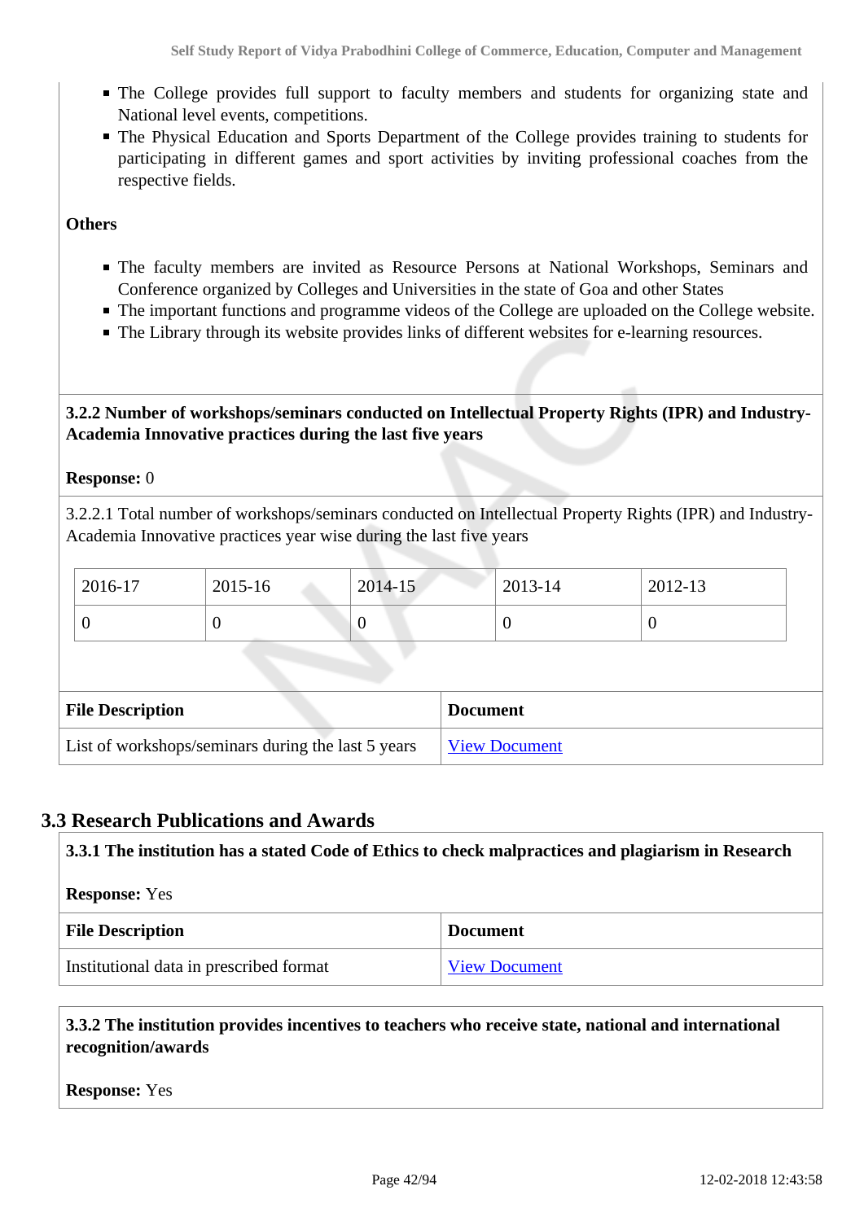- The College provides full support to faculty members and students for organizing state and National level events, competitions.
- The Physical Education and Sports Department of the College provides training to students for participating in different games and sport activities by inviting professional coaches from the respective fields.

**Others**

- The faculty members are invited as Resource Persons at National Workshops, Seminars and Conference organized by Colleges and Universities in the state of Goa and other States
- The important functions and programme videos of the College are uploaded on the College website.
- The Library through its website provides links of different websites for e-learning resources.

**3.2.2 Number of workshops/seminars conducted on Intellectual Property Rights (IPR) and Industry-Academia Innovative practices during the last five years**

**Response:** 0

3.2.2.1 Total number of workshops/seminars conducted on Intellectual Property Rights (IPR) and Industry-Academia Innovative practices year wise during the last five years

| 2016-17 | 2015-16 | 2014-15 | 2013-14 | 2012-13 |
|---|---|---|---|---|
| 0 | 0 | 0 | 0 | 0 |

| File Description | Document |
|---|---|
| List of workshops/seminars during the last 5 years | View Document |

## 3.3 Research Publications and Awards

**3.3.1 The institution has a stated Code of Ethics to check malpractices and plagiarism in Research**

**Response:** Yes

| File Description | Document |
|---|---|
| Institutional data in prescribed format | View Document |

**3.3.2 The institution provides incentives to teachers who receive state, national and international recognition/awards**

**Response:** Yes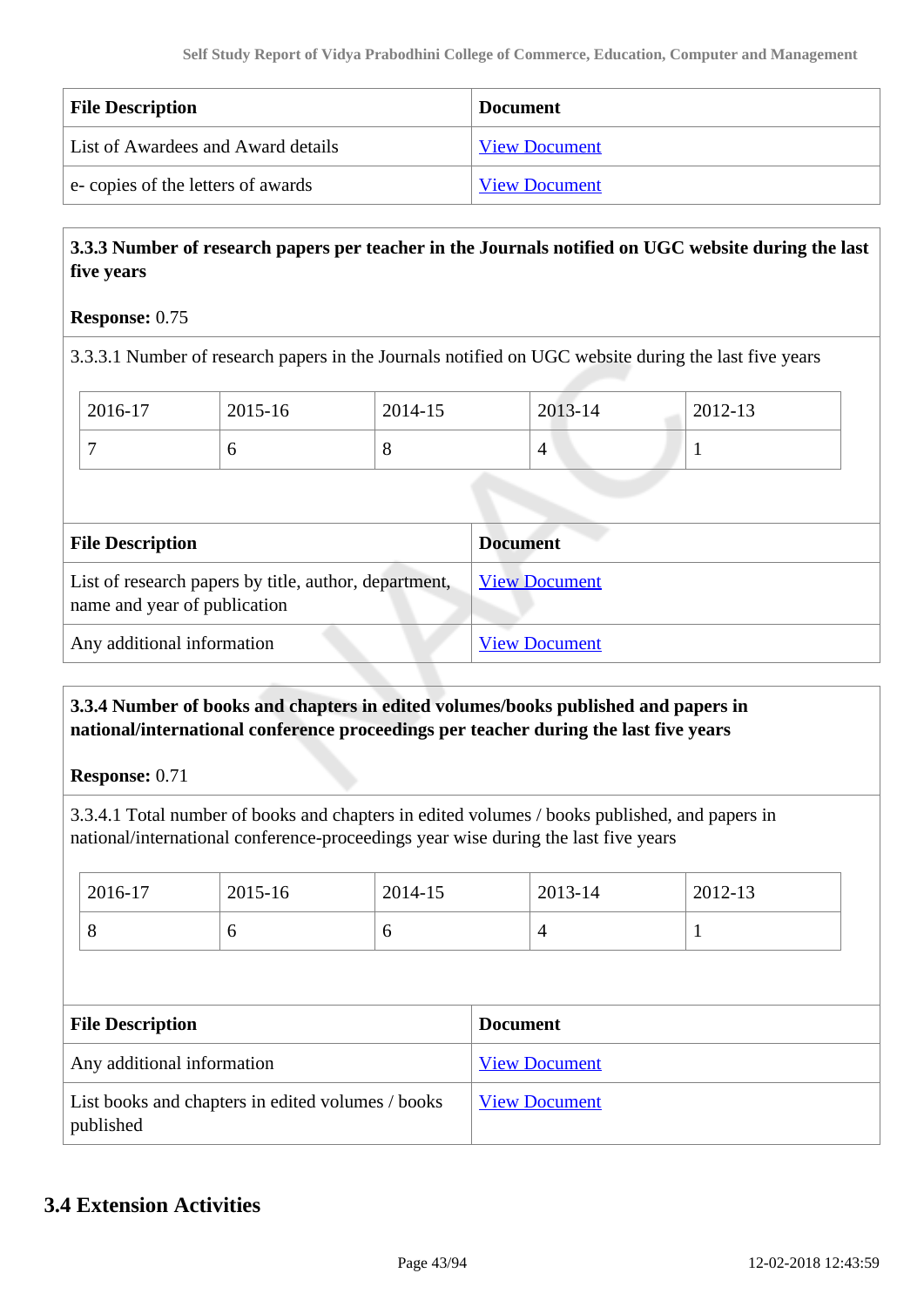| File Description | Document |
|---|---|
| List of Awardees and Award details | View Document |
| e- copies of the letters of awards | View Document |

**3.3.3 Number of research papers per teacher in the Journals notified on UGC website during the last five years**

**Response:** 0.75

3.3.3.1 Number of research papers in the Journals notified on UGC website during the last five years

| 2016-17 | 2015-16 | 2014-15 | 2013-14 | 2012-13 |
|---|---|---|---|---|
| 7 | 6 | 8 | 4 | 1 |

| File Description | Document |
|---|---|
| List of research papers by title, author, department, name and year of publication | View Document |
| Any additional information | View Document |

**3.3.4 Number of books and chapters in edited volumes/books published and papers in national/international conference proceedings per teacher during the last five years**

**Response:** 0.71

3.3.4.1 Total number of books and chapters in edited volumes / books published, and papers in national/international conference-proceedings year wise during the last five years

| 2016-17 | 2015-16 | 2014-15 | 2013-14 | 2012-13 |
|---|---|---|---|---|
| 8 | 6 | 6 | 4 | 1 |

| File Description | Document |
|---|---|
| Any additional information | View Document |
| List books and chapters in edited volumes / books published | View Document |

## 3.4 Extension Activities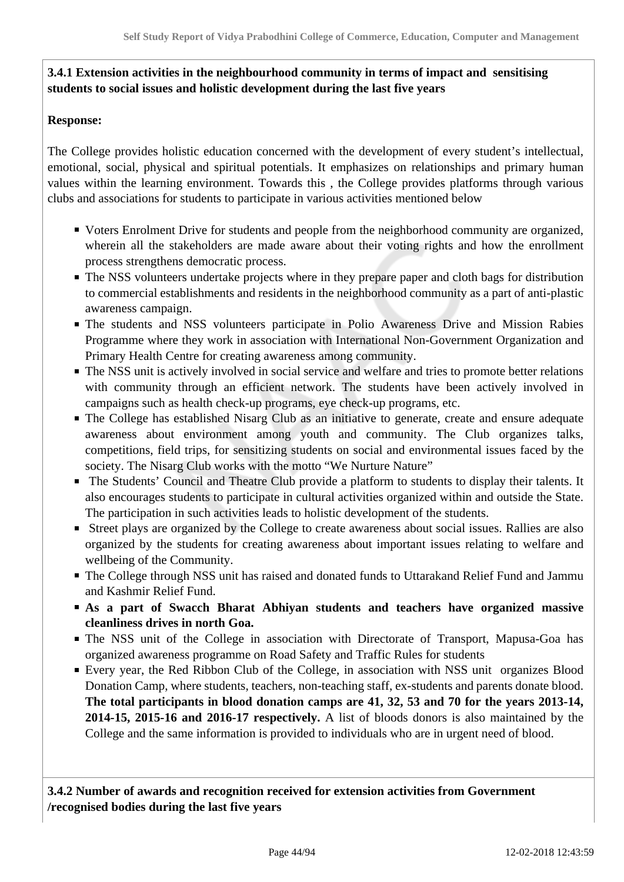**3.4.1 Extension activities in the neighbourhood community in terms of impact and sensitising students to social issues and holistic development during the last five years**

**Response:**

The College provides holistic education concerned with the development of every student's intellectual, emotional, social, physical and spiritual potentials. It emphasizes on relationships and primary human values within the learning environment. Towards this , the College provides platforms through various clubs and associations for students to participate in various activities mentioned below

- Voters Enrolment Drive for students and people from the neighborhood community are organized, wherein all the stakeholders are made aware about their voting rights and how the enrollment process strengthens democratic process.
- The NSS volunteers undertake projects where in they prepare paper and cloth bags for distribution to commercial establishments and residents in the neighborhood community as a part of anti-plastic awareness campaign.
- The students and NSS volunteers participate in Polio Awareness Drive and Mission Rabies Programme where they work in association with International Non-Government Organization and Primary Health Centre for creating awareness among community.
- The NSS unit is actively involved in social service and welfare and tries to promote better relations with community through an efficient network. The students have been actively involved in campaigns such as health check-up programs, eye check-up programs, etc.
- The College has established Nisarg Club as an initiative to generate, create and ensure adequate awareness about environment among youth and community. The Club organizes talks, competitions, field trips, for sensitizing students on social and environmental issues faced by the society. The Nisarg Club works with the motto "We Nurture Nature"
- The Students' Council and Theatre Club provide a platform to students to display their talents. It also encourages students to participate in cultural activities organized within and outside the State. The participation in such activities leads to holistic development of the students.
- Street plays are organized by the College to create awareness about social issues. Rallies are also organized by the students for creating awareness about important issues relating to welfare and wellbeing of the Community.
- The College through NSS unit has raised and donated funds to Uttarakand Relief Fund and Jammu and Kashmir Relief Fund.
- **As a part of Swacch Bharat Abhiyan students and teachers have organized massive cleanliness drives in north Goa.**
- The NSS unit of the College in association with Directorate of Transport, Mapusa-Goa has organized awareness programme on Road Safety and Traffic Rules for students
- Every year, the Red Ribbon Club of the College, in association with NSS unit organizes Blood Donation Camp, where students, teachers, non-teaching staff, ex-students and parents donate blood. **The total participants in blood donation camps are 41, 32, 53 and 70 for the years 2013-14, 2014-15, 2015-16 and 2016-17 respectively.** A list of bloods donors is also maintained by the College and the same information is provided to individuals who are in urgent need of blood.

**3.4.2 Number of awards and recognition received for extension activities from Government /recognised bodies during the last five years**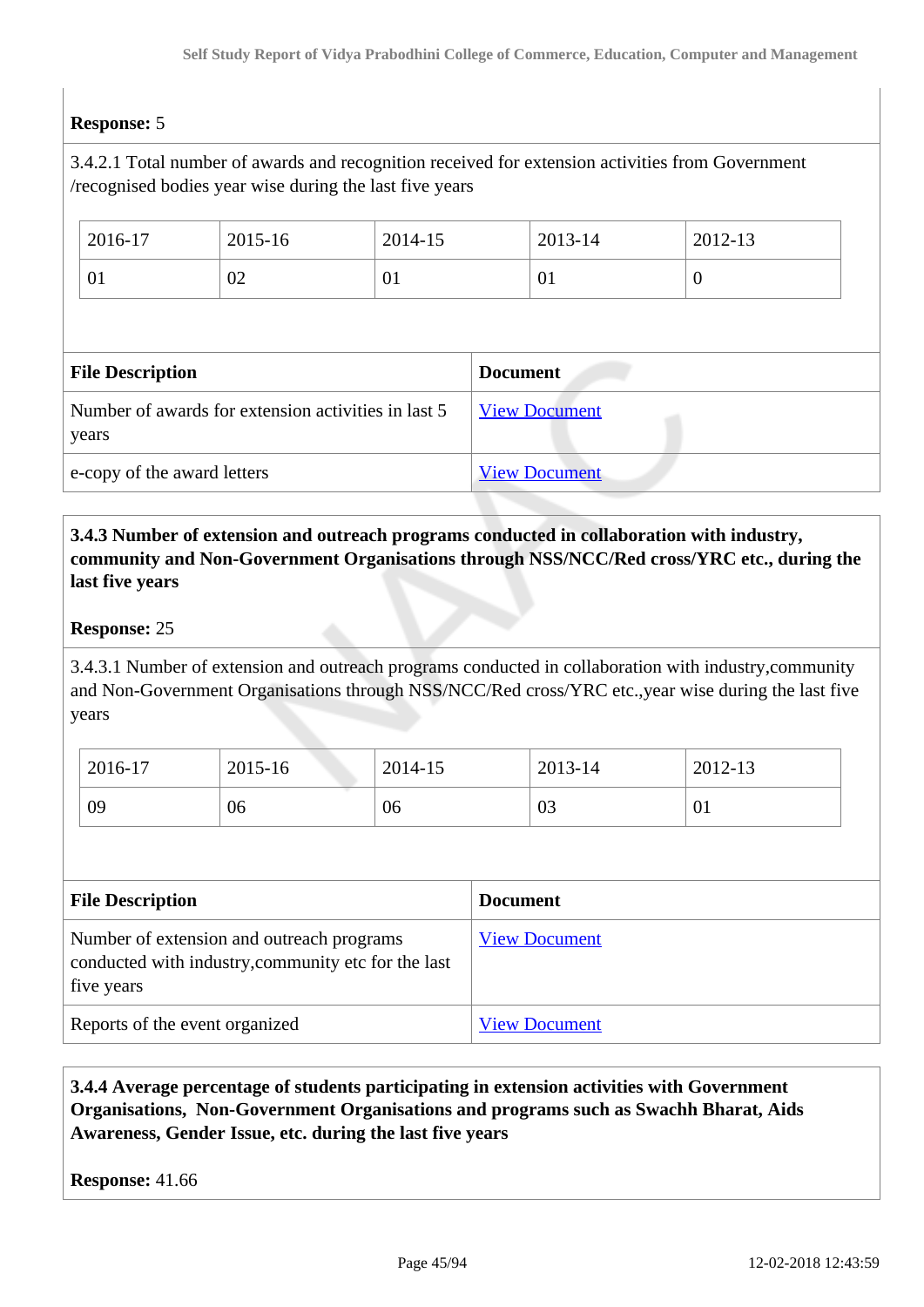**Response:** 5

3.4.2.1 Total number of awards and recognition received for extension activities from Government /recognised bodies year wise during the last five years

| 2016-17 | 2015-16 | 2014-15 | 2013-14 | 2012-13 |
|---|---|---|---|---|
| 01 | 02 | 01 | 01 | 0 |

| File Description | Document |
|---|---|
| Number of awards for extension activities in last 5 years | View Document |
| e-copy of the award letters | View Document |

**3.4.3 Number of extension and outreach programs conducted in collaboration with industry, community and Non-Government Organisations through NSS/NCC/Red cross/YRC etc., during the last five years**

**Response:** 25

3.4.3.1 Number of extension and outreach programs conducted in collaboration with industry,community and Non-Government Organisations through NSS/NCC/Red cross/YRC etc.,year wise during the last five years

| 2016-17 | 2015-16 | 2014-15 | 2013-14 | 2012-13 |
|---|---|---|---|---|
| 09 | 06 | 06 | 03 | 01 |

| File Description | Document |
|---|---|
| Number of extension and outreach programs conducted with industry,community etc for the last five years | View Document |
| Reports of the event organized | View Document |

**3.4.4 Average percentage of students participating in extension activities with Government Organisations, Non-Government Organisations and programs such as Swachh Bharat, Aids Awareness, Gender Issue, etc. during the last five years**

**Response:** 41.66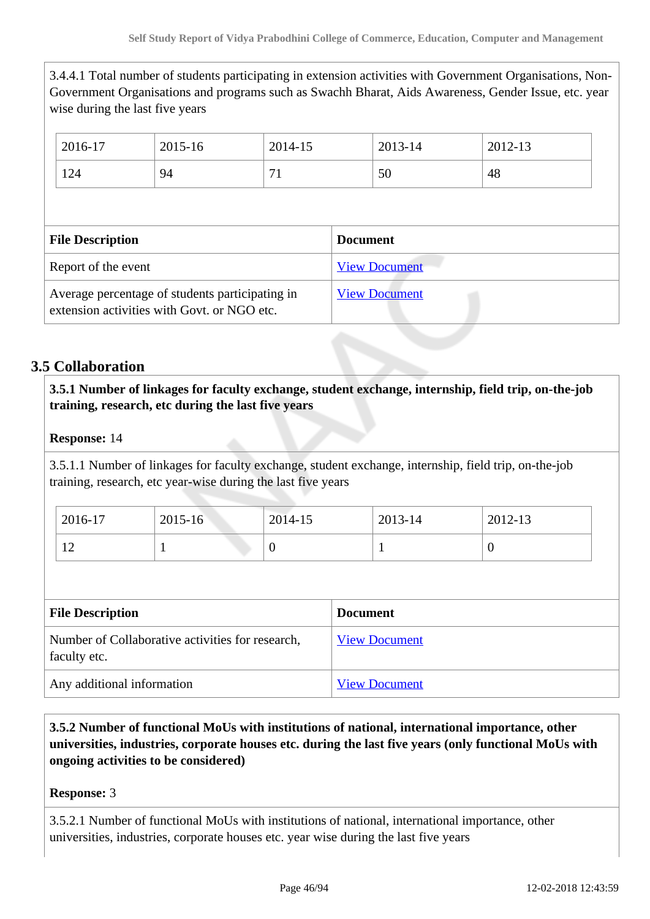3.4.4.1 Total number of students participating in extension activities with Government Organisations, Non-Government Organisations and programs such as Swachh Bharat, Aids Awareness, Gender Issue, etc. year wise during the last five years

| 2016-17 | 2015-16 | 2014-15 | 2013-14 | 2012-13 |
|---|---|---|---|---|
| 124 | 94 | 71 | 50 | 48 |

| File Description | Document |
|---|---|
| Report of the event | View Document |
| Average percentage of students participating in extension activities with Govt. or NGO etc. | View Document |

## 3.5 Collaboration

**3.5.1 Number of linkages for faculty exchange, student exchange, internship, field trip, on-the-job training, research, etc during the last five years**

**Response:** 14

3.5.1.1 Number of linkages for faculty exchange, student exchange, internship, field trip, on-the-job training, research, etc year-wise during the last five years

| 2016-17 | 2015-16 | 2014-15 | 2013-14 | 2012-13 |
|---|---|---|---|---|
| 12 | 1 | 0 | 1 | 0 |

| File Description | Document |
|---|---|
| Number of Collaborative activities for research, faculty etc. | View Document |
| Any additional information | View Document |

**3.5.2 Number of functional MoUs with institutions of national, international importance, other universities, industries, corporate houses etc. during the last five years (only functional MoUs with ongoing activities to be considered)**

**Response:** 3

3.5.2.1 Number of functional MoUs with institutions of national, international importance, other universities, industries, corporate houses etc. year wise during the last five years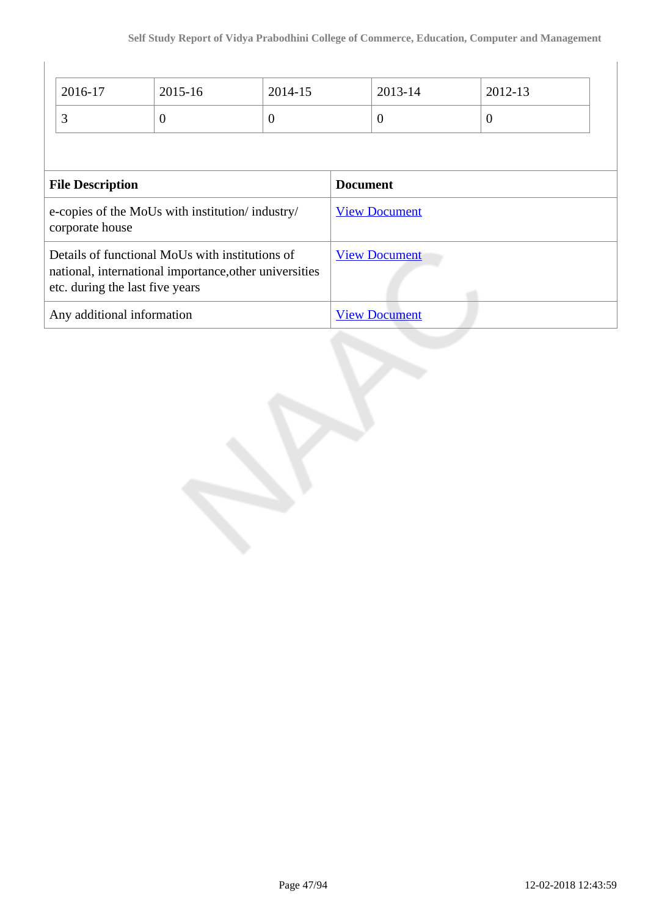| 2016-17 | 2015-16 | 2014-15 | 2013-14 | 2012-13 |
|---|---|---|---|---|
| 3 | 0 | 0 | 0 | 0 |

| File Description | Document |
|---|---|
| e-copies of the MoUs with institution/ industry/ corporate house | View Document |
| Details of functional MoUs with institutions of national, international importance,other universities etc. during the last five years | View Document |
| Any additional information | View Document |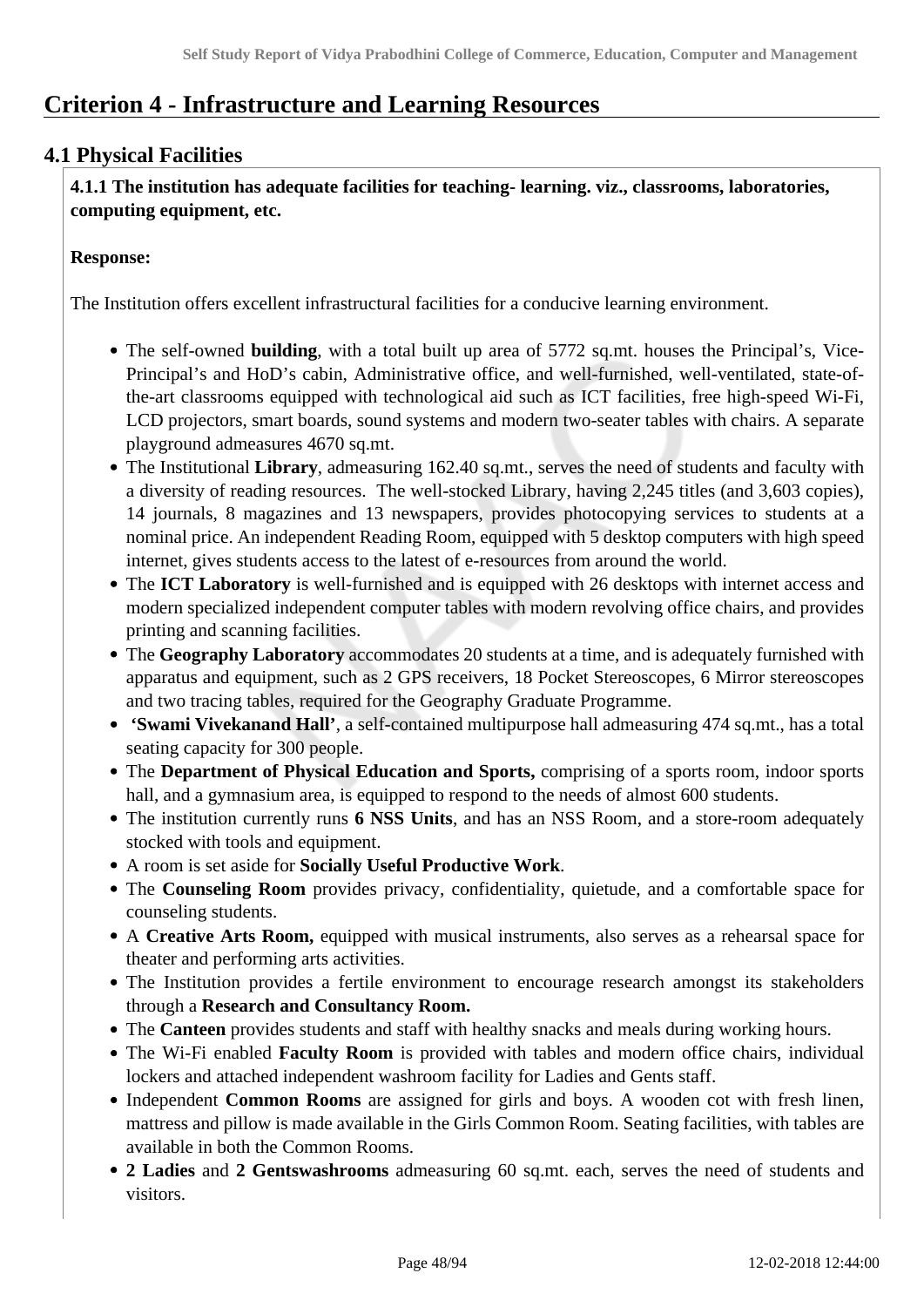# Criterion 4 - Infrastructure and Learning Resources

## 4.1 Physical Facilities

**4.1.1 The institution has adequate facilities for teaching- learning. viz., classrooms, laboratories, computing equipment, etc.**

**Response:**

The Institution offers excellent infrastructural facilities for a conducive learning environment.

- The self-owned **building**, with a total built up area of 5772 sq.mt. houses the Principal's, Vice-Principal's and HoD's cabin, Administrative office, and well-furnished, well-ventilated, state-of-the-art classrooms equipped with technological aid such as ICT facilities, free high-speed Wi-Fi, LCD projectors, smart boards, sound systems and modern two-seater tables with chairs. A separate playground admeasures 4670 sq.mt.
- The Institutional **Library**, admeasuring 162.40 sq.mt., serves the need of students and faculty with a diversity of reading resources. The well-stocked Library, having 2,245 titles (and 3,603 copies), 14 journals, 8 magazines and 13 newspapers, provides photocopying services to students at a nominal price. An independent Reading Room, equipped with 5 desktop computers with high speed internet, gives students access to the latest of e-resources from around the world.
- The **ICT Laboratory** is well-furnished and is equipped with 26 desktops with internet access and modern specialized independent computer tables with modern revolving office chairs, and provides printing and scanning facilities.
- The **Geography Laboratory** accommodates 20 students at a time, and is adequately furnished with apparatus and equipment, such as 2 GPS receivers, 18 Pocket Stereoscopes, 6 Mirror stereoscopes and two tracing tables, required for the Geography Graduate Programme.
- **'Swami Vivekanand Hall'**, a self-contained multipurpose hall admeasuring 474 sq.mt., has a total seating capacity for 300 people.
- The **Department of Physical Education and Sports,** comprising of a sports room, indoor sports hall, and a gymnasium area, is equipped to respond to the needs of almost 600 students.
- The institution currently runs **6 NSS Units**, and has an NSS Room, and a store-room adequately stocked with tools and equipment.
- A room is set aside for **Socially Useful Productive Work**.
- The **Counseling Room** provides privacy, confidentiality, quietude, and a comfortable space for counseling students.
- A **Creative Arts Room,** equipped with musical instruments, also serves as a rehearsal space for theater and performing arts activities.
- The Institution provides a fertile environment to encourage research amongst its stakeholders through a **Research and Consultancy Room.**
- The **Canteen** provides students and staff with healthy snacks and meals during working hours.
- The Wi-Fi enabled **Faculty Room** is provided with tables and modern office chairs, individual lockers and attached independent washroom facility for Ladies and Gents staff.
- Independent **Common Rooms** are assigned for girls and boys. A wooden cot with fresh linen, mattress and pillow is made available in the Girls Common Room. Seating facilities, with tables are available in both the Common Rooms.
- **2 Ladies** and **2 Gentswashrooms** admeasuring 60 sq.mt. each, serves the need of students and visitors.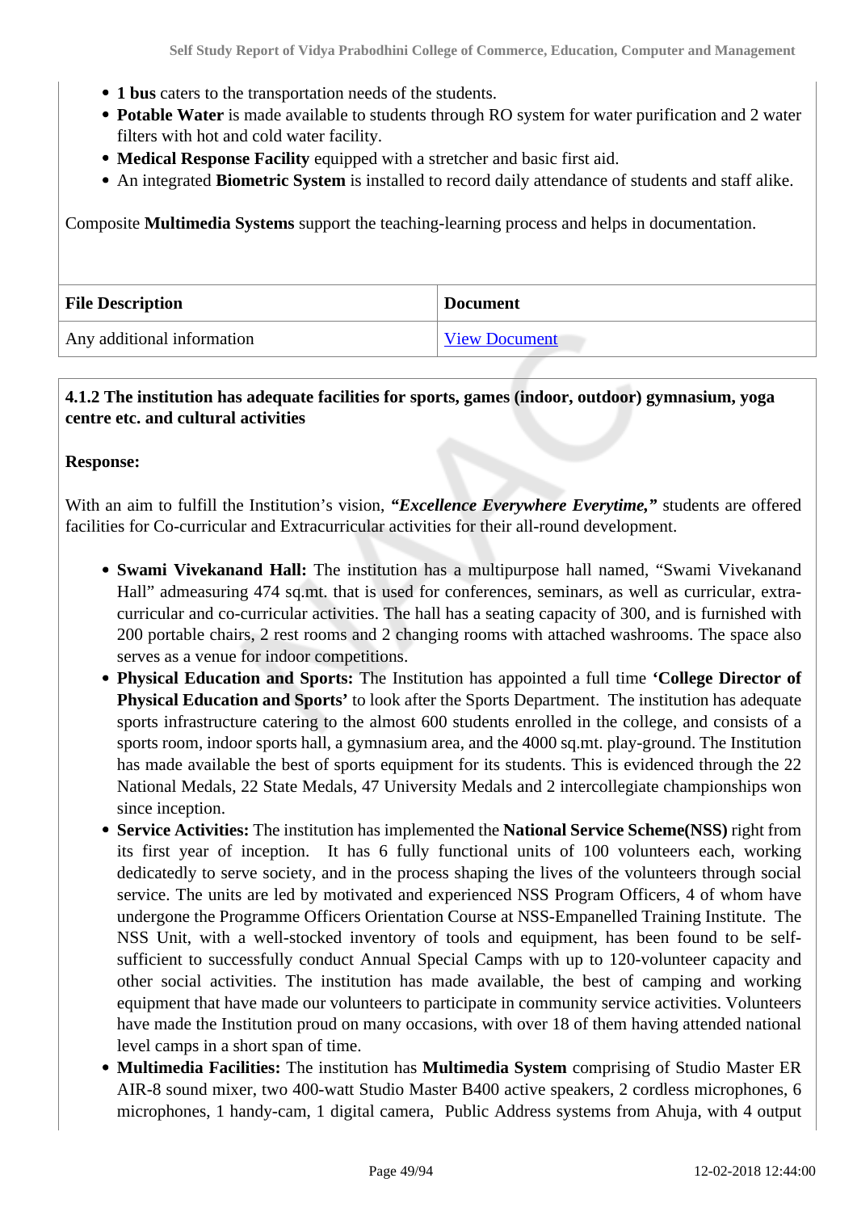- **1 bus** caters to the transportation needs of the students.
- **Potable Water** is made available to students through RO system for water purification and 2 water filters with hot and cold water facility.
- **Medical Response Facility** equipped with a stretcher and basic first aid.
- An integrated **Biometric System** is installed to record daily attendance of students and staff alike.

Composite **Multimedia Systems** support the teaching-learning process and helps in documentation.

| File Description | Document |
| --- | --- |
| Any additional information | View Document |

**4.1.2 The institution has adequate facilities for sports, games (indoor, outdoor) gymnasium, yoga centre etc. and cultural activities**

**Response:**

With an aim to fulfill the Institution's vision, ***"Excellence Everywhere Everytime,"*** students are offered facilities for Co-curricular and Extracurricular activities for their all-round development.

- **Swami Vivekanand Hall:** The institution has a multipurpose hall named, "Swami Vivekanand Hall" admeasuring 474 sq.mt. that is used for conferences, seminars, as well as curricular, extra-curricular and co-curricular activities. The hall has a seating capacity of 300, and is furnished with 200 portable chairs, 2 rest rooms and 2 changing rooms with attached washrooms. The space also serves as a venue for indoor competitions.
- **Physical Education and Sports:** The Institution has appointed a full time **'College Director of Physical Education and Sports'** to look after the Sports Department. The institution has adequate sports infrastructure catering to the almost 600 students enrolled in the college, and consists of a sports room, indoor sports hall, a gymnasium area, and the 4000 sq.mt. play-ground. The Institution has made available the best of sports equipment for its students. This is evidenced through the 22 National Medals, 22 State Medals, 47 University Medals and 2 intercollegiate championships won since inception.
- **Service Activities:** The institution has implemented the **National Service Scheme(NSS)** right from its first year of inception. It has 6 fully functional units of 100 volunteers each, working dedicatedly to serve society, and in the process shaping the lives of the volunteers through social service. The units are led by motivated and experienced NSS Program Officers, 4 of whom have undergone the Programme Officers Orientation Course at NSS-Empanelled Training Institute. The NSS Unit, with a well-stocked inventory of tools and equipment, has been found to be self-sufficient to successfully conduct Annual Special Camps with up to 120-volunteer capacity and other social activities. The institution has made available, the best of camping and working equipment that have made our volunteers to participate in community service activities. Volunteers have made the Institution proud on many occasions, with over 18 of them having attended national level camps in a short span of time.
- **Multimedia Facilities:** The institution has **Multimedia System** comprising of Studio Master ER AIR-8 sound mixer, two 400-watt Studio Master B400 active speakers, 2 cordless microphones, 6 microphones, 1 handy-cam, 1 digital camera, Public Address systems from Ahuja, with 4 output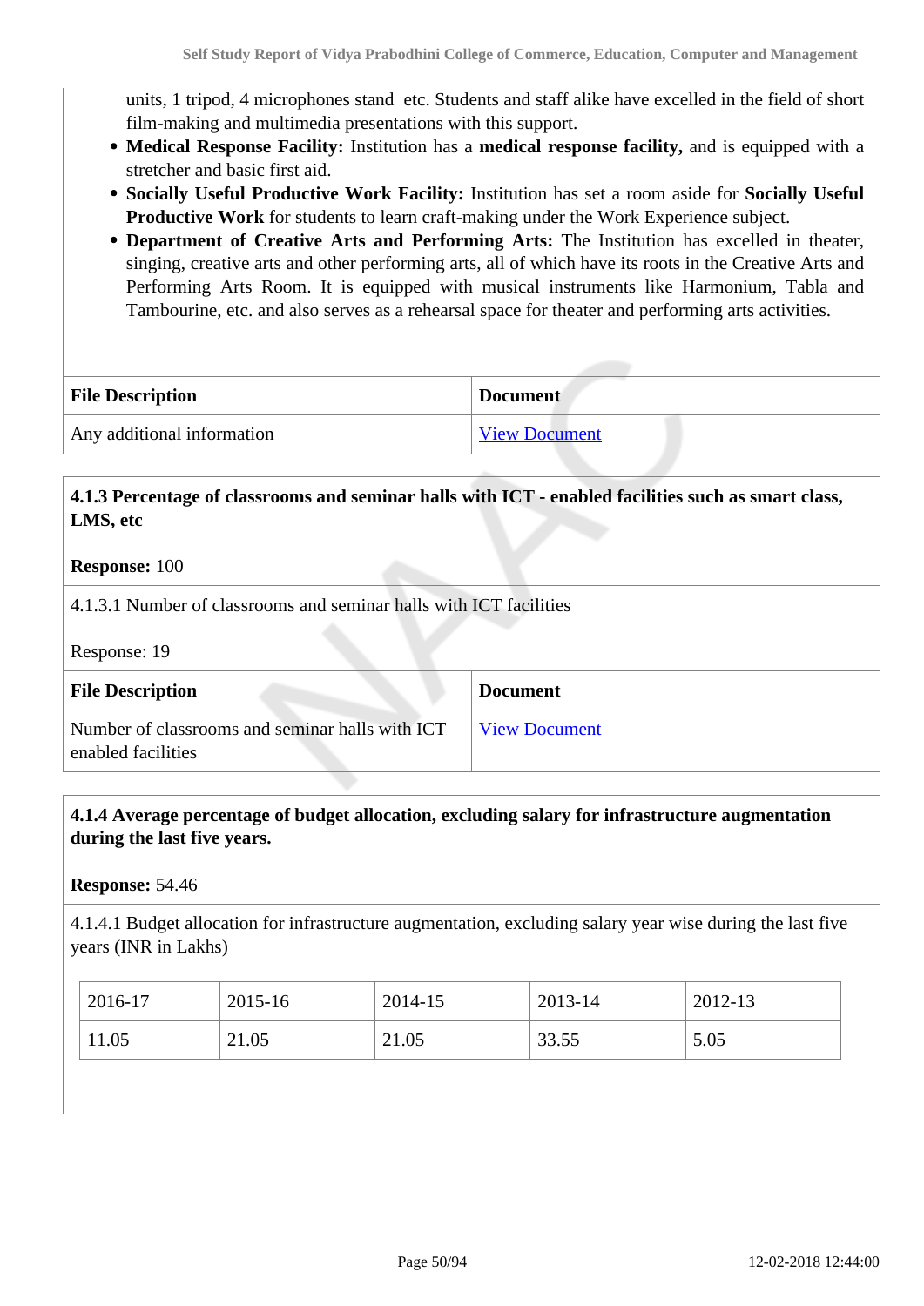units, 1 tripod, 4 microphones stand etc. Students and staff alike have excelled in the field of short film-making and multimedia presentations with this support.

- **Medical Response Facility:** Institution has a **medical response facility,** and is equipped with a stretcher and basic first aid.
- **Socially Useful Productive Work Facility:** Institution has set a room aside for **Socially Useful Productive Work** for students to learn craft-making under the Work Experience subject.
- **Department of Creative Arts and Performing Arts:** The Institution has excelled in theater, singing, creative arts and other performing arts, all of which have its roots in the Creative Arts and Performing Arts Room. It is equipped with musical instruments like Harmonium, Tabla and Tambourine, etc. and also serves as a rehearsal space for theater and performing arts activities.

| File Description | Document |
|---|---|
| Any additional information | View Document |

**4.1.3 Percentage of classrooms and seminar halls with ICT - enabled facilities such as smart class, LMS, etc**

**Response:** 100

4.1.3.1 Number of classrooms and seminar halls with ICT facilities

Response: 19

| File Description | Document |
|---|---|
| Number of classrooms and seminar halls with ICT enabled facilities | View Document |

**4.1.4 Average percentage of budget allocation, excluding salary for infrastructure augmentation during the last five years.**

**Response:** 54.46

4.1.4.1 Budget allocation for infrastructure augmentation, excluding salary year wise during the last five years (INR in Lakhs)

| 2016-17 | 2015-16 | 2014-15 | 2013-14 | 2012-13 |
|---|---|---|---|---|
| 11.05 | 21.05 | 21.05 | 33.55 | 5.05 |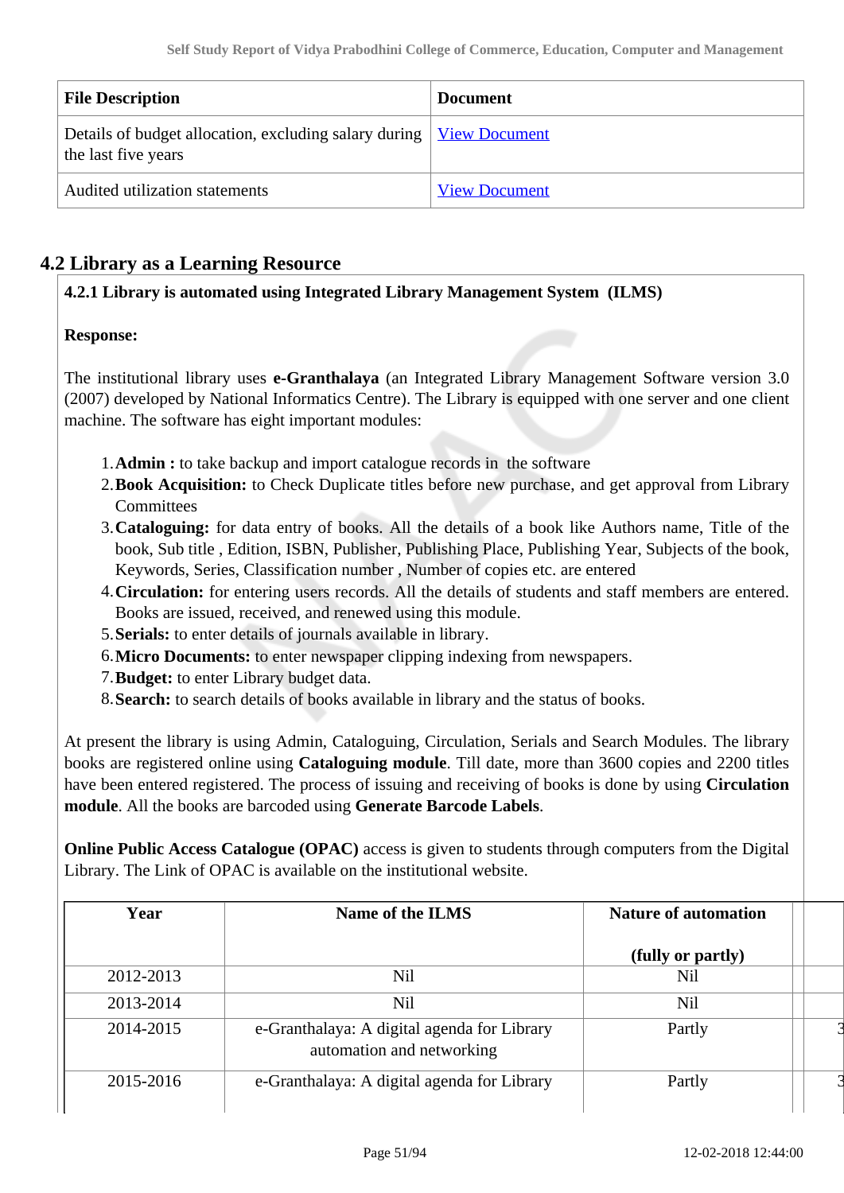| File Description | Document |
|---|---|
| Details of budget allocation, excluding salary during the last five years | View Document |
| Audited utilization statements | View Document |

## 4.2 Library as a Learning Resource

**4.2.1 Library is automated using Integrated Library Management System (ILMS)**

**Response:**

The institutional library uses **e-Granthalaya** (an Integrated Library Management Software version 3.0 (2007) developed by National Informatics Centre). The Library is equipped with one server and one client machine. The software has eight important modules:

1. **Admin :** to take backup and import catalogue records in the software
2. **Book Acquisition:** to Check Duplicate titles before new purchase, and get approval from Library Committees
3. **Cataloguing:** for data entry of books. All the details of a book like Authors name, Title of the book, Sub title , Edition, ISBN, Publisher, Publishing Place, Publishing Year, Subjects of the book, Keywords, Series, Classification number , Number of copies etc. are entered
4. **Circulation:** for entering users records. All the details of students and staff members are entered. Books are issued, received, and renewed using this module.
5. **Serials:** to enter details of journals available in library.
6. **Micro Documents:** to enter newspaper clipping indexing from newspapers.
7. **Budget:** to enter Library budget data.
8. **Search:** to search details of books available in library and the status of books.

At present the library is using Admin, Cataloguing, Circulation, Serials and Search Modules. The library books are registered online using **Cataloguing module**. Till date, more than 3600 copies and 2200 titles have been entered registered. The process of issuing and receiving of books is done by using **Circulation module**. All the books are barcoded using **Generate Barcode Labels**.

**Online Public Access Catalogue (OPAC)** access is given to students through computers from the Digital Library. The Link of OPAC is available on the institutional website.

| Year | Name of the ILMS | Nature of automation (fully or partly) | | |
|---|---|---|---|---|
| 2012-2013 | Nil | Nil | | |
| 2013-2014 | Nil | Nil | | |
| 2014-2015 | e-Granthalaya: A digital agenda for Library automation and networking | Partly | | 3 |
| 2015-2016 | e-Granthalaya: A digital agenda for Library | Partly | | 3 |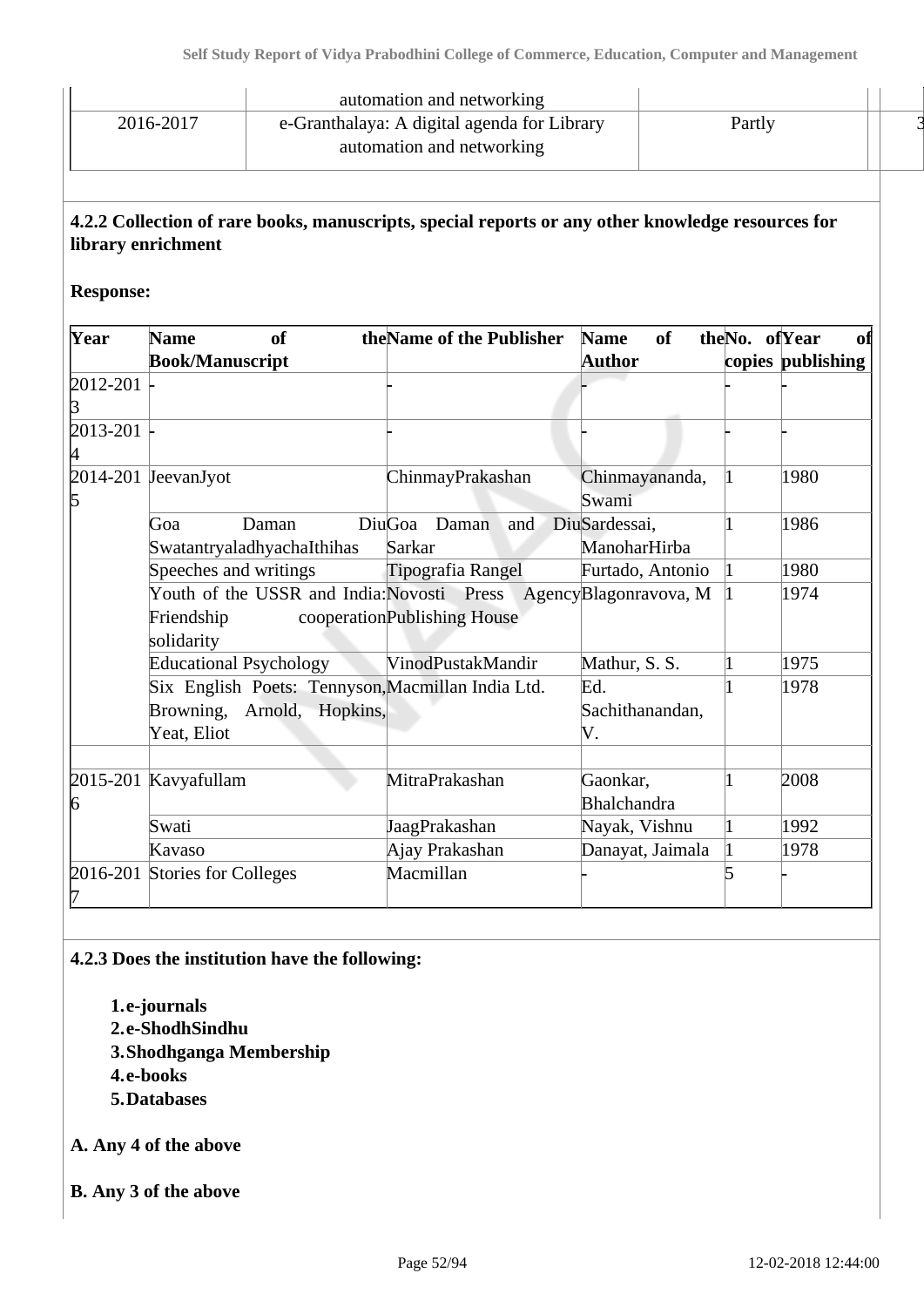| | automation and networking | | |
|---|---|---|---|
| 2016-2017 | e-Granthalaya: A digital agenda for Library automation and networking | Partly | 3 |

### 4.2.2 Collection of rare books, manuscripts, special reports or any other knowledge resources for library enrichment

**Response:**

| Year | Name of the Book/Manuscript | Name of the Publisher | Name of the Author | No. of copies | Year of publishing |
|---|---|---|---|---|---|
| 2012-2013 | - | - | - | - | - |
| 2013-2014 | - | - | - | - | - |
| 2014-2015 | JeevanJyot | ChinmayPrakashan | Chinmayananda, Swami | 1 | 1980 |
| | Goa Daman Diu SwatantryaladhyachaIthihas | Goa Daman and Diu Sarkar | Sardessai, ManoharHirba | 1 | 1986 |
| | Speeches and writings | Tipografia Rangel | Furtado, Antonio | 1 | 1980 |
| | Youth of the USSR and India: Friendship cooperation solidarity | Novosti Press Agency Publishing House | Blagonravova, M | 1 | 1974 |
| | Educational Psychology | VinodPustakMandir | Mathur, S. S. | 1 | 1975 |
| | Six English Poets: Tennyson, Browning, Arnold, Hopkins, Yeat, Eliot | Macmillan India Ltd. | Ed. Sachithanandan, V. | 1 | 1978 |
| | | | | | |
| 2015-2016 | Kavyafullam | MitraPrakashan | Gaonkar, Bhalchandra | 1 | 2008 |
| | Swati | JaagPrakashan | Nayak, Vishnu | 1 | 1992 |
| | Kavaso | Ajay Prakashan | Danayat, Jaimala | 1 | 1978 |
| 2016-2017 | Stories for Colleges | Macmillan | - | 5 | - |

### 4.2.3 Does the institution have the following:

1. **e-journals**
2. **e-ShodhSindhu**
3. **Shodhganga Membership**
4. **e-books**
5. **Databases**

**A. Any 4 of the above**

**B. Any 3 of the above**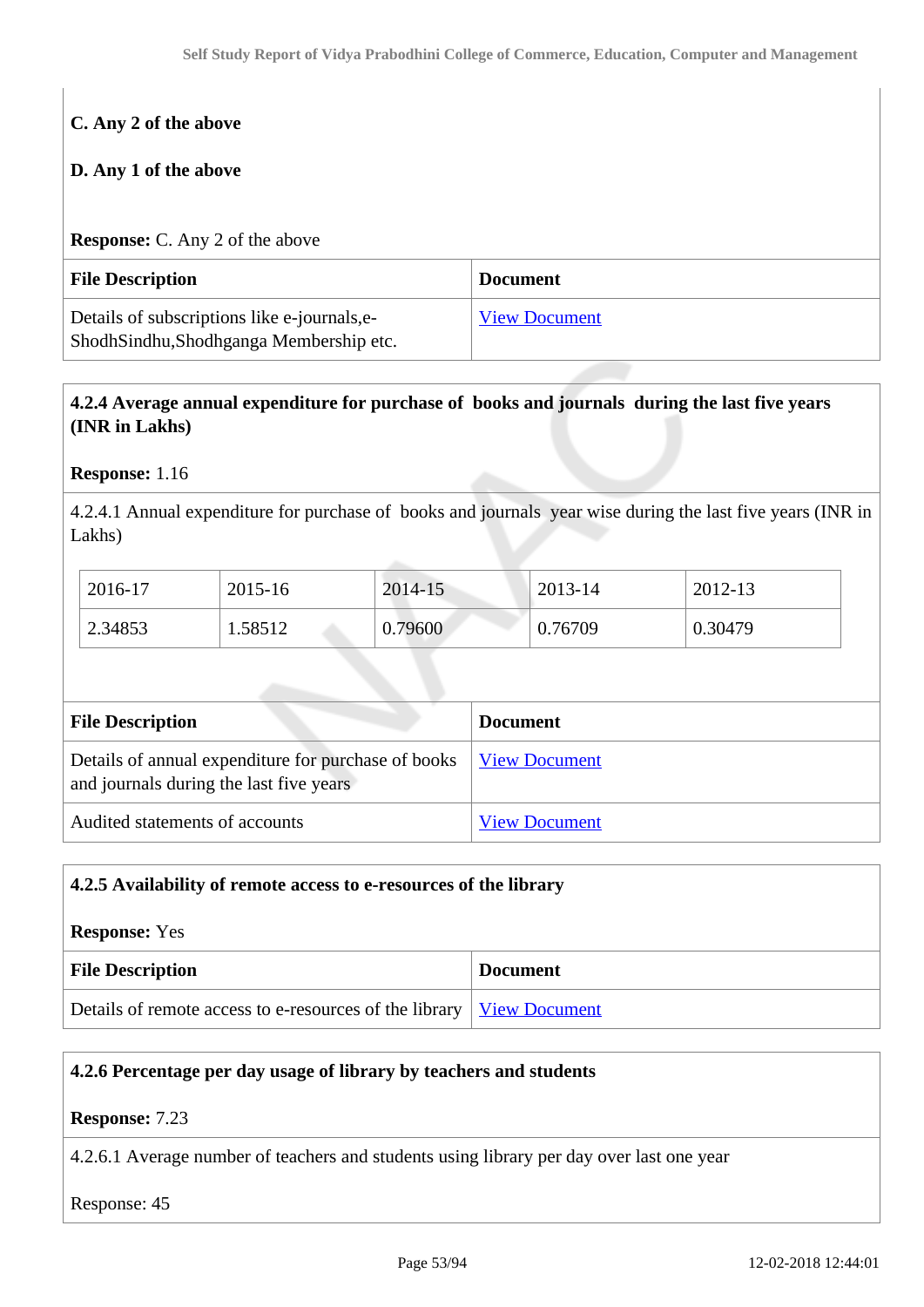**C. Any 2 of the above**

**D. Any 1 of the above**

**Response:** C. Any 2 of the above

| File Description | Document |
|---|---|
| Details of subscriptions like e-journals,e-ShodhSindhu,Shodhganga Membership etc. | View Document |

**4.2.4 Average annual expenditure for purchase of books and journals during the last five years (INR in Lakhs)**

**Response:** 1.16

4.2.4.1 Annual expenditure for purchase of books and journals year wise during the last five years (INR in Lakhs)

| 2016-17 | 2015-16 | 2014-15 | 2013-14 | 2012-13 |
|---|---|---|---|---|
| 2.34853 | 1.58512 | 0.79600 | 0.76709 | 0.30479 |

| File Description | Document |
|---|---|
| Details of annual expenditure for purchase of books and journals during the last five years | View Document |
| Audited statements of accounts | View Document |

**4.2.5 Availability of remote access to e-resources of the library**

**Response:** Yes

| File Description | Document |
|---|---|
| Details of remote access to e-resources of the library | View Document |

**4.2.6 Percentage per day usage of library by teachers and students**

**Response:** 7.23

4.2.6.1 Average number of teachers and students using library per day over last one year

Response: 45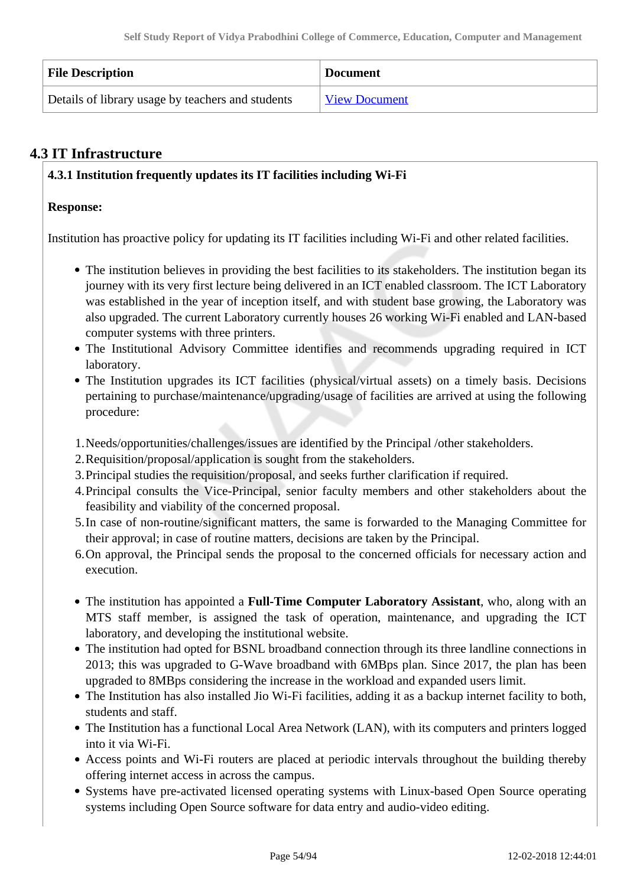| File Description | Document |
| --- | --- |
| Details of library usage by teachers and students | View Document |

## 4.3 IT Infrastructure

**4.3.1 Institution frequently updates its IT facilities including Wi-Fi**

**Response:**

Institution has proactive policy for updating its IT facilities including Wi-Fi and other related facilities.

- The institution believes in providing the best facilities to its stakeholders. The institution began its journey with its very first lecture being delivered in an ICT enabled classroom. The ICT Laboratory was established in the year of inception itself, and with student base growing, the Laboratory was also upgraded. The current Laboratory currently houses 26 working Wi-Fi enabled and LAN-based computer systems with three printers.
- The Institutional Advisory Committee identifies and recommends upgrading required in ICT laboratory.
- The Institution upgrades its ICT facilities (physical/virtual assets) on a timely basis. Decisions pertaining to purchase/maintenance/upgrading/usage of facilities are arrived at using the following procedure:

1. Needs/opportunities/challenges/issues are identified by the Principal /other stakeholders.
2. Requisition/proposal/application is sought from the stakeholders.
3. Principal studies the requisition/proposal, and seeks further clarification if required.
4. Principal consults the Vice-Principal, senior faculty members and other stakeholders about the feasibility and viability of the concerned proposal.
5. In case of non-routine/significant matters, the same is forwarded to the Managing Committee for their approval; in case of routine matters, decisions are taken by the Principal.
6. On approval, the Principal sends the proposal to the concerned officials for necessary action and execution.

- The institution has appointed a **Full-Time Computer Laboratory Assistant**, who, along with an MTS staff member, is assigned the task of operation, maintenance, and upgrading the ICT laboratory, and developing the institutional website.
- The institution had opted for BSNL broadband connection through its three landline connections in 2013; this was upgraded to G-Wave broadband with 6MBps plan. Since 2017, the plan has been upgraded to 8MBps considering the increase in the workload and expanded users limit.
- The Institution has also installed Jio Wi-Fi facilities, adding it as a backup internet facility to both, students and staff.
- The Institution has a functional Local Area Network (LAN), with its computers and printers logged into it via Wi-Fi.
- Access points and Wi-Fi routers are placed at periodic intervals throughout the building thereby offering internet access in across the campus.
- Systems have pre-activated licensed operating systems with Linux-based Open Source operating systems including Open Source software for data entry and audio-video editing.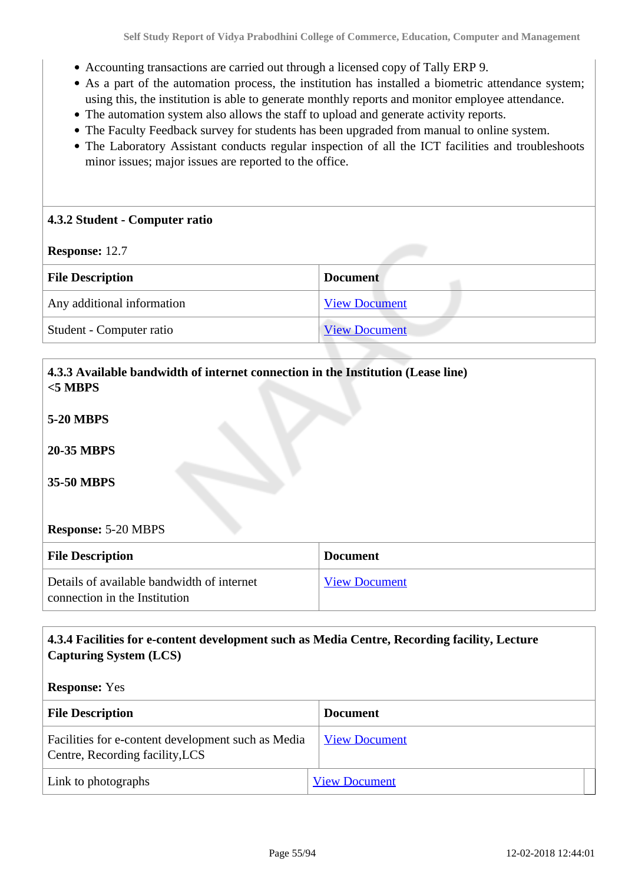- Accounting transactions are carried out through a licensed copy of Tally ERP 9.
- As a part of the automation process, the institution has installed a biometric attendance system; using this, the institution is able to generate monthly reports and monitor employee attendance.
- The automation system also allows the staff to upload and generate activity reports.
- The Faculty Feedback survey for students has been upgraded from manual to online system.
- The Laboratory Assistant conducts regular inspection of all the ICT facilities and troubleshoots minor issues; major issues are reported to the office.

**4.3.2 Student - Computer ratio**

**Response:** 12.7

| File Description | Document |
|---|---|
| Any additional information | View Document |
| Student - Computer ratio | View Document |

**4.3.3 Available bandwidth of internet connection in the Institution (Lease line)**
**<5 MBPS**

**5-20 MBPS**

**20-35 MBPS**

**35-50 MBPS**

**Response:** 5-20 MBPS

| File Description | Document |
|---|---|
| Details of available bandwidth of internet connection in the Institution | View Document |

**4.3.4 Facilities for e-content development such as Media Centre, Recording facility, Lecture Capturing System (LCS)**

**Response:** Yes

| File Description | Document |
|---|---|
| Facilities for e-content development such as Media Centre, Recording facility,LCS | View Document |
| Link to photographs | View Document |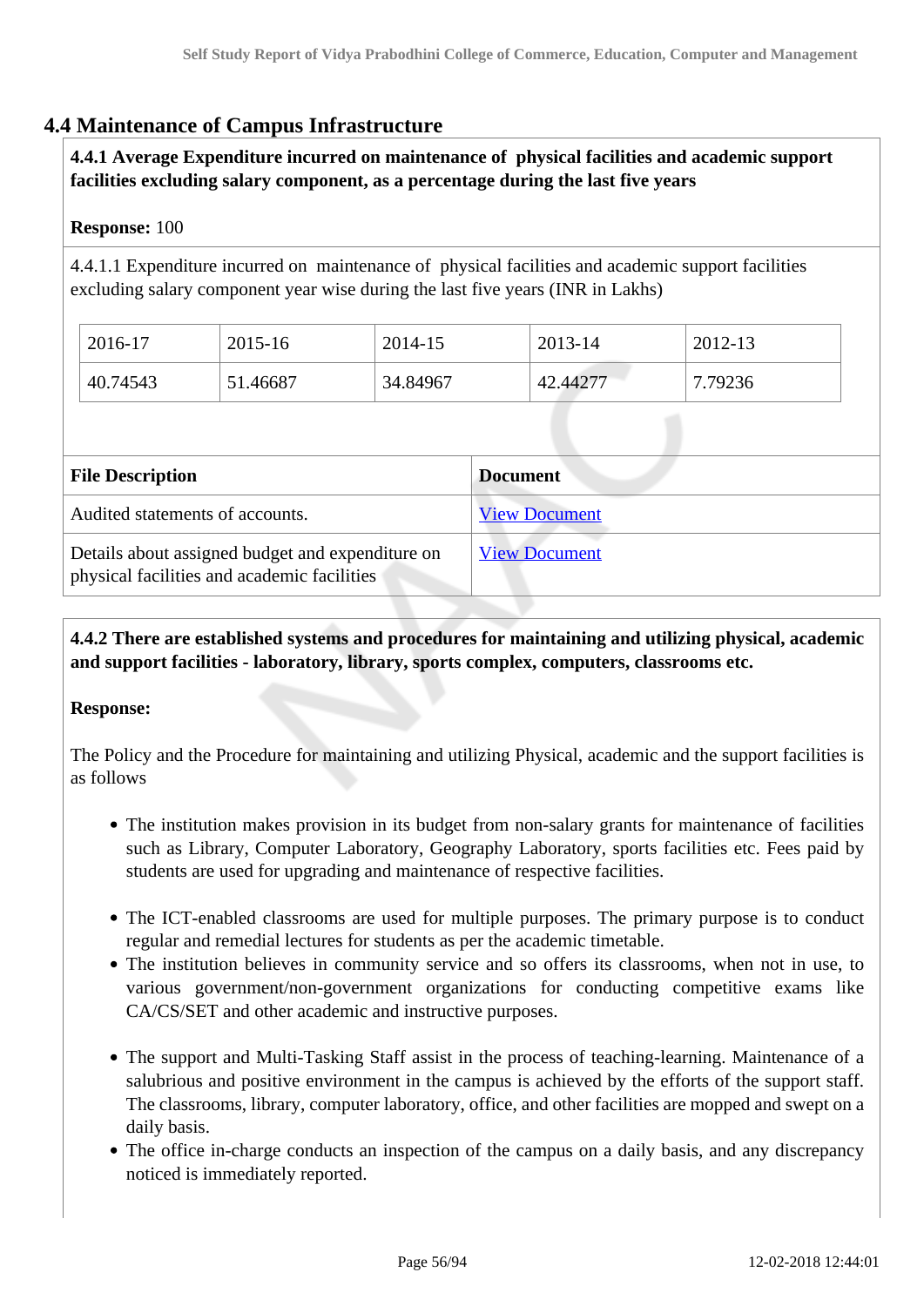## 4.4 Maintenance of Campus Infrastructure

**4.4.1 Average Expenditure incurred on maintenance of physical facilities and academic support facilities excluding salary component, as a percentage during the last five years**

**Response:** 100

4.4.1.1 Expenditure incurred on maintenance of physical facilities and academic support facilities excluding salary component year wise during the last five years (INR in Lakhs)

| 2016-17 | 2015-16 | 2014-15 | 2013-14 | 2012-13 |
|---|---|---|---|---|
| 40.74543 | 51.46687 | 34.84967 | 42.44277 | 7.79236 |

| File Description | Document |
|---|---|
| Audited statements of accounts. | View Document |
| Details about assigned budget and expenditure on physical facilities and academic facilities | View Document |

**4.4.2 There are established systems and procedures for maintaining and utilizing physical, academic and support facilities - laboratory, library, sports complex, computers, classrooms etc.**

**Response:**

The Policy and the Procedure for maintaining and utilizing Physical, academic and the support facilities is as follows

- The institution makes provision in its budget from non-salary grants for maintenance of facilities such as Library, Computer Laboratory, Geography Laboratory, sports facilities etc. Fees paid by students are used for upgrading and maintenance of respective facilities.
- The ICT-enabled classrooms are used for multiple purposes. The primary purpose is to conduct regular and remedial lectures for students as per the academic timetable.
- The institution believes in community service and so offers its classrooms, when not in use, to various government/non-government organizations for conducting competitive exams like CA/CS/SET and other academic and instructive purposes.
- The support and Multi-Tasking Staff assist in the process of teaching-learning. Maintenance of a salubrious and positive environment in the campus is achieved by the efforts of the support staff. The classrooms, library, computer laboratory, office, and other facilities are mopped and swept on a daily basis.
- The office in-charge conducts an inspection of the campus on a daily basis, and any discrepancy noticed is immediately reported.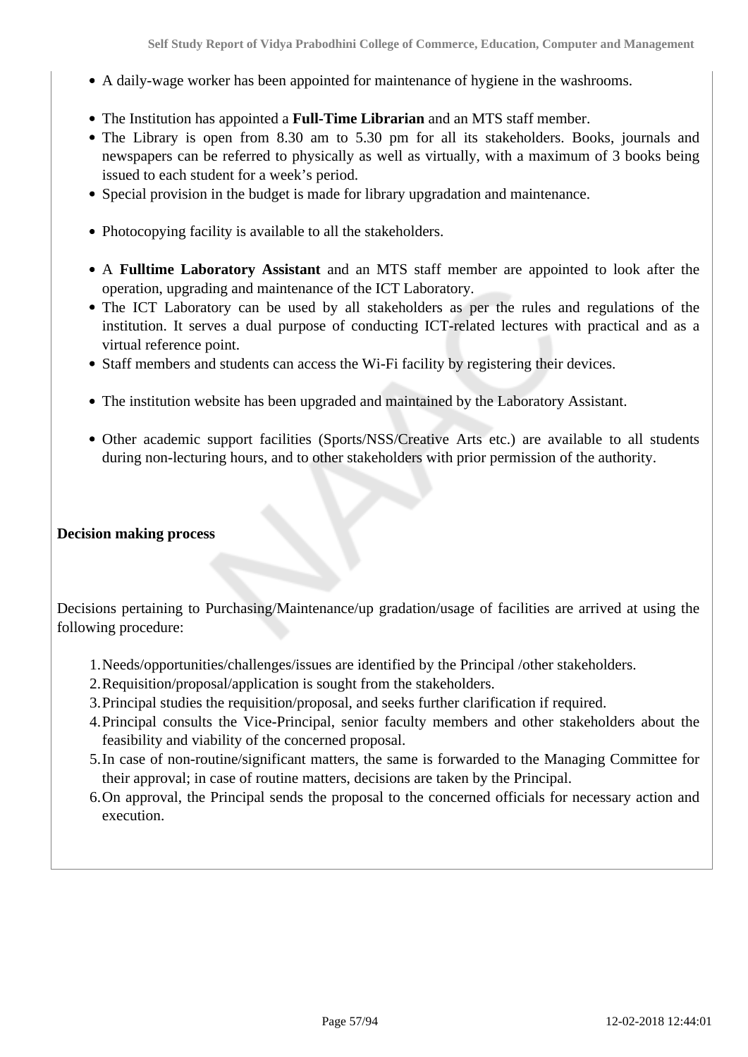- A daily-wage worker has been appointed for maintenance of hygiene in the washrooms.

- The Institution has appointed a **Full-Time Librarian** and an MTS staff member.
- The Library is open from 8.30 am to 5.30 pm for all its stakeholders. Books, journals and newspapers can be referred to physically as well as virtually, with a maximum of 3 books being issued to each student for a week's period.
- Special provision in the budget is made for library upgradation and maintenance.

- Photocopying facility is available to all the stakeholders.

- A **Fulltime Laboratory Assistant** and an MTS staff member are appointed to look after the operation, upgrading and maintenance of the ICT Laboratory.
- The ICT Laboratory can be used by all stakeholders as per the rules and regulations of the institution. It serves a dual purpose of conducting ICT-related lectures with practical and as a virtual reference point.
- Staff members and students can access the Wi-Fi facility by registering their devices.

- The institution website has been upgraded and maintained by the Laboratory Assistant.

- Other academic support facilities (Sports/NSS/Creative Arts etc.) are available to all students during non-lecturing hours, and to other stakeholders with prior permission of the authority.

**Decision making process**

Decisions pertaining to Purchasing/Maintenance/up gradation/usage of facilities are arrived at using the following procedure:

1. Needs/opportunities/challenges/issues are identified by the Principal /other stakeholders.
2. Requisition/proposal/application is sought from the stakeholders.
3. Principal studies the requisition/proposal, and seeks further clarification if required.
4. Principal consults the Vice-Principal, senior faculty members and other stakeholders about the feasibility and viability of the concerned proposal.
5. In case of non-routine/significant matters, the same is forwarded to the Managing Committee for their approval; in case of routine matters, decisions are taken by the Principal.
6. On approval, the Principal sends the proposal to the concerned officials for necessary action and execution.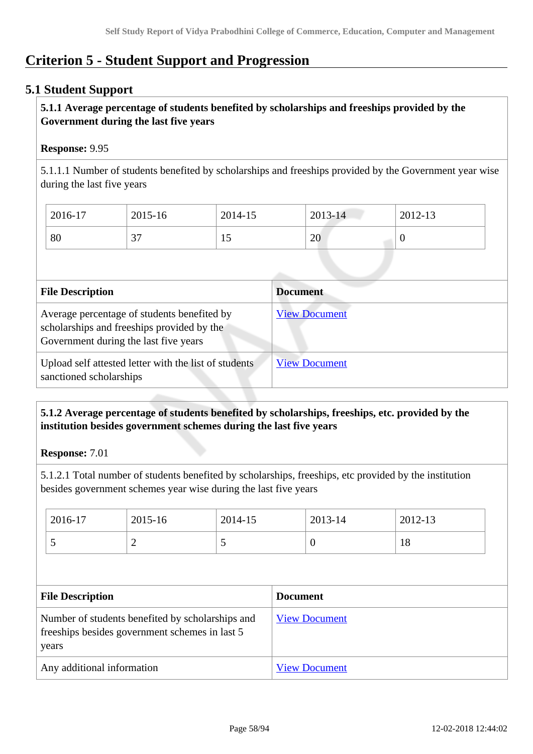# Criterion 5 - Student Support and Progression

## 5.1 Student Support

**5.1.1 Average percentage of students benefited by scholarships and freeships provided by the Government during the last five years**

**Response:** 9.95

5.1.1.1 Number of students benefited by scholarships and freeships provided by the Government year wise during the last five years

| 2016-17 | 2015-16 | 2014-15 | 2013-14 | 2012-13 |
|---|---|---|---|---|
| 80 | 37 | 15 | 20 | 0 |

| File Description | Document |
|---|---|
| Average percentage of students benefited by scholarships and freeships provided by the Government during the last five years | View Document |
| Upload self attested letter with the list of students sanctioned scholarships | View Document |

**5.1.2 Average percentage of students benefited by scholarships, freeships, etc. provided by the institution besides government schemes during the last five years**

**Response:** 7.01

5.1.2.1 Total number of students benefited by scholarships, freeships, etc provided by the institution besides government schemes year wise during the last five years

| 2016-17 | 2015-16 | 2014-15 | 2013-14 | 2012-13 |
|---|---|---|---|---|
| 5 | 2 | 5 | 0 | 18 |

| File Description | Document |
|---|---|
| Number of students benefited by scholarships and freeships besides government schemes in last 5 years | View Document |
| Any additional information | View Document |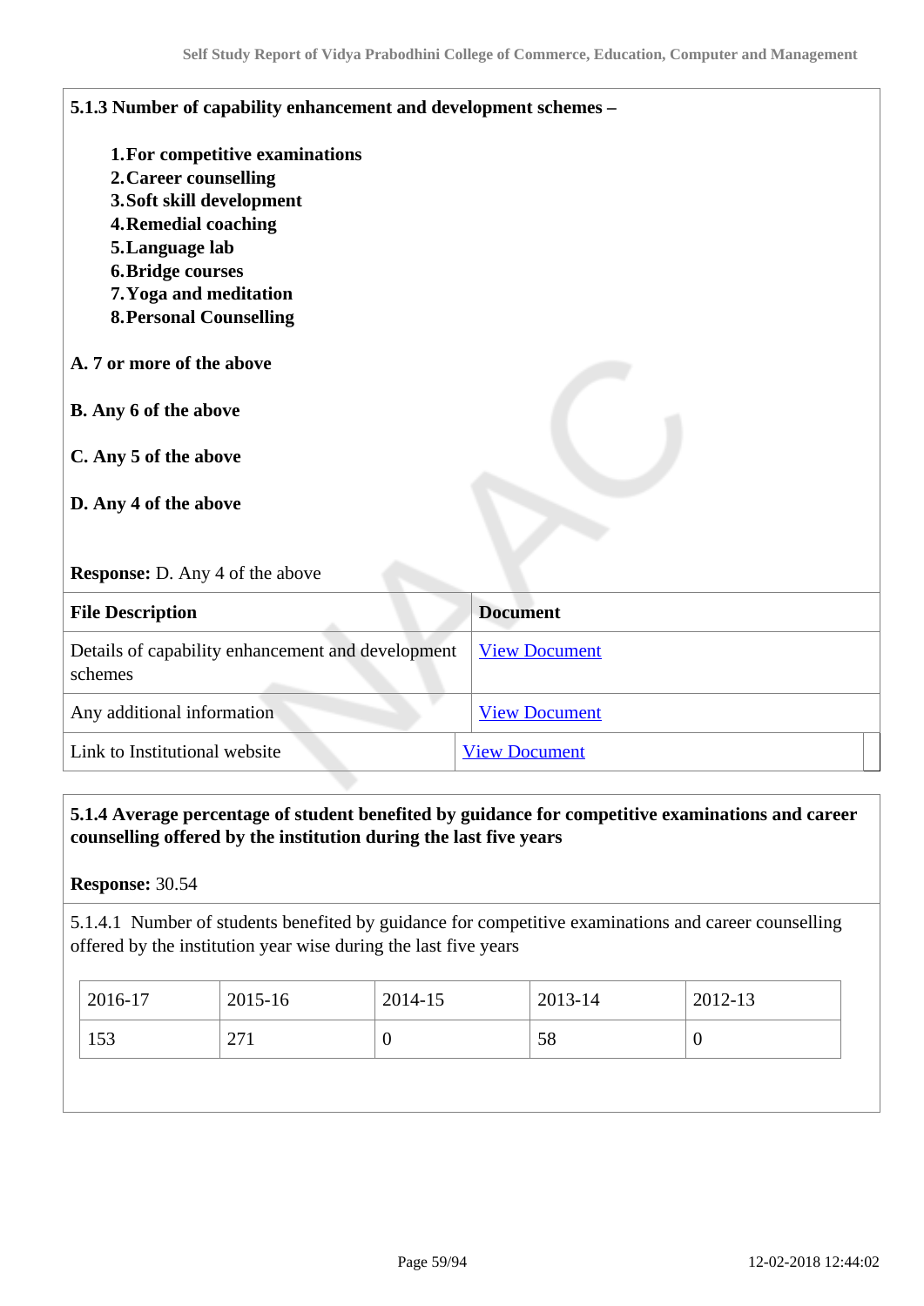**5.1.3 Number of capability enhancement and development schemes –**

1. **For competitive examinations**
2. **Career counselling**
3. **Soft skill development**
4. **Remedial coaching**
5. **Language lab**
6. **Bridge courses**
7. **Yoga and meditation**
8. **Personal Counselling**

**A. 7 or more of the above**

**B. Any 6 of the above**

**C. Any 5 of the above**

**D. Any 4 of the above**

**Response:** D. Any 4 of the above

| File Description | Document |
|---|---|
| Details of capability enhancement and development schemes | View Document |
| Any additional information | View Document |
| Link to Institutional website | View Document |

**5.1.4 Average percentage of student benefited by guidance for competitive examinations and career counselling offered by the institution during the last five years**

**Response:** 30.54

5.1.4.1 Number of students benefited by guidance for competitive examinations and career counselling offered by the institution year wise during the last five years

| 2016-17 | 2015-16 | 2014-15 | 2013-14 | 2012-13 |
|---|---|---|---|---|
| 153 | 271 | 0 | 58 | 0 |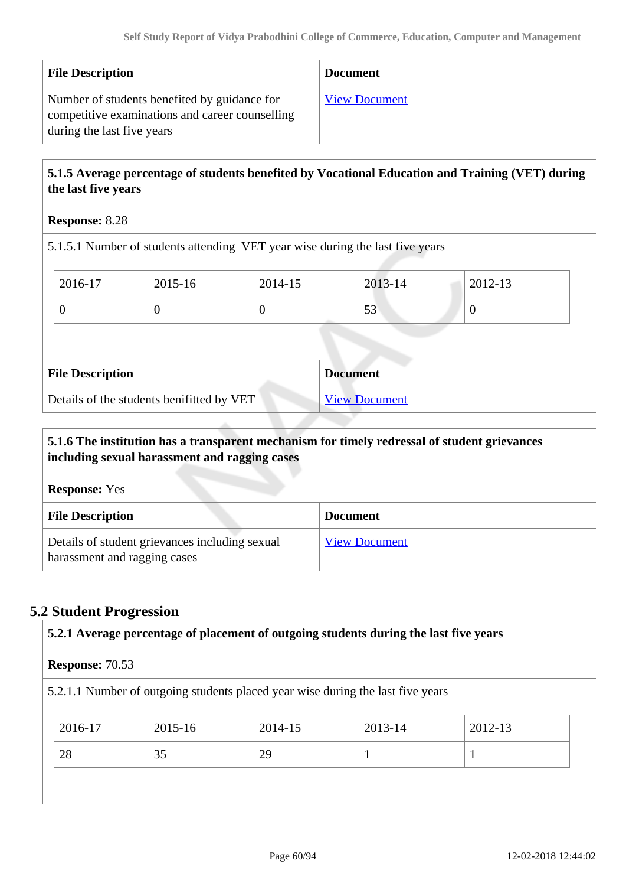| File Description | Document |
|---|---|
| Number of students benefited by guidance for competitive examinations and career counselling during the last five years | View Document |

**5.1.5 Average percentage of students benefited by Vocational Education and Training (VET) during the last five years**

**Response:** 8.28

5.1.5.1 Number of students attending VET year wise during the last five years

| 2016-17 | 2015-16 | 2014-15 | 2013-14 | 2012-13 |
|---|---|---|---|---|
| 0 | 0 | 0 | 53 | 0 |

| File Description | Document |
|---|---|
| Details of the students benifitted by VET | View Document |

**5.1.6 The institution has a transparent mechanism for timely redressal of student grievances including sexual harassment and ragging cases**

**Response:** Yes

| File Description | Document |
|---|---|
| Details of student grievances including sexual harassment and ragging cases | View Document |

## 5.2 Student Progression

**5.2.1 Average percentage of placement of outgoing students during the last five years**

**Response:** 70.53

5.2.1.1 Number of outgoing students placed year wise during the last five years

| 2016-17 | 2015-16 | 2014-15 | 2013-14 | 2012-13 |
|---|---|---|---|---|
| 28 | 35 | 29 | 1 | 1 |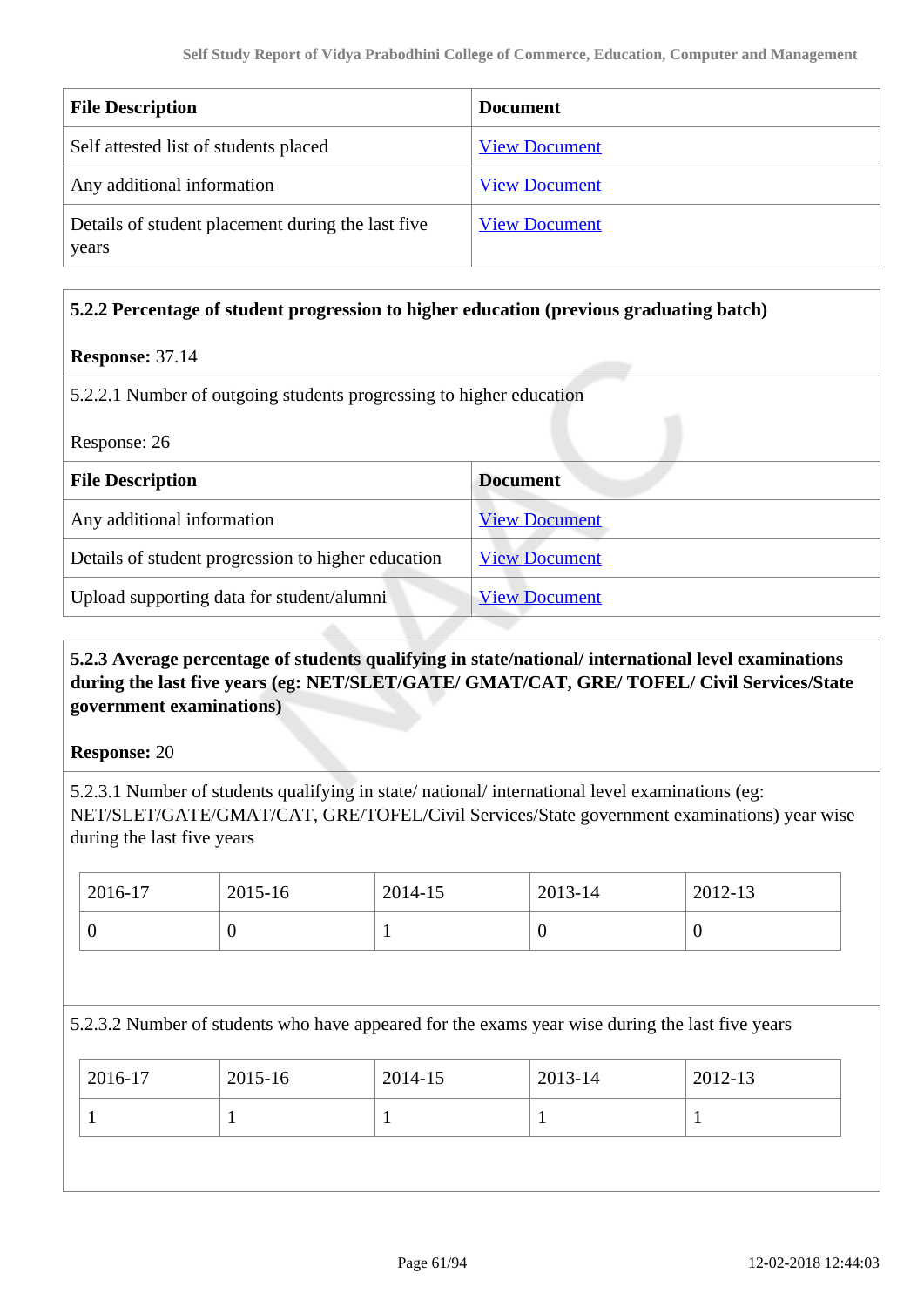| File Description | Document |
| --- | --- |
| Self attested list of students placed | View Document |
| Any additional information | View Document |
| Details of student placement during the last five years | View Document |

**5.2.2 Percentage of student progression to higher education (previous graduating batch)**

**Response:** 37.14

5.2.2.1 Number of outgoing students progressing to higher education

Response: 26

| File Description | Document |
| --- | --- |
| Any additional information | View Document |
| Details of student progression to higher education | View Document |
| Upload supporting data for student/alumni | View Document |

**5.2.3 Average percentage of students qualifying in state/national/ international level examinations during the last five years (eg: NET/SLET/GATE/ GMAT/CAT, GRE/ TOFEL/ Civil Services/State government examinations)**

**Response:** 20

5.2.3.1 Number of students qualifying in state/ national/ international level examinations (eg: NET/SLET/GATE/GMAT/CAT, GRE/TOFEL/Civil Services/State government examinations) year wise during the last five years

| 2016-17 | 2015-16 | 2014-15 | 2013-14 | 2012-13 |
| --- | --- | --- | --- | --- |
| 0 | 0 | 1 | 0 | 0 |

5.2.3.2 Number of students who have appeared for the exams year wise during the last five years

| 2016-17 | 2015-16 | 2014-15 | 2013-14 | 2012-13 |
| --- | --- | --- | --- | --- |
| 1 | 1 | 1 | 1 | 1 |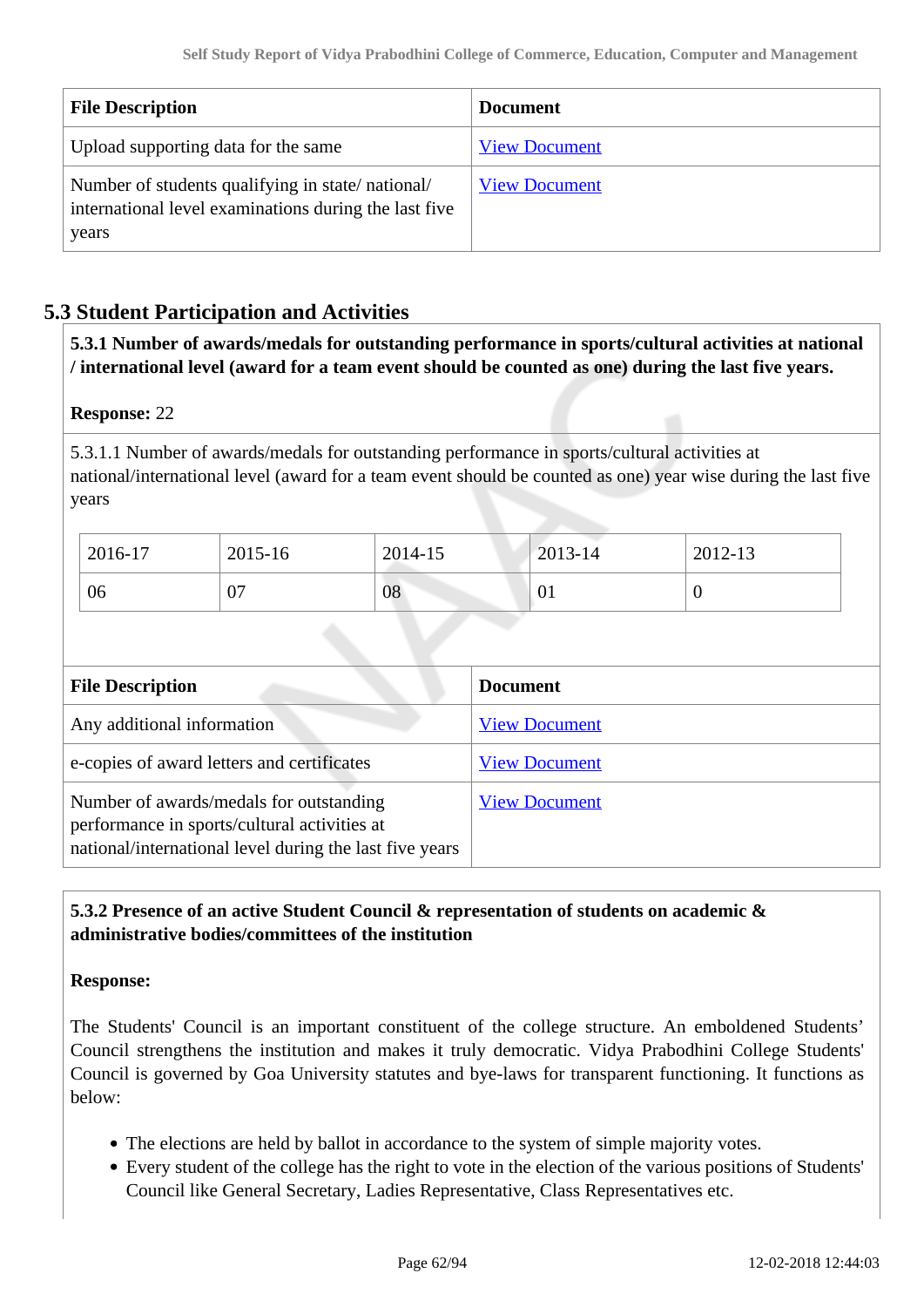| File Description | Document |
|---|---|
| Upload supporting data for the same | View Document |
| Number of students qualifying in state/ national/ international level examinations during the last five years | View Document |

## 5.3 Student Participation and Activities

**5.3.1 Number of awards/medals for outstanding performance in sports/cultural activities at national / international level (award for a team event should be counted as one) during the last five years.**

**Response:** 22

5.3.1.1 Number of awards/medals for outstanding performance in sports/cultural activities at national/international level (award for a team event should be counted as one) year wise during the last five years

| 2016-17 | 2015-16 | 2014-15 | 2013-14 | 2012-13 |
|---|---|---|---|---|
| 06 | 07 | 08 | 01 | 0 |

| File Description | Document |
|---|---|
| Any additional information | View Document |
| e-copies of award letters and certificates | View Document |
| Number of awards/medals for outstanding performance in sports/cultural activities at national/international level during the last five years | View Document |

**5.3.2 Presence of an active Student Council & representation of students on academic & administrative bodies/committees of the institution**

**Response:**

The Students' Council is an important constituent of the college structure. An emboldened Students' Council strengthens the institution and makes it truly democratic. Vidya Prabodhini College Students' Council is governed by Goa University statutes and bye-laws for transparent functioning. It functions as below:

- The elections are held by ballot in accordance to the system of simple majority votes.
- Every student of the college has the right to vote in the election of the various positions of Students' Council like General Secretary, Ladies Representative, Class Representatives etc.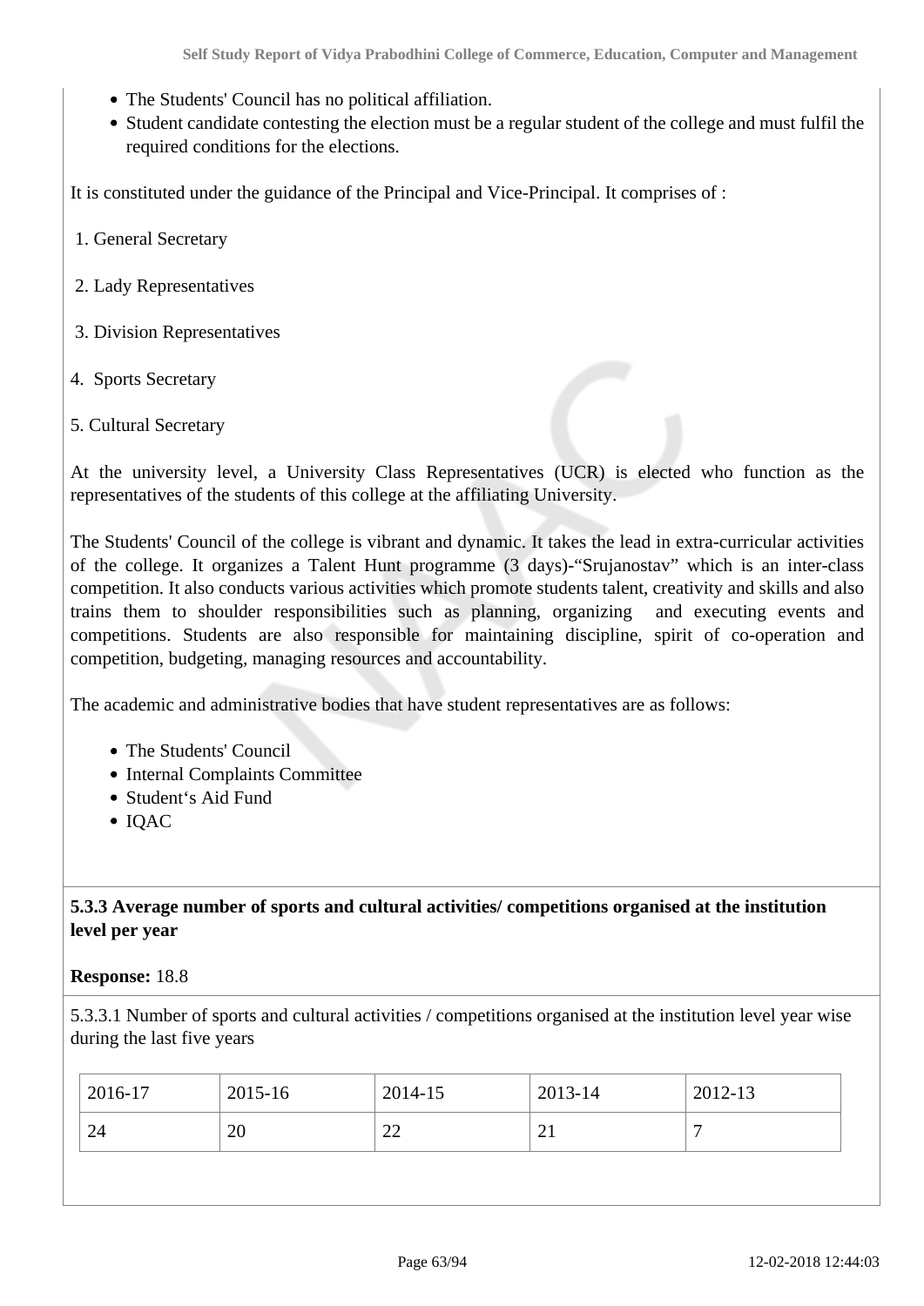- The Students' Council has no political affiliation.
- Student candidate contesting the election must be a regular student of the college and must fulfil the required conditions for the elections.

It is constituted under the guidance of the Principal and Vice-Principal. It comprises of :

1. General Secretary
2. Lady Representatives
3. Division Representatives
4. Sports Secretary
5. Cultural Secretary

At the university level, a University Class Representatives (UCR) is elected who function as the representatives of the students of this college at the affiliating University.

The Students' Council of the college is vibrant and dynamic. It takes the lead in extra-curricular activities of the college. It organizes a Talent Hunt programme (3 days)-"Srujanostav" which is an inter-class competition. It also conducts various activities which promote students talent, creativity and skills and also trains them to shoulder responsibilities such as planning, organizing and executing events and competitions. Students are also responsible for maintaining discipline, spirit of co-operation and competition, budgeting, managing resources and accountability.

The academic and administrative bodies that have student representatives are as follows:

- The Students' Council
- Internal Complaints Committee
- Student's Aid Fund
- IQAC

**5.3.3 Average number of sports and cultural activities/ competitions organised at the institution level per year**

**Response:** 18.8

5.3.3.1 Number of sports and cultural activities / competitions organised at the institution level year wise during the last five years

| 2016-17 | 2015-16 | 2014-15 | 2013-14 | 2012-13 |
|---|---|---|---|---|
| 24 | 20 | 22 | 21 | 7 |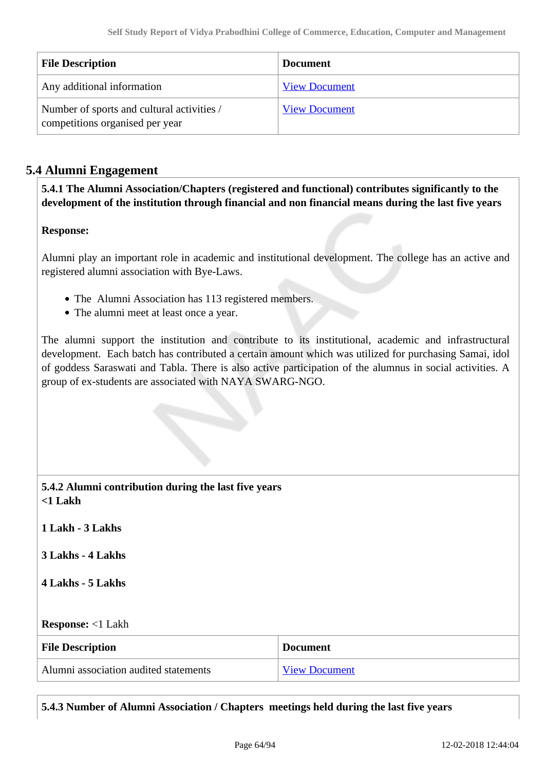| File Description | Document |
|---|---|
| Any additional information | View Document |
| Number of sports and cultural activities / competitions organised per year | View Document |

## 5.4 Alumni Engagement

**5.4.1 The Alumni Association/Chapters (registered and functional) contributes significantly to the development of the institution through financial and non financial means during the last five years**

**Response:**

Alumni play an important role in academic and institutional development. The college has an active and registered alumni association with Bye-Laws.

- The Alumni Association has 113 registered members.
- The alumni meet at least once a year.

The alumni support the institution and contribute to its institutional, academic and infrastructural development. Each batch has contributed a certain amount which was utilized for purchasing Samai, idol of goddess Saraswati and Tabla. There is also active participation of the alumnus in social activities. A group of ex-students are associated with NAYA SWARG-NGO.

**5.4.2 Alumni contribution during the last five years**

**<1 Lakh**

**1 Lakh - 3 Lakhs**

**3 Lakhs - 4 Lakhs**

**4 Lakhs - 5 Lakhs**

**Response:** <1 Lakh

| File Description | Document |
|---|---|
| Alumni association audited statements | View Document |

**5.4.3 Number of Alumni Association / Chapters meetings held during the last five years**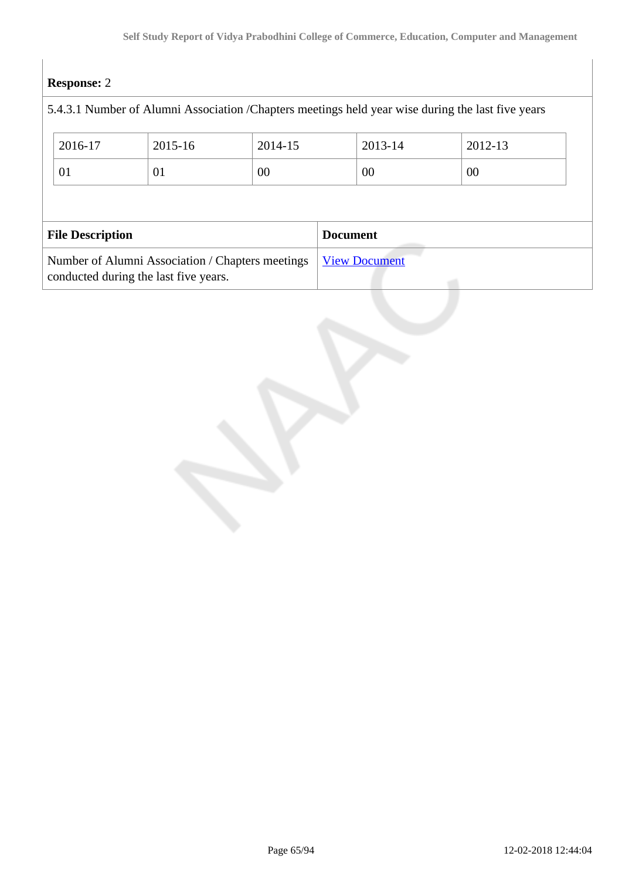**Response:** 2

5.4.3.1 Number of Alumni Association /Chapters meetings held year wise during the last five years

| 2016-17 | 2015-16 | 2014-15 | 2013-14 | 2012-13 |
|---|---|---|---|---|
| 01 | 01 | 00 | 00 | 00 |

| File Description | Document |
|---|---|
| Number of Alumni Association / Chapters meetings conducted during the last five years. | View Document |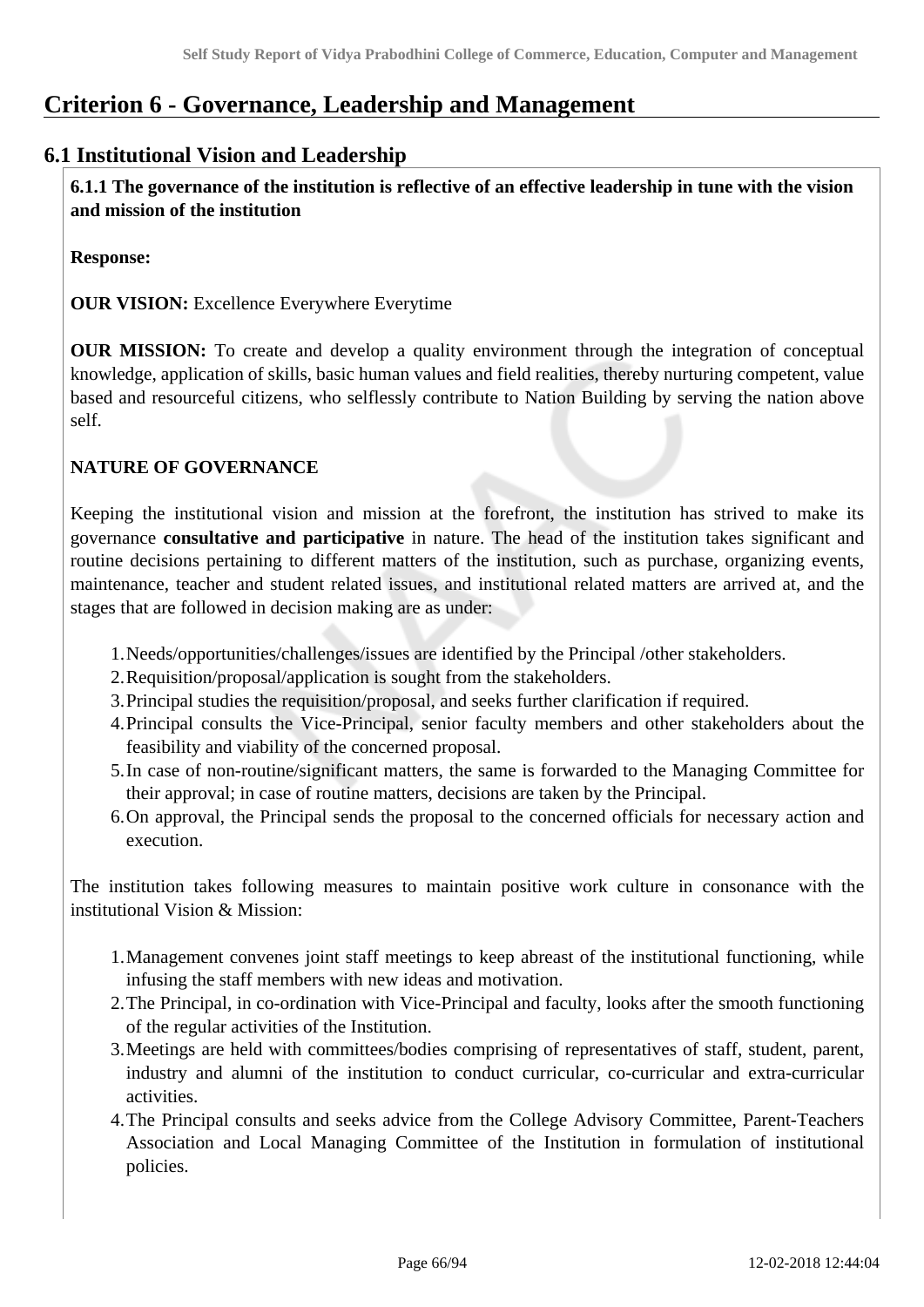# Criterion 6 - Governance, Leadership and Management

## 6.1 Institutional Vision and Leadership

**6.1.1 The governance of the institution is reflective of an effective leadership in tune with the vision and mission of the institution**

**Response:**

**OUR VISION:** Excellence Everywhere Everytime

**OUR MISSION:** To create and develop a quality environment through the integration of conceptual knowledge, application of skills, basic human values and field realities, thereby nurturing competent, value based and resourceful citizens, who selflessly contribute to Nation Building by serving the nation above self.

**NATURE OF GOVERNANCE**

Keeping the institutional vision and mission at the forefront, the institution has strived to make its governance **consultative and participative** in nature. The head of the institution takes significant and routine decisions pertaining to different matters of the institution, such as purchase, organizing events, maintenance, teacher and student related issues, and institutional related matters are arrived at, and the stages that are followed in decision making are as under:

1. Needs/opportunities/challenges/issues are identified by the Principal /other stakeholders.
2. Requisition/proposal/application is sought from the stakeholders.
3. Principal studies the requisition/proposal, and seeks further clarification if required.
4. Principal consults the Vice-Principal, senior faculty members and other stakeholders about the feasibility and viability of the concerned proposal.
5. In case of non-routine/significant matters, the same is forwarded to the Managing Committee for their approval; in case of routine matters, decisions are taken by the Principal.
6. On approval, the Principal sends the proposal to the concerned officials for necessary action and execution.

The institution takes following measures to maintain positive work culture in consonance with the institutional Vision & Mission:

1. Management convenes joint staff meetings to keep abreast of the institutional functioning, while infusing the staff members with new ideas and motivation.
2. The Principal, in co-ordination with Vice-Principal and faculty, looks after the smooth functioning of the regular activities of the Institution.
3. Meetings are held with committees/bodies comprising of representatives of staff, student, parent, industry and alumni of the institution to conduct curricular, co-curricular and extra-curricular activities.
4. The Principal consults and seeks advice from the College Advisory Committee, Parent-Teachers Association and Local Managing Committee of the Institution in formulation of institutional policies.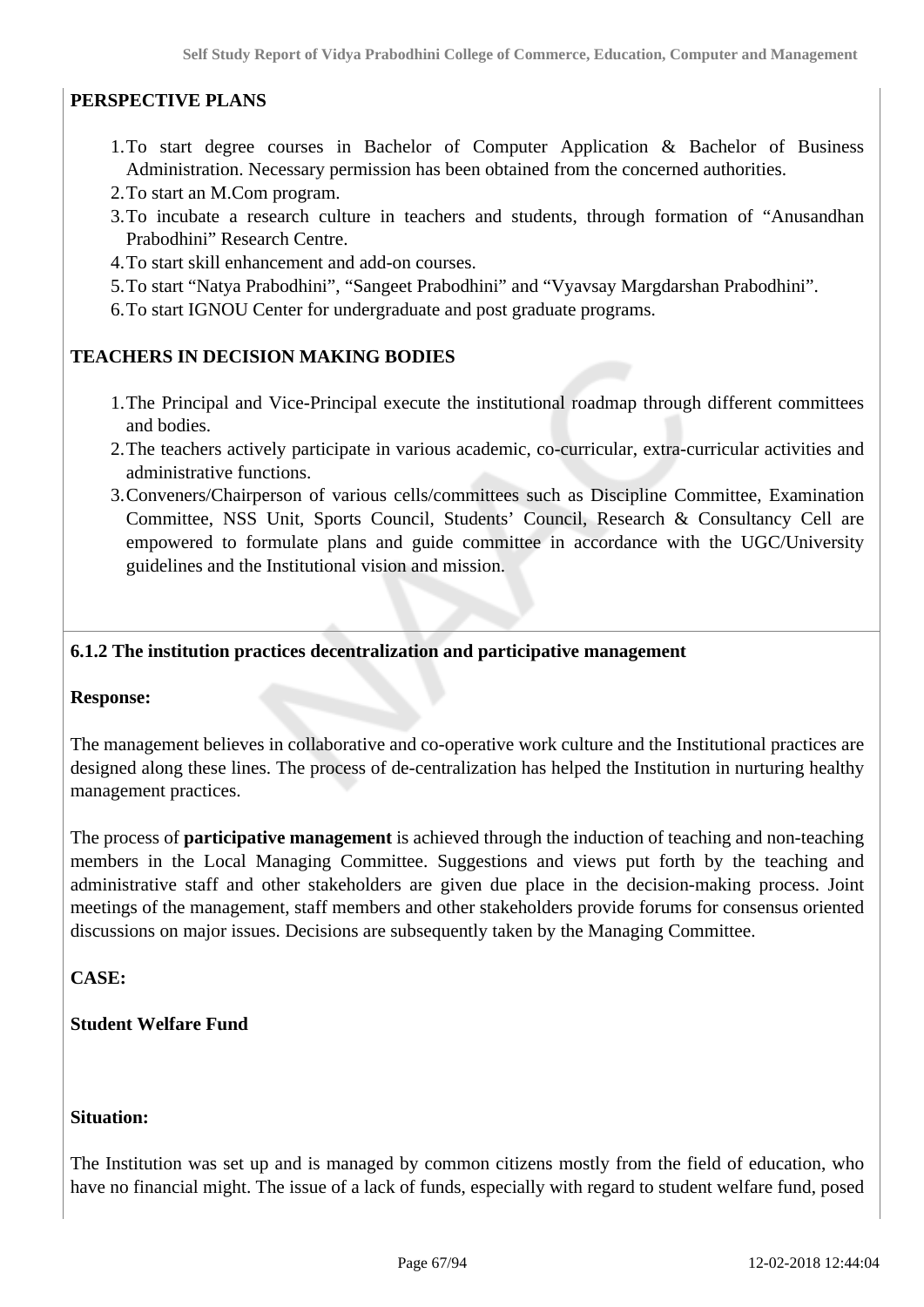**PERSPECTIVE PLANS**

1. To start degree courses in Bachelor of Computer Application & Bachelor of Business Administration. Necessary permission has been obtained from the concerned authorities.
2. To start an M.Com program.
3. To incubate a research culture in teachers and students, through formation of "Anusandhan Prabodhini" Research Centre.
4. To start skill enhancement and add-on courses.
5. To start "Natya Prabodhini", "Sangeet Prabodhini" and "Vyavsay Margdarshan Prabodhini".
6. To start IGNOU Center for undergraduate and post graduate programs.

**TEACHERS IN DECISION MAKING BODIES**

1. The Principal and Vice-Principal execute the institutional roadmap through different committees and bodies.
2. The teachers actively participate in various academic, co-curricular, extra-curricular activities and administrative functions.
3. Conveners/Chairperson of various cells/committees such as Discipline Committee, Examination Committee, NSS Unit, Sports Council, Students' Council, Research & Consultancy Cell are empowered to formulate plans and guide committee in accordance with the UGC/University guidelines and the Institutional vision and mission.

**6.1.2 The institution practices decentralization and participative management**

**Response:**

The management believes in collaborative and co-operative work culture and the Institutional practices are designed along these lines. The process of de-centralization has helped the Institution in nurturing healthy management practices.

The process of **participative management** is achieved through the induction of teaching and non-teaching members in the Local Managing Committee. Suggestions and views put forth by the teaching and administrative staff and other stakeholders are given due place in the decision-making process. Joint meetings of the management, staff members and other stakeholders provide forums for consensus oriented discussions on major issues. Decisions are subsequently taken by the Managing Committee.

**CASE:**

**Student Welfare Fund**

**Situation:**

The Institution was set up and is managed by common citizens mostly from the field of education, who have no financial might. The issue of a lack of funds, especially with regard to student welfare fund, posed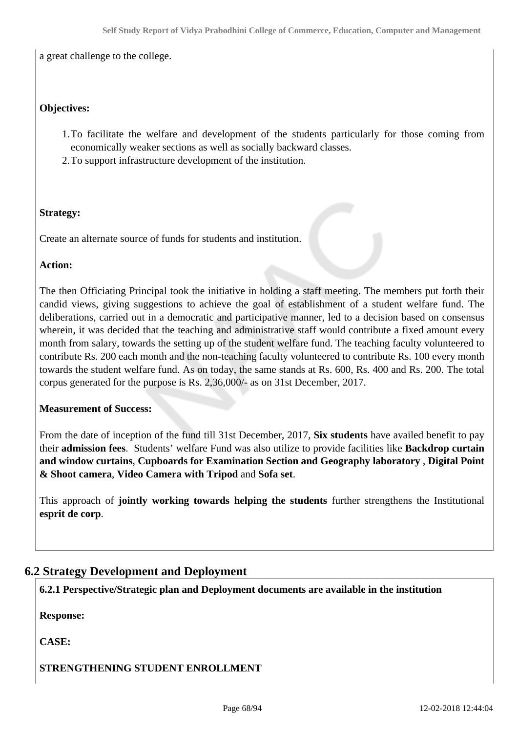a great challenge to the college.

**Objectives:**

1. To facilitate the welfare and development of the students particularly for those coming from economically weaker sections as well as socially backward classes.
2. To support infrastructure development of the institution.

**Strategy:**

Create an alternate source of funds for students and institution.

**Action:**

The then Officiating Principal took the initiative in holding a staff meeting. The members put forth their candid views, giving suggestions to achieve the goal of establishment of a student welfare fund. The deliberations, carried out in a democratic and participative manner, led to a decision based on consensus wherein, it was decided that the teaching and administrative staff would contribute a fixed amount every month from salary, towards the setting up of the student welfare fund. The teaching faculty volunteered to contribute Rs. 200 each month and the non-teaching faculty volunteered to contribute Rs. 100 every month towards the student welfare fund. As on today, the same stands at Rs. 600, Rs. 400 and Rs. 200. The total corpus generated for the purpose is Rs. 2,36,000/- as on 31st December, 2017.

**Measurement of Success:**

From the date of inception of the fund till 31st December, 2017, **Six students** have availed benefit to pay their **admission fees**. Students' welfare Fund was also utilize to provide facilities like **Backdrop curtain and window curtains**, **Cupboards for Examination Section and Geography laboratory** , **Digital Point & Shoot camera**, **Video Camera with Tripod** and **Sofa set**.

This approach of **jointly working towards helping the students** further strengthens the Institutional **esprit de corp**.

## 6.2 Strategy Development and Deployment

**6.2.1 Perspective/Strategic plan and Deployment documents are available in the institution**

**Response:**

**CASE:**

**STRENGTHENING STUDENT ENROLLMENT**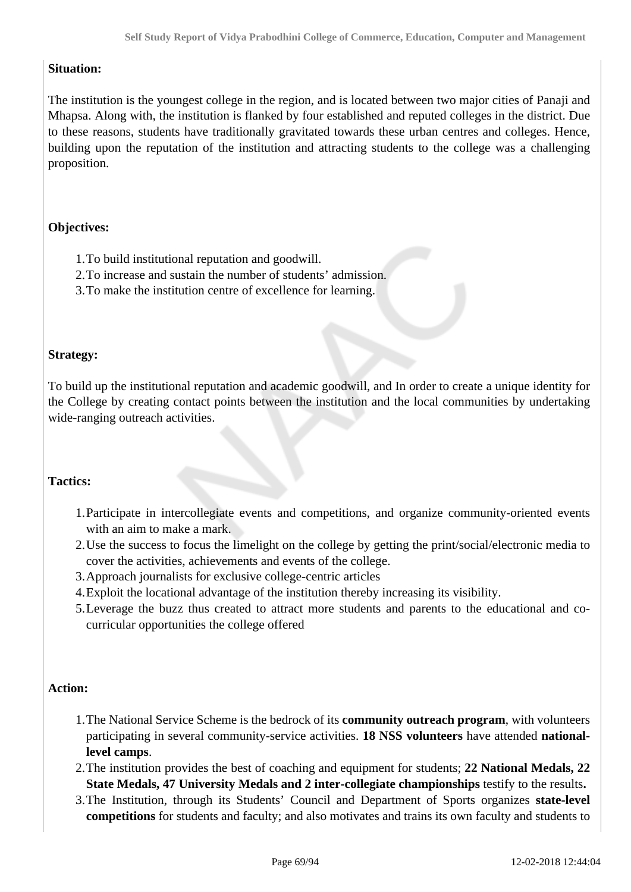**Situation:**

The institution is the youngest college in the region, and is located between two major cities of Panaji and Mhapsa. Along with, the institution is flanked by four established and reputed colleges in the district. Due to these reasons, students have traditionally gravitated towards these urban centres and colleges. Hence, building upon the reputation of the institution and attracting students to the college was a challenging proposition.

**Objectives:**

1. To build institutional reputation and goodwill.
2. To increase and sustain the number of students' admission.
3. To make the institution centre of excellence for learning.

**Strategy:**

To build up the institutional reputation and academic goodwill, and In order to create a unique identity for the College by creating contact points between the institution and the local communities by undertaking wide-ranging outreach activities.

**Tactics:**

1. Participate in intercollegiate events and competitions, and organize community-oriented events with an aim to make a mark.
2. Use the success to focus the limelight on the college by getting the print/social/electronic media to cover the activities, achievements and events of the college.
3. Approach journalists for exclusive college-centric articles
4. Exploit the locational advantage of the institution thereby increasing its visibility.
5. Leverage the buzz thus created to attract more students and parents to the educational and co-curricular opportunities the college offered

**Action:**

1. The National Service Scheme is the bedrock of its **community outreach program**, with volunteers participating in several community-service activities. **18 NSS volunteers** have attended **national-level camps**.
2. The institution provides the best of coaching and equipment for students; **22 National Medals, 22 State Medals, 47 University Medals and 2 inter-collegiate championships** testify to the results**.**
3. The Institution, through its Students' Council and Department of Sports organizes **state-level competitions** for students and faculty; and also motivates and trains its own faculty and students to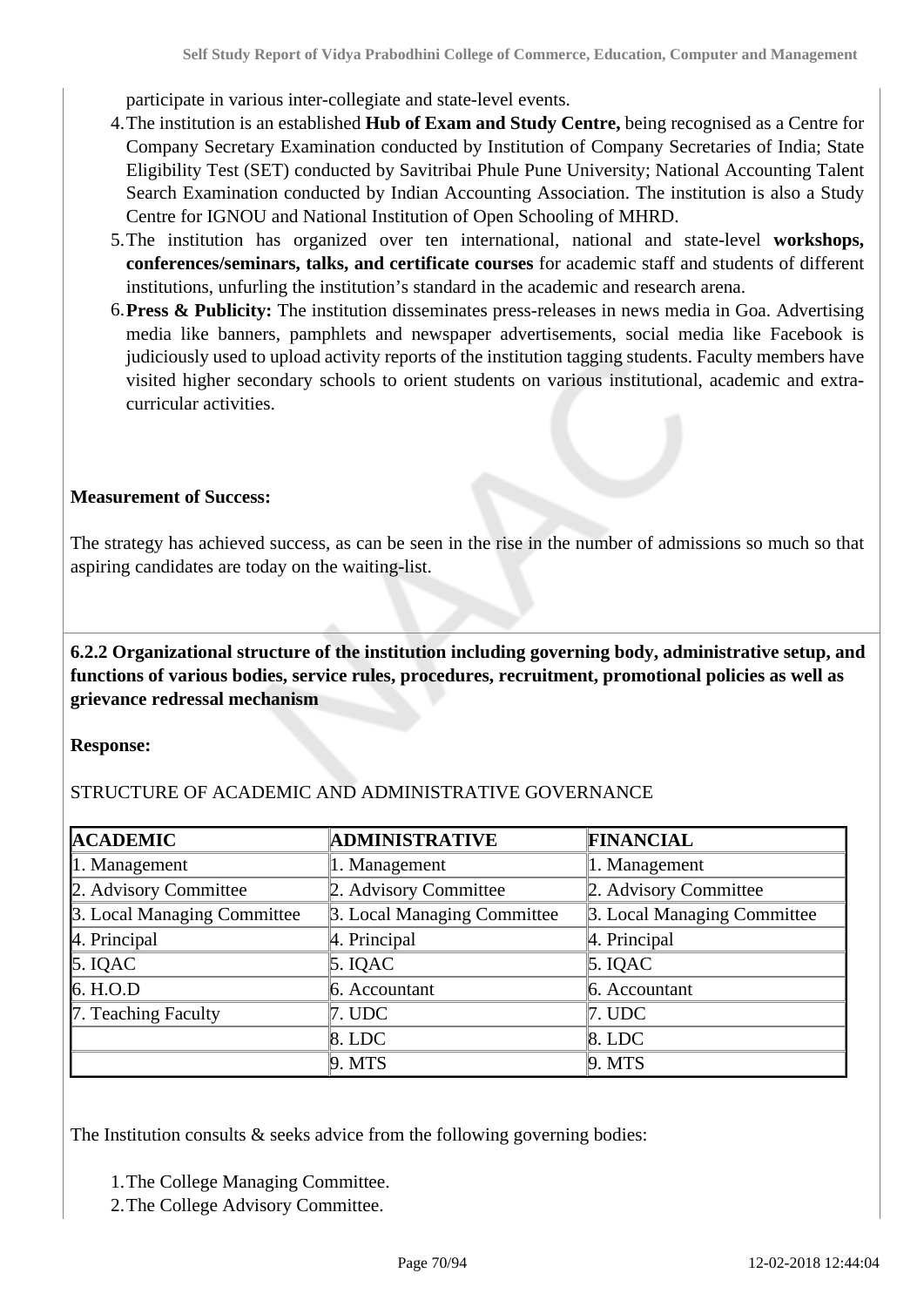participate in various inter-collegiate and state-level events.

4. The institution is an established **Hub of Exam and Study Centre,** being recognised as a Centre for Company Secretary Examination conducted by Institution of Company Secretaries of India; State Eligibility Test (SET) conducted by Savitribai Phule Pune University; National Accounting Talent Search Examination conducted by Indian Accounting Association. The institution is also a Study Centre for IGNOU and National Institution of Open Schooling of MHRD.
5. The institution has organized over ten international, national and state-level **workshops, conferences/seminars, talks, and certificate courses** for academic staff and students of different institutions, unfurling the institution's standard in the academic and research arena.
6. **Press & Publicity:** The institution disseminates press-releases in news media in Goa. Advertising media like banners, pamphlets and newspaper advertisements, social media like Facebook is judiciously used to upload activity reports of the institution tagging students. Faculty members have visited higher secondary schools to orient students on various institutional, academic and extra-curricular activities.

**Measurement of Success:**

The strategy has achieved success, as can be seen in the rise in the number of admissions so much so that aspiring candidates are today on the waiting-list.

**6.2.2 Organizational structure of the institution including governing body, administrative setup, and functions of various bodies, service rules, procedures, recruitment, promotional policies as well as grievance redressal mechanism**

**Response:**

STRUCTURE OF ACADEMIC AND ADMINISTRATIVE GOVERNANCE

| ACADEMIC | ADMINISTRATIVE | FINANCIAL |
|---|---|---|
| 1. Management | 1. Management | 1. Management |
| 2. Advisory Committee | 2. Advisory Committee | 2. Advisory Committee |
| 3. Local Managing Committee | 3. Local Managing Committee | 3. Local Managing Committee |
| 4. Principal | 4. Principal | 4. Principal |
| 5. IQAC | 5. IQAC | 5. IQAC |
| 6. H.O.D | 6. Accountant | 6. Accountant |
| 7. Teaching Faculty | 7. UDC | 7. UDC |
| | 8. LDC | 8. LDC |
| | 9. MTS | 9. MTS |

The Institution consults & seeks advice from the following governing bodies:

1. The College Managing Committee.
2. The College Advisory Committee.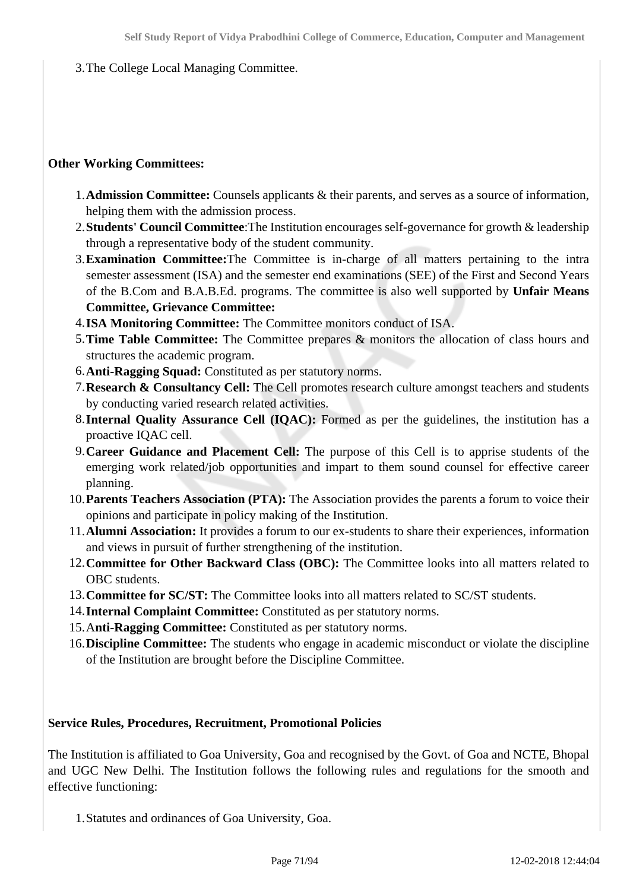3. The College Local Managing Committee.

**Other Working Committees:**

1. **Admission Committee:** Counsels applicants & their parents, and serves as a source of information, helping them with the admission process.
2. **Students' Council Committee**:The Institution encourages self-governance for growth & leadership through a representative body of the student community.
3. **Examination Committee:**The Committee is in-charge of all matters pertaining to the intra semester assessment (ISA) and the semester end examinations (SEE) of the First and Second Years of the B.Com and B.A.B.Ed. programs. The committee is also well supported by **Unfair Means Committee, Grievance Committee:**
4. **ISA Monitoring Committee:** The Committee monitors conduct of ISA.
5. **Time Table Committee:** The Committee prepares & monitors the allocation of class hours and structures the academic program.
6. **Anti-Ragging Squad:** Constituted as per statutory norms.
7. **Research & Consultancy Cell:** The Cell promotes research culture amongst teachers and students by conducting varied research related activities.
8. **Internal Quality Assurance Cell (IQAC):** Formed as per the guidelines, the institution has a proactive IQAC cell.
9. **Career Guidance and Placement Cell:** The purpose of this Cell is to apprise students of the emerging work related/job opportunities and impart to them sound counsel for effective career planning.
10. **Parents Teachers Association (PTA):** The Association provides the parents a forum to voice their opinions and participate in policy making of the Institution.
11. **Alumni Association:** It provides a forum to our ex-students to share their experiences, information and views in pursuit of further strengthening of the institution.
12. **Committee for Other Backward Class (OBC):** The Committee looks into all matters related to OBC students.
13. **Committee for SC/ST:** The Committee looks into all matters related to SC/ST students.
14. **Internal Complaint Committee:** Constituted as per statutory norms.
15. A**nti-Ragging Committee:** Constituted as per statutory norms.
16. **Discipline Committee:** The students who engage in academic misconduct or violate the discipline of the Institution are brought before the Discipline Committee.

**Service Rules, Procedures, Recruitment, Promotional Policies**

The Institution is affiliated to Goa University, Goa and recognised by the Govt. of Goa and NCTE, Bhopal and UGC New Delhi. The Institution follows the following rules and regulations for the smooth and effective functioning:

1. Statutes and ordinances of Goa University, Goa.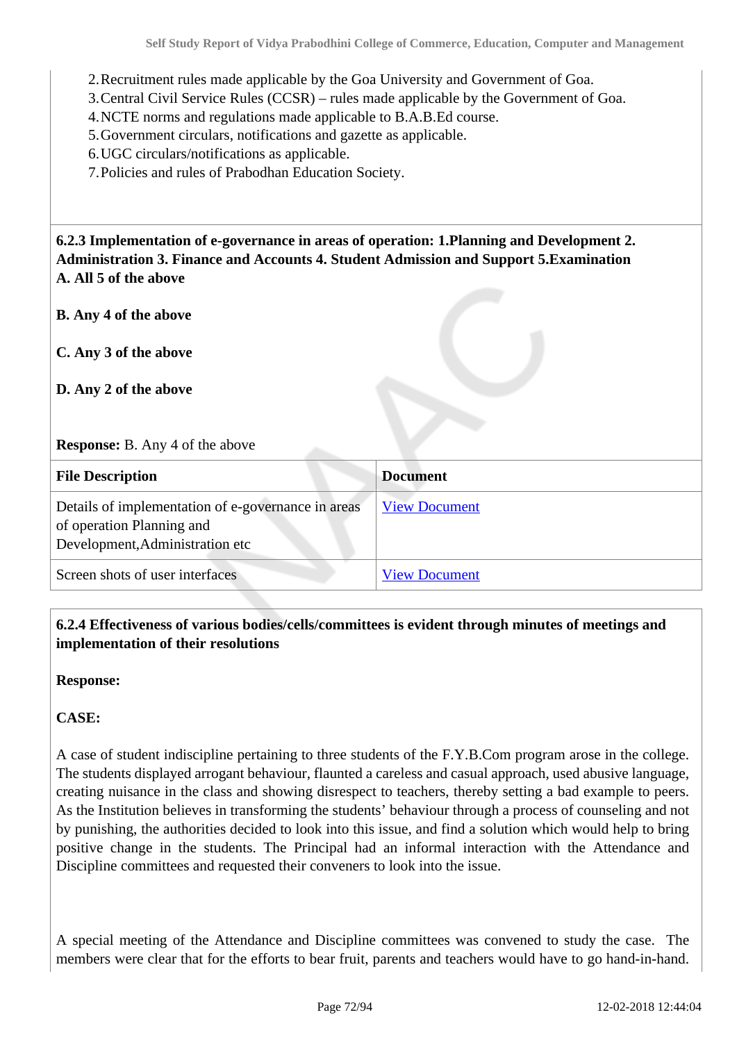2. Recruitment rules made applicable by the Goa University and Government of Goa.
3. Central Civil Service Rules (CCSR) – rules made applicable by the Government of Goa.
4. NCTE norms and regulations made applicable to B.A.B.Ed course.
5. Government circulars, notifications and gazette as applicable.
6. UGC circulars/notifications as applicable.
7. Policies and rules of Prabodhan Education Society.

**6.2.3 Implementation of e-governance in areas of operation: 1.Planning and Development 2. Administration 3. Finance and Accounts 4. Student Admission and Support 5.Examination**

**A. All 5 of the above**

**B. Any 4 of the above**

**C. Any 3 of the above**

**D. Any 2 of the above**

**Response:** B. Any 4 of the above

| File Description | Document |
|---|---|
| Details of implementation of e-governance in areas of operation Planning and Development,Administration etc | View Document |
| Screen shots of user interfaces | View Document |

**6.2.4 Effectiveness of various bodies/cells/committees is evident through minutes of meetings and implementation of their resolutions**

**Response:**

**CASE:**

A case of student indiscipline pertaining to three students of the F.Y.B.Com program arose in the college. The students displayed arrogant behaviour, flaunted a careless and casual approach, used abusive language, creating nuisance in the class and showing disrespect to teachers, thereby setting a bad example to peers. As the Institution believes in transforming the students' behaviour through a process of counseling and not by punishing, the authorities decided to look into this issue, and find a solution which would help to bring positive change in the students. The Principal had an informal interaction with the Attendance and Discipline committees and requested their conveners to look into the issue.

A special meeting of the Attendance and Discipline committees was convened to study the case. The members were clear that for the efforts to bear fruit, parents and teachers would have to go hand-in-hand.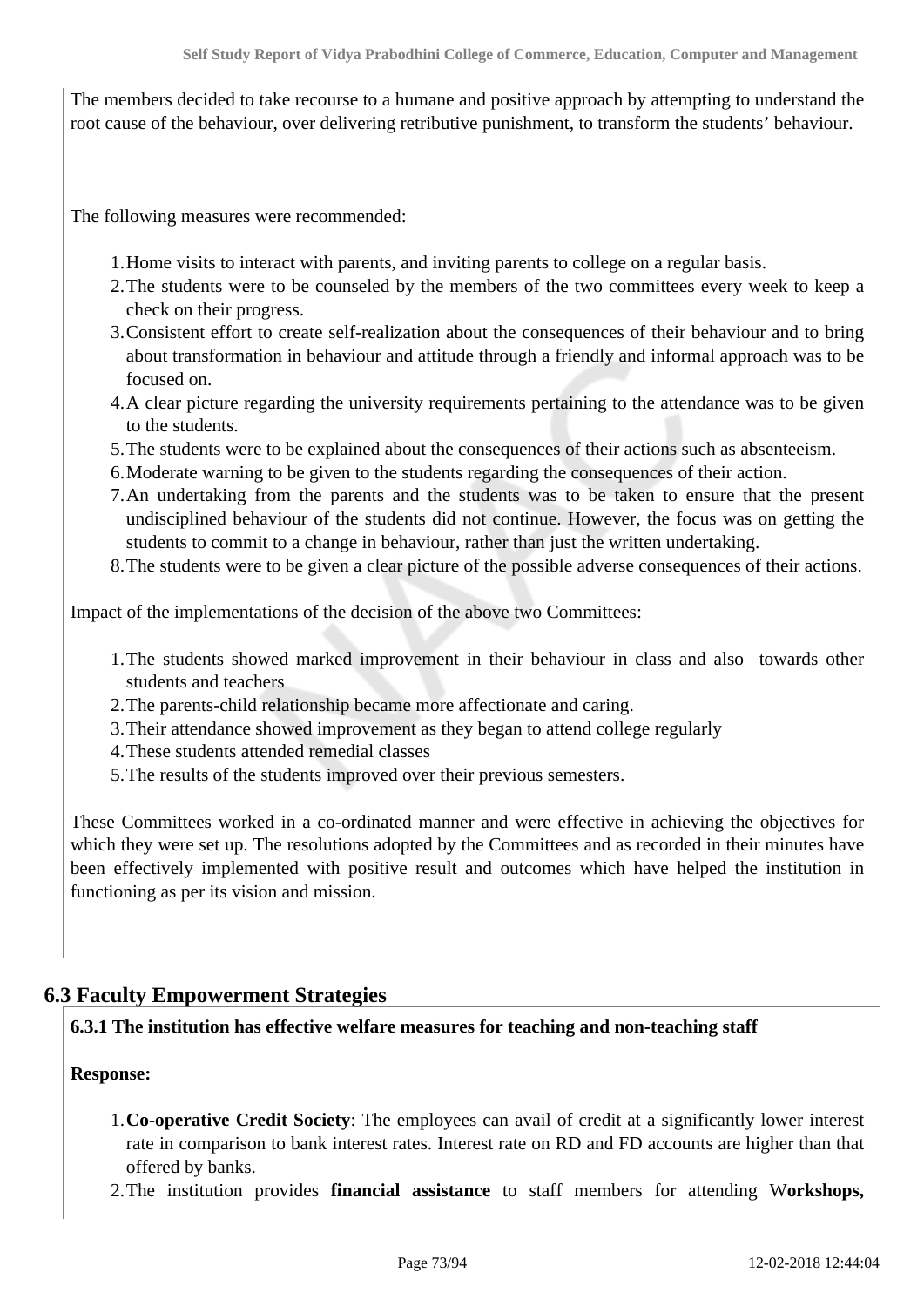The members decided to take recourse to a humane and positive approach by attempting to understand the root cause of the behaviour, over delivering retributive punishment, to transform the students' behaviour.

The following measures were recommended:

1. Home visits to interact with parents, and inviting parents to college on a regular basis.
2. The students were to be counseled by the members of the two committees every week to keep a check on their progress.
3. Consistent effort to create self-realization about the consequences of their behaviour and to bring about transformation in behaviour and attitude through a friendly and informal approach was to be focused on.
4. A clear picture regarding the university requirements pertaining to the attendance was to be given to the students.
5. The students were to be explained about the consequences of their actions such as absenteeism.
6. Moderate warning to be given to the students regarding the consequences of their action.
7. An undertaking from the parents and the students was to be taken to ensure that the present undisciplined behaviour of the students did not continue. However, the focus was on getting the students to commit to a change in behaviour, rather than just the written undertaking.
8. The students were to be given a clear picture of the possible adverse consequences of their actions.

Impact of the implementations of the decision of the above two Committees:

1. The students showed marked improvement in their behaviour in class and also towards other students and teachers
2. The parents-child relationship became more affectionate and caring.
3. Their attendance showed improvement as they began to attend college regularly
4. These students attended remedial classes
5. The results of the students improved over their previous semesters.

These Committees worked in a co-ordinated manner and were effective in achieving the objectives for which they were set up. The resolutions adopted by the Committees and as recorded in their minutes have been effectively implemented with positive result and outcomes which have helped the institution in functioning as per its vision and mission.

## 6.3 Faculty Empowerment Strategies

**6.3.1 The institution has effective welfare measures for teaching and non-teaching staff**

**Response:**

1. **Co-operative Credit Society**: The employees can avail of credit at a significantly lower interest rate in comparison to bank interest rates. Interest rate on RD and FD accounts are higher than that offered by banks.
2. The institution provides **financial assistance** to staff members for attending W**orkshops,**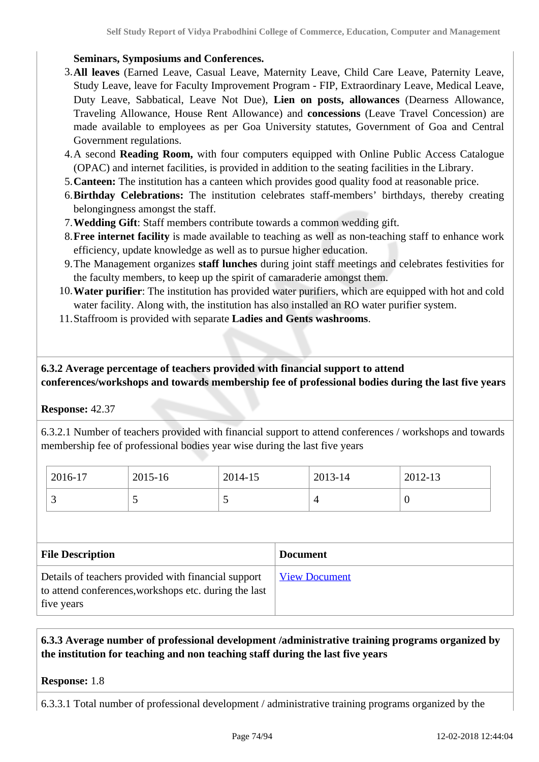**Seminars, Symposiums and Conferences.**

3. **All leaves** (Earned Leave, Casual Leave, Maternity Leave, Child Care Leave, Paternity Leave, Study Leave, leave for Faculty Improvement Program - FIP, Extraordinary Leave, Medical Leave, Duty Leave, Sabbatical, Leave Not Due), **Lien on posts, allowances** (Dearness Allowance, Traveling Allowance, House Rent Allowance) and **concessions** (Leave Travel Concession) are made available to employees as per Goa University statutes, Government of Goa and Central Government regulations.
4. A second **Reading Room,** with four computers equipped with Online Public Access Catalogue (OPAC) and internet facilities, is provided in addition to the seating facilities in the Library.
5. **Canteen:** The institution has a canteen which provides good quality food at reasonable price.
6. **Birthday Celebrations:** The institution celebrates staff-members' birthdays, thereby creating belongingness amongst the staff.
7. **Wedding Gift**: Staff members contribute towards a common wedding gift.
8. **Free internet facility** is made available to teaching as well as non-teaching staff to enhance work efficiency, update knowledge as well as to pursue higher education.
9. The Management organizes **staff lunches** during joint staff meetings and celebrates festivities for the faculty members, to keep up the spirit of camaraderie amongst them.
10. **Water purifier**: The institution has provided water purifiers, which are equipped with hot and cold water facility. Along with, the institution has also installed an RO water purifier system.
11. Staffroom is provided with separate **Ladies and Gents washrooms**.

**6.3.2 Average percentage of teachers provided with financial support to attend conferences/workshops and towards membership fee of professional bodies during the last five years**

**Response:** 42.37

6.3.2.1 Number of teachers provided with financial support to attend conferences / workshops and towards membership fee of professional bodies year wise during the last five years

| 2016-17 | 2015-16 | 2014-15 | 2013-14 | 2012-13 |
|---|---|---|---|---|
| 3 | 5 | 5 | 4 | 0 |

| File Description | Document |
|---|---|
| Details of teachers provided with financial support to attend conferences,workshops etc. during the last five years | View Document |

**6.3.3 Average number of professional development /administrative training programs organized by the institution for teaching and non teaching staff during the last five years**

**Response:** 1.8

6.3.3.1 Total number of professional development / administrative training programs organized by the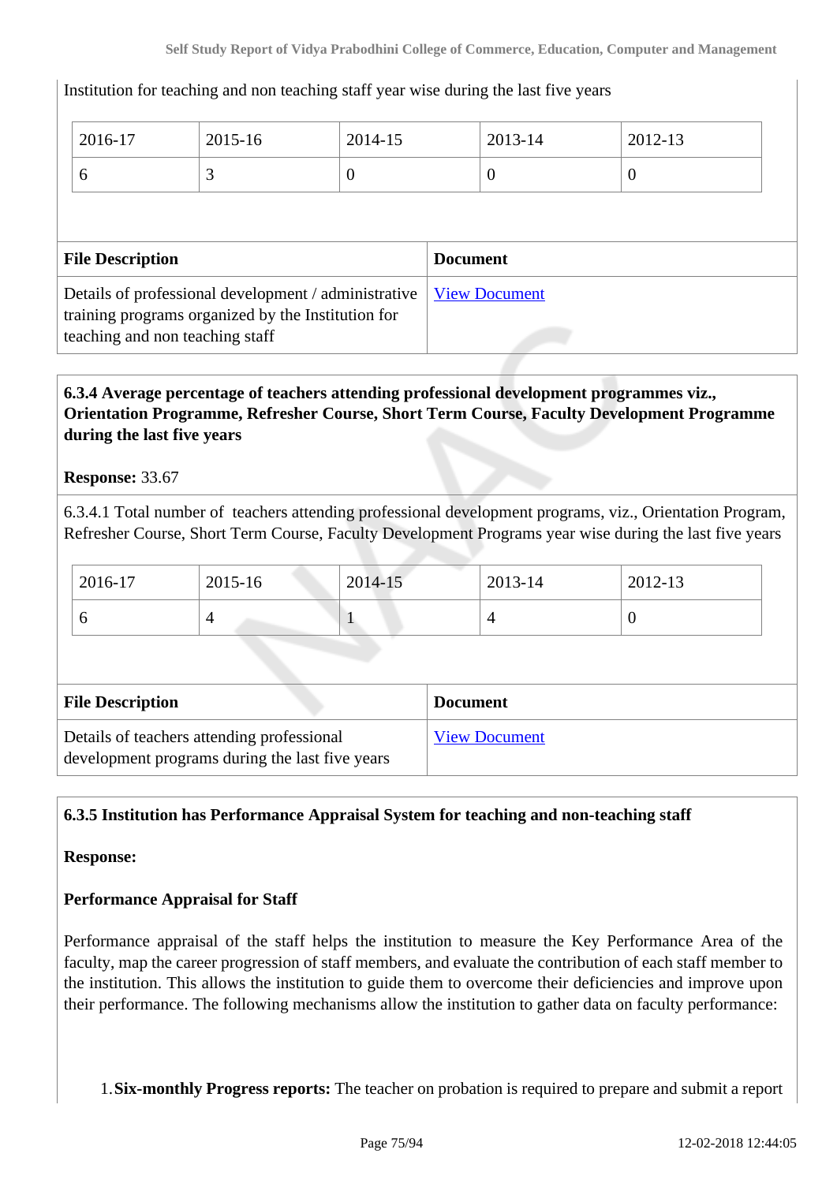Institution for teaching and non teaching staff year wise during the last five years

| 2016-17 | 2015-16 | 2014-15 | 2013-14 | 2012-13 |
|---|---|---|---|---|
| 6 | 3 | 0 | 0 | 0 |

| File Description | Document |
|---|---|
| Details of professional development / administrative training programs organized by the Institution for teaching and non teaching staff | View Document |

**6.3.4 Average percentage of teachers attending professional development programmes viz., Orientation Programme, Refresher Course, Short Term Course, Faculty Development Programme during the last five years**

**Response:** 33.67

6.3.4.1 Total number of teachers attending professional development programs, viz., Orientation Program, Refresher Course, Short Term Course, Faculty Development Programs year wise during the last five years

| 2016-17 | 2015-16 | 2014-15 | 2013-14 | 2012-13 |
|---|---|---|---|---|
| 6 | 4 | 1 | 4 | 0 |

| File Description | Document |
|---|---|
| Details of teachers attending professional development programs during the last five years | View Document |

**6.3.5 Institution has Performance Appraisal System for teaching and non-teaching staff**

**Response:**

**Performance Appraisal for Staff**

Performance appraisal of the staff helps the institution to measure the Key Performance Area of the faculty, map the career progression of staff members, and evaluate the contribution of each staff member to the institution. This allows the institution to guide them to overcome their deficiencies and improve upon their performance. The following mechanisms allow the institution to gather data on faculty performance:

1. **Six-monthly Progress reports:** The teacher on probation is required to prepare and submit a report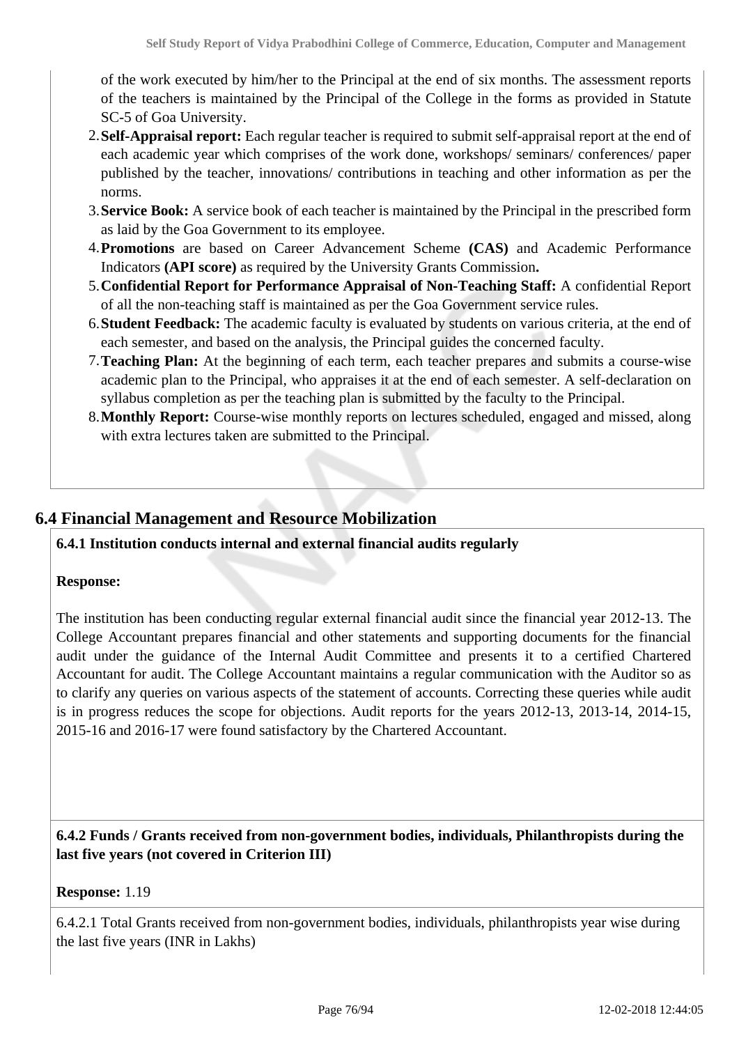of the work executed by him/her to the Principal at the end of six months. The assessment reports of the teachers is maintained by the Principal of the College in the forms as provided in Statute SC-5 of Goa University.

2. **Self-Appraisal report:** Each regular teacher is required to submit self-appraisal report at the end of each academic year which comprises of the work done, workshops/ seminars/ conferences/ paper published by the teacher, innovations/ contributions in teaching and other information as per the norms.
3. **Service Book:** A service book of each teacher is maintained by the Principal in the prescribed form as laid by the Goa Government to its employee.
4. **Promotions** are based on Career Advancement Scheme **(CAS)** and Academic Performance Indicators **(API score)** as required by the University Grants Commission**.**
5. **Confidential Report for Performance Appraisal of Non-Teaching Staff:** A confidential Report of all the non-teaching staff is maintained as per the Goa Government service rules.
6. **Student Feedback:** The academic faculty is evaluated by students on various criteria, at the end of each semester, and based on the analysis, the Principal guides the concerned faculty.
7. **Teaching Plan:** At the beginning of each term, each teacher prepares and submits a course-wise academic plan to the Principal, who appraises it at the end of each semester. A self-declaration on syllabus completion as per the teaching plan is submitted by the faculty to the Principal.
8. **Monthly Report:** Course-wise monthly reports on lectures scheduled, engaged and missed, along with extra lectures taken are submitted to the Principal.

## 6.4 Financial Management and Resource Mobilization

**6.4.1 Institution conducts internal and external financial audits regularly**

**Response:**

The institution has been conducting regular external financial audit since the financial year 2012-13. The College Accountant prepares financial and other statements and supporting documents for the financial audit under the guidance of the Internal Audit Committee and presents it to a certified Chartered Accountant for audit. The College Accountant maintains a regular communication with the Auditor so as to clarify any queries on various aspects of the statement of accounts. Correcting these queries while audit is in progress reduces the scope for objections. Audit reports for the years 2012-13, 2013-14, 2014-15, 2015-16 and 2016-17 were found satisfactory by the Chartered Accountant.

**6.4.2 Funds / Grants received from non-government bodies, individuals, Philanthropists during the last five years (not covered in Criterion III)**

**Response:** 1.19

6.4.2.1 Total Grants received from non-government bodies, individuals, philanthropists year wise during the last five years (INR in Lakhs)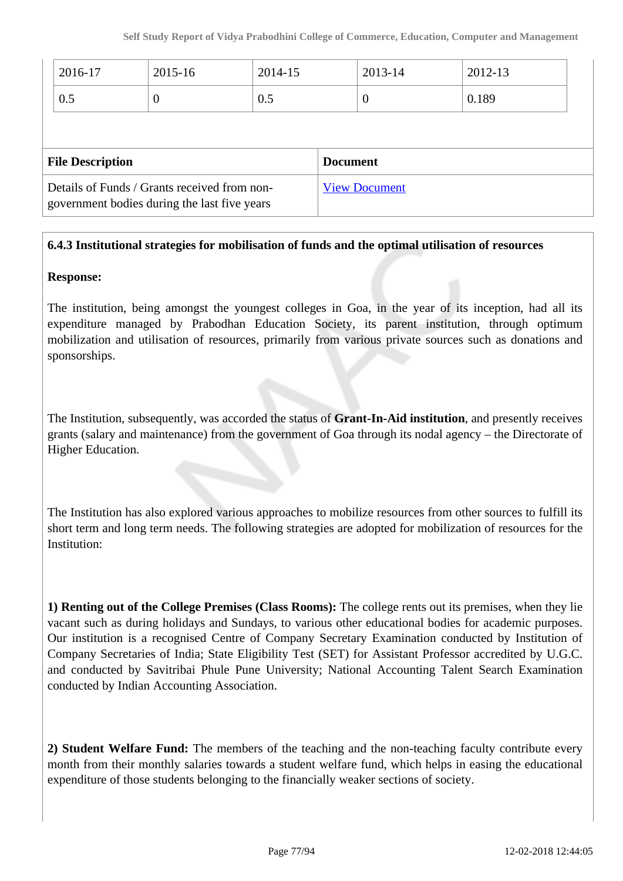| 2016-17 | 2015-16 | 2014-15 | 2013-14 | 2012-13 |
|---|---|---|---|---|
| 0.5 | 0 | 0.5 | 0 | 0.189 |

| File Description | Document |
|---|---|
| Details of Funds / Grants received from non-government bodies during the last five years | View Document |

**6.4.3 Institutional strategies for mobilisation of funds and the optimal utilisation of resources**

**Response:**

The institution, being amongst the youngest colleges in Goa, in the year of its inception, had all its expenditure managed by Prabodhan Education Society, its parent institution, through optimum mobilization and utilisation of resources, primarily from various private sources such as donations and sponsorships.

The Institution, subsequently, was accorded the status of **Grant-In-Aid institution**, and presently receives grants (salary and maintenance) from the government of Goa through its nodal agency – the Directorate of Higher Education.

The Institution has also explored various approaches to mobilize resources from other sources to fulfill its short term and long term needs. The following strategies are adopted for mobilization of resources for the Institution:

**1) Renting out of the College Premises (Class Rooms):** The college rents out its premises, when they lie vacant such as during holidays and Sundays, to various other educational bodies for academic purposes. Our institution is a recognised Centre of Company Secretary Examination conducted by Institution of Company Secretaries of India; State Eligibility Test (SET) for Assistant Professor accredited by U.G.C. and conducted by Savitribai Phule Pune University; National Accounting Talent Search Examination conducted by Indian Accounting Association.

**2) Student Welfare Fund:** The members of the teaching and the non-teaching faculty contribute every month from their monthly salaries towards a student welfare fund, which helps in easing the educational expenditure of those students belonging to the financially weaker sections of society.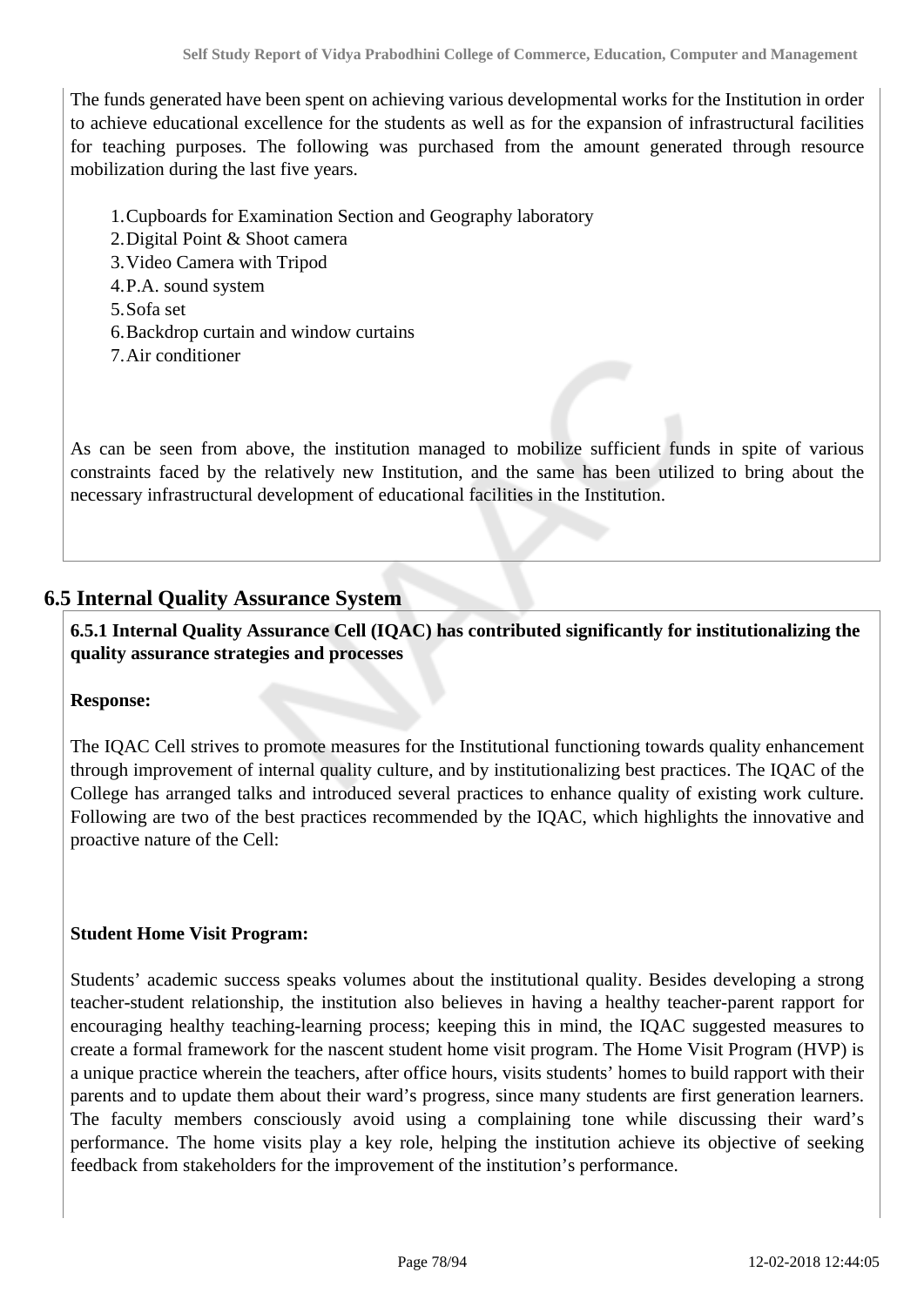The funds generated have been spent on achieving various developmental works for the Institution in order to achieve educational excellence for the students as well as for the expansion of infrastructural facilities for teaching purposes. The following was purchased from the amount generated through resource mobilization during the last five years.

1. Cupboards for Examination Section and Geography laboratory
2. Digital Point & Shoot camera
3. Video Camera with Tripod
4. P.A. sound system
5. Sofa set
6. Backdrop curtain and window curtains
7. Air conditioner

As can be seen from above, the institution managed to mobilize sufficient funds in spite of various constraints faced by the relatively new Institution, and the same has been utilized to bring about the necessary infrastructural development of educational facilities in the Institution.

## 6.5 Internal Quality Assurance System

**6.5.1 Internal Quality Assurance Cell (IQAC) has contributed significantly for institutionalizing the quality assurance strategies and processes**

**Response:**

The IQAC Cell strives to promote measures for the Institutional functioning towards quality enhancement through improvement of internal quality culture, and by institutionalizing best practices. The IQAC of the College has arranged talks and introduced several practices to enhance quality of existing work culture. Following are two of the best practices recommended by the IQAC, which highlights the innovative and proactive nature of the Cell:

**Student Home Visit Program:**

Students' academic success speaks volumes about the institutional quality. Besides developing a strong teacher-student relationship, the institution also believes in having a healthy teacher-parent rapport for encouraging healthy teaching-learning process; keeping this in mind, the IQAC suggested measures to create a formal framework for the nascent student home visit program. The Home Visit Program (HVP) is a unique practice wherein the teachers, after office hours, visits students' homes to build rapport with their parents and to update them about their ward's progress, since many students are first generation learners. The faculty members consciously avoid using a complaining tone while discussing their ward's performance. The home visits play a key role, helping the institution achieve its objective of seeking feedback from stakeholders for the improvement of the institution's performance.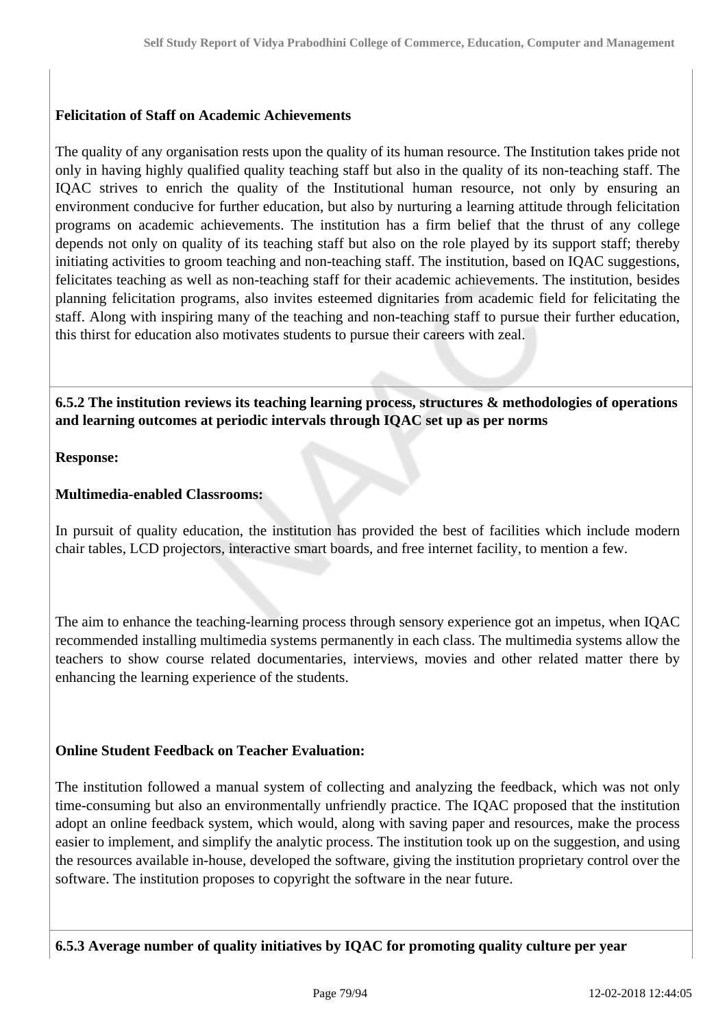**Felicitation of Staff on Academic Achievements**

The quality of any organisation rests upon the quality of its human resource. The Institution takes pride not only in having highly qualified quality teaching staff but also in the quality of its non-teaching staff. The IQAC strives to enrich the quality of the Institutional human resource, not only by ensuring an environment conducive for further education, but also by nurturing a learning attitude through felicitation programs on academic achievements. The institution has a firm belief that the thrust of any college depends not only on quality of its teaching staff but also on the role played by its support staff; thereby initiating activities to groom teaching and non-teaching staff. The institution, based on IQAC suggestions, felicitates teaching as well as non-teaching staff for their academic achievements. The institution, besides planning felicitation programs, also invites esteemed dignitaries from academic field for felicitating the staff. Along with inspiring many of the teaching and non-teaching staff to pursue their further education, this thirst for education also motivates students to pursue their careers with zeal.

**6.5.2 The institution reviews its teaching learning process, structures & methodologies of operations and learning outcomes at periodic intervals through IQAC set up as per norms**

**Response:**

**Multimedia-enabled Classrooms:**

In pursuit of quality education, the institution has provided the best of facilities which include modern chair tables, LCD projectors, interactive smart boards, and free internet facility, to mention a few.

The aim to enhance the teaching-learning process through sensory experience got an impetus, when IQAC recommended installing multimedia systems permanently in each class. The multimedia systems allow the teachers to show course related documentaries, interviews, movies and other related matter there by enhancing the learning experience of the students.

**Online Student Feedback on Teacher Evaluation:**

The institution followed a manual system of collecting and analyzing the feedback, which was not only time-consuming but also an environmentally unfriendly practice. The IQAC proposed that the institution adopt an online feedback system, which would, along with saving paper and resources, make the process easier to implement, and simplify the analytic process. The institution took up on the suggestion, and using the resources available in-house, developed the software, giving the institution proprietary control over the software. The institution proposes to copyright the software in the near future.

**6.5.3 Average number of quality initiatives by IQAC for promoting quality culture per year**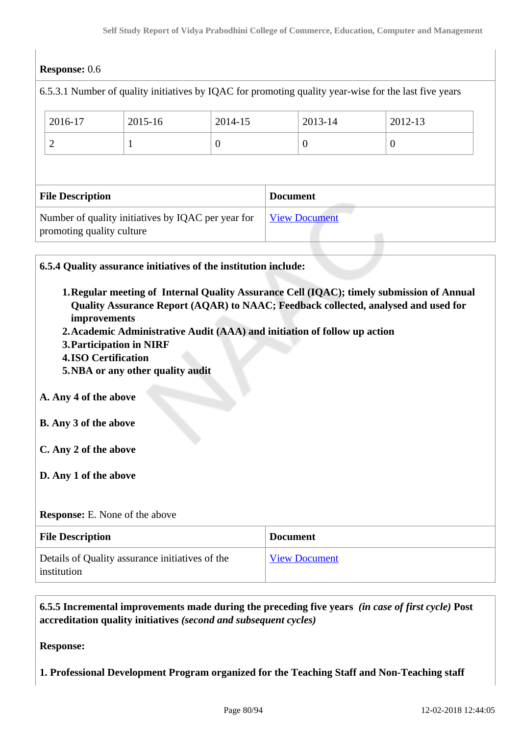**Response:** 0.6

6.5.3.1 Number of quality initiatives by IQAC for promoting quality year-wise for the last five years

| 2016-17 | 2015-16 | 2014-15 | 2013-14 | 2012-13 |
|---|---|---|---|---|
| 2 | 1 | 0 | 0 | 0 |

| File Description | Document |
|---|---|
| Number of quality initiatives by IQAC per year for promoting quality culture | View Document |

**6.5.4 Quality assurance initiatives of the institution include:**

1. **Regular meeting of Internal Quality Assurance Cell (IQAC); timely submission of Annual Quality Assurance Report (AQAR) to NAAC; Feedback collected, analysed and used for improvements**
2. **Academic Administrative Audit (AAA) and initiation of follow up action**
3. **Participation in NIRF**
4. **ISO Certification**
5. **NBA or any other quality audit**

**A. Any 4 of the above**

**B. Any 3 of the above**

**C. Any 2 of the above**

**D. Any 1 of the above**

**Response:** E. None of the above

| File Description | Document |
|---|---|
| Details of Quality assurance initiatives of the institution | View Document |

**6.5.5 Incremental improvements made during the preceding five years** ***(in case of first cycle)*** **Post accreditation quality initiatives** ***(second and subsequent cycles)***

**Response:**

**1. Professional Development Program organized for the Teaching Staff and Non-Teaching staff**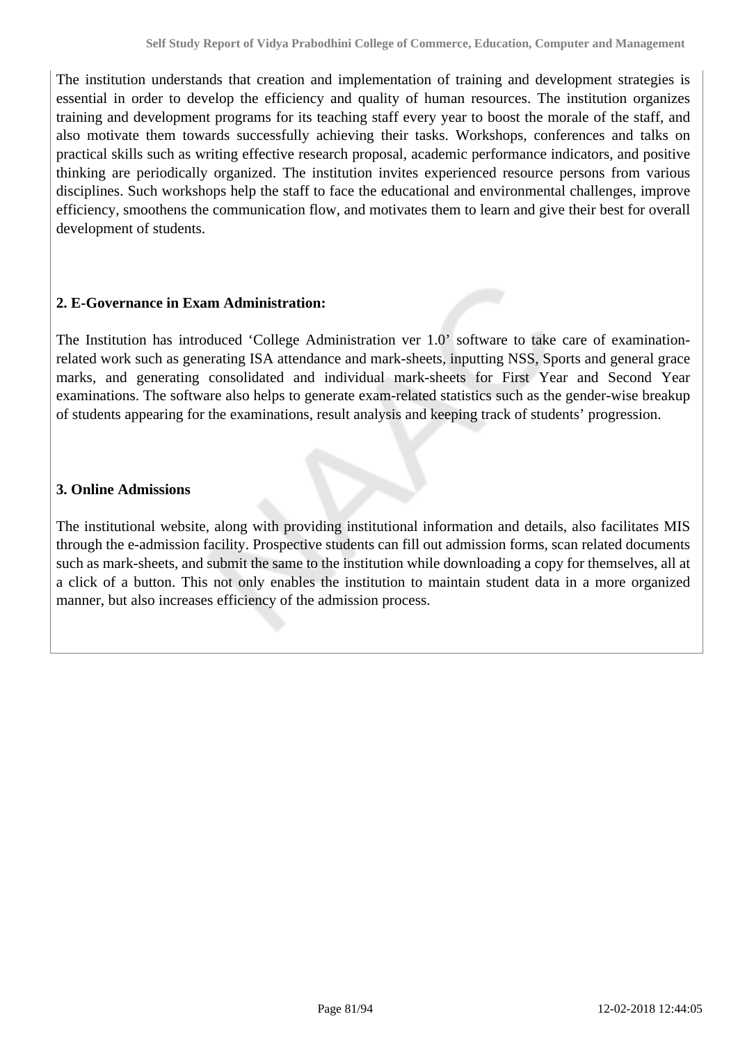The institution understands that creation and implementation of training and development strategies is essential in order to develop the efficiency and quality of human resources. The institution organizes training and development programs for its teaching staff every year to boost the morale of the staff, and also motivate them towards successfully achieving their tasks. Workshops, conferences and talks on practical skills such as writing effective research proposal, academic performance indicators, and positive thinking are periodically organized. The institution invites experienced resource persons from various disciplines. Such workshops help the staff to face the educational and environmental challenges, improve efficiency, smoothens the communication flow, and motivates them to learn and give their best for overall development of students.

**2. E-Governance in Exam Administration:**

The Institution has introduced 'College Administration ver 1.0' software to take care of examination-related work such as generating ISA attendance and mark-sheets, inputting NSS, Sports and general grace marks, and generating consolidated and individual mark-sheets for First Year and Second Year examinations. The software also helps to generate exam-related statistics such as the gender-wise breakup of students appearing for the examinations, result analysis and keeping track of students' progression.

**3. Online Admissions**

The institutional website, along with providing institutional information and details, also facilitates MIS through the e-admission facility. Prospective students can fill out admission forms, scan related documents such as mark-sheets, and submit the same to the institution while downloading a copy for themselves, all at a click of a button. This not only enables the institution to maintain student data in a more organized manner, but also increases efficiency of the admission process.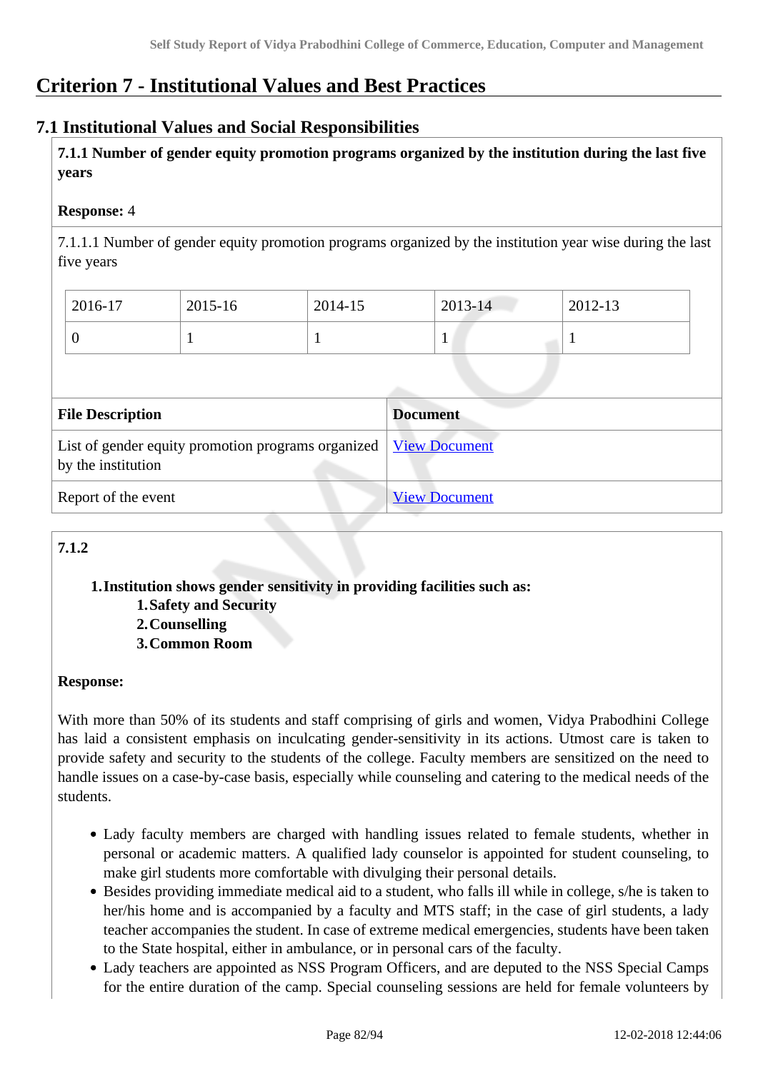# Criterion 7 - Institutional Values and Best Practices

## 7.1 Institutional Values and Social Responsibilities

**7.1.1 Number of gender equity promotion programs organized by the institution during the last five years**

**Response:** 4

7.1.1.1 Number of gender equity promotion programs organized by the institution year wise during the last five years

| 2016-17 | 2015-16 | 2014-15 | 2013-14 | 2012-13 |
|---|---|---|---|---|
| 0 | 1 | 1 | 1 | 1 |

| File Description | Document |
|---|---|
| List of gender equity promotion programs organized by the institution | View Document |
| Report of the event | View Document |

**7.1.2**

1. **Institution shows gender sensitivity in providing facilities such as:**
   1. **Safety and Security**
   2. **Counselling**
   3. **Common Room**

**Response:**

With more than 50% of its students and staff comprising of girls and women, Vidya Prabodhini College has laid a consistent emphasis on inculcating gender-sensitivity in its actions. Utmost care is taken to provide safety and security to the students of the college. Faculty members are sensitized on the need to handle issues on a case-by-case basis, especially while counseling and catering to the medical needs of the students.

- Lady faculty members are charged with handling issues related to female students, whether in personal or academic matters. A qualified lady counselor is appointed for student counseling, to make girl students more comfortable with divulging their personal details.
- Besides providing immediate medical aid to a student, who falls ill while in college, s/he is taken to her/his home and is accompanied by a faculty and MTS staff; in the case of girl students, a lady teacher accompanies the student. In case of extreme medical emergencies, students have been taken to the State hospital, either in ambulance, or in personal cars of the faculty.
- Lady teachers are appointed as NSS Program Officers, and are deputed to the NSS Special Camps for the entire duration of the camp. Special counseling sessions are held for female volunteers by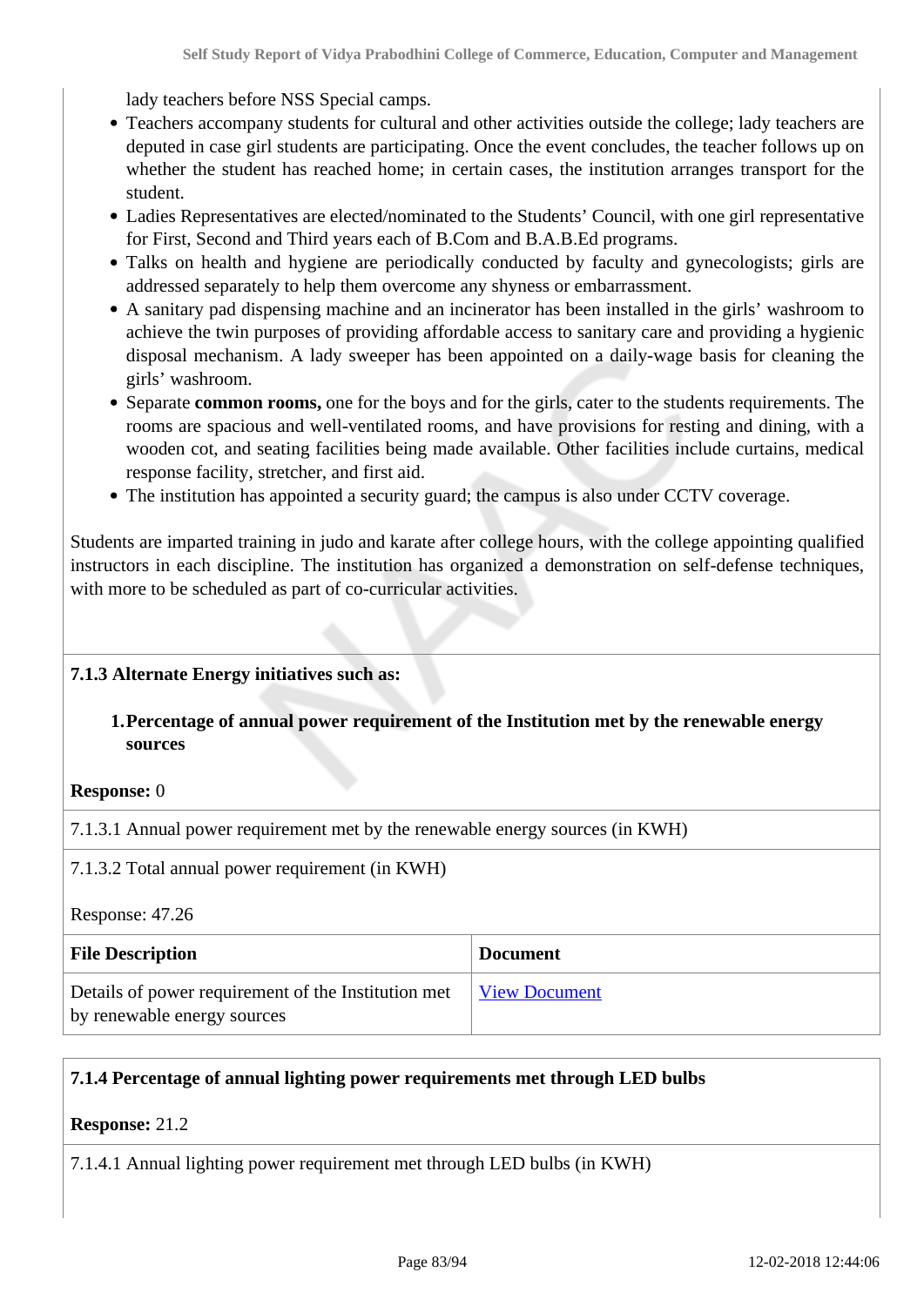lady teachers before NSS Special camps.

- Teachers accompany students for cultural and other activities outside the college; lady teachers are deputed in case girl students are participating. Once the event concludes, the teacher follows up on whether the student has reached home; in certain cases, the institution arranges transport for the student.
- Ladies Representatives are elected/nominated to the Students' Council, with one girl representative for First, Second and Third years each of B.Com and B.A.B.Ed programs.
- Talks on health and hygiene are periodically conducted by faculty and gynecologists; girls are addressed separately to help them overcome any shyness or embarrassment.
- A sanitary pad dispensing machine and an incinerator has been installed in the girls' washroom to achieve the twin purposes of providing affordable access to sanitary care and providing a hygienic disposal mechanism. A lady sweeper has been appointed on a daily-wage basis for cleaning the girls' washroom.
- Separate **common rooms,** one for the boys and for the girls, cater to the students requirements. The rooms are spacious and well-ventilated rooms, and have provisions for resting and dining, with a wooden cot, and seating facilities being made available. Other facilities include curtains, medical response facility, stretcher, and first aid.
- The institution has appointed a security guard; the campus is also under CCTV coverage.

Students are imparted training in judo and karate after college hours, with the college appointing qualified instructors in each discipline. The institution has organized a demonstration on self-defense techniques, with more to be scheduled as part of co-curricular activities.

**7.1.3 Alternate Energy initiatives such as:**

1. **Percentage of annual power requirement of the Institution met by the renewable energy sources**

**Response:** 0

7.1.3.1 Annual power requirement met by the renewable energy sources (in KWH)

7.1.3.2 Total annual power requirement (in KWH)

Response: 47.26

| File Description | Document |
|---|---|
| Details of power requirement of the Institution met by renewable energy sources | View Document |

**7.1.4 Percentage of annual lighting power requirements met through LED bulbs**

**Response:** 21.2

7.1.4.1 Annual lighting power requirement met through LED bulbs (in KWH)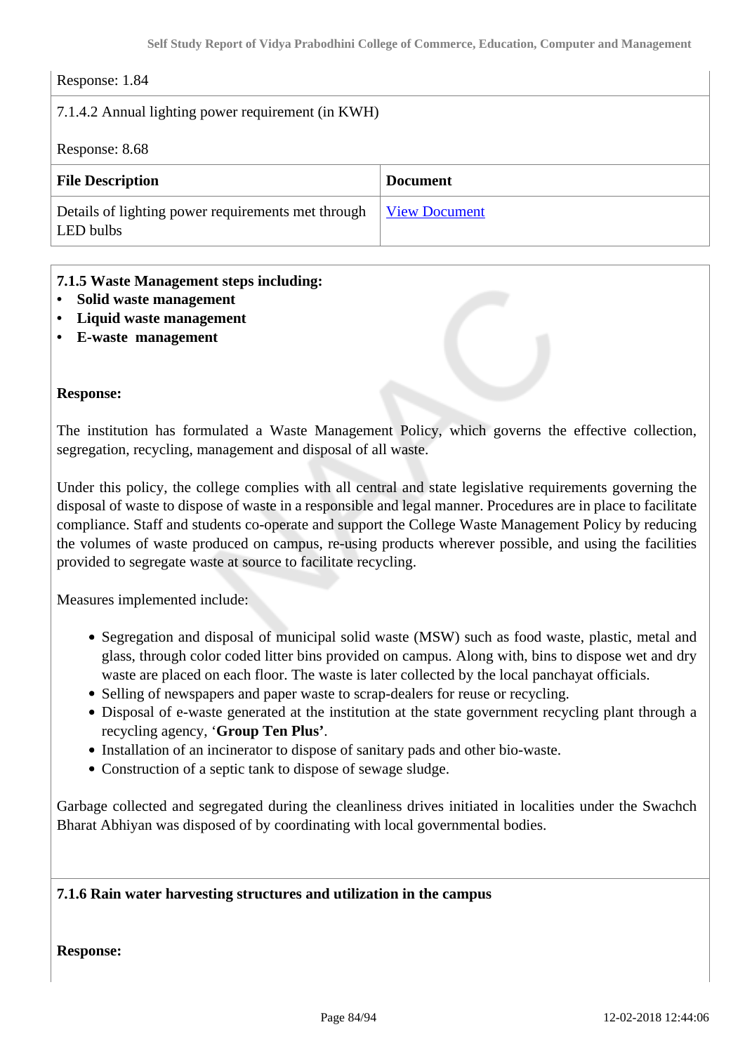Response: 1.84

7.1.4.2 Annual lighting power requirement (in KWH)

Response: 8.68

| File Description | Document |
|---|---|
| Details of lighting power requirements met through LED bulbs | View Document |

**7.1.5 Waste Management steps including:**
- **Solid waste management**
- **Liquid waste management**
- **E-waste management**

**Response:**

The institution has formulated a Waste Management Policy, which governs the effective collection, segregation, recycling, management and disposal of all waste.

Under this policy, the college complies with all central and state legislative requirements governing the disposal of waste to dispose of waste in a responsible and legal manner. Procedures are in place to facilitate compliance. Staff and students co-operate and support the College Waste Management Policy by reducing the volumes of waste produced on campus, re-using products wherever possible, and using the facilities provided to segregate waste at source to facilitate recycling.

Measures implemented include:

- Segregation and disposal of municipal solid waste (MSW) such as food waste, plastic, metal and glass, through color coded litter bins provided on campus. Along with, bins to dispose wet and dry waste are placed on each floor. The waste is later collected by the local panchayat officials.
- Selling of newspapers and paper waste to scrap-dealers for reuse or recycling.
- Disposal of e-waste generated at the institution at the state government recycling plant through a recycling agency, '**Group Ten Plus**'.
- Installation of an incinerator to dispose of sanitary pads and other bio-waste.
- Construction of a septic tank to dispose of sewage sludge.

Garbage collected and segregated during the cleanliness drives initiated in localities under the Swachch Bharat Abhiyan was disposed of by coordinating with local governmental bodies.

**7.1.6 Rain water harvesting structures and utilization in the campus**

**Response:**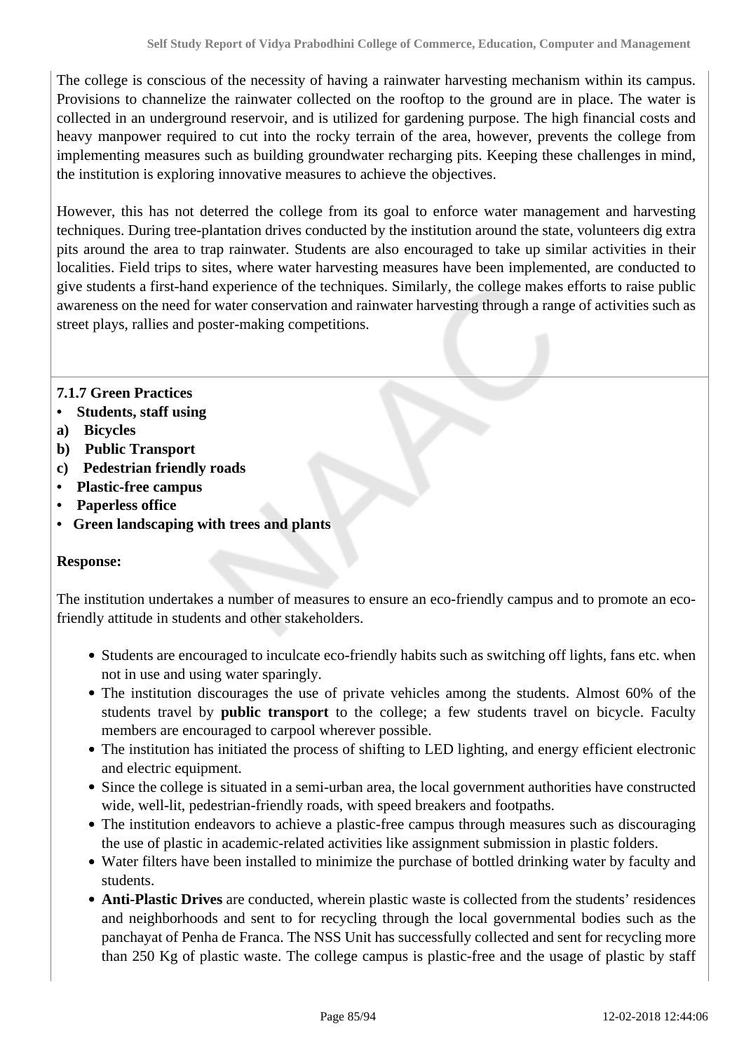The college is conscious of the necessity of having a rainwater harvesting mechanism within its campus. Provisions to channelize the rainwater collected on the rooftop to the ground are in place. The water is collected in an underground reservoir, and is utilized for gardening purpose. The high financial costs and heavy manpower required to cut into the rocky terrain of the area, however, prevents the college from implementing measures such as building groundwater recharging pits. Keeping these challenges in mind, the institution is exploring innovative measures to achieve the objectives.

However, this has not deterred the college from its goal to enforce water management and harvesting techniques. During tree-plantation drives conducted by the institution around the state, volunteers dig extra pits around the area to trap rainwater. Students are also encouraged to take up similar activities in their localities. Field trips to sites, where water harvesting measures have been implemented, are conducted to give students a first-hand experience of the techniques. Similarly, the college makes efforts to raise public awareness on the need for water conservation and rainwater harvesting through a range of activities such as street plays, rallies and poster-making competitions.

**7.1.7 Green Practices**

- **Students, staff using**

**a) Bicycles**

**b) Public Transport**

**c) Pedestrian friendly roads**

- **Plastic-free campus**
- **Paperless office**
- **Green landscaping with trees and plants**

**Response:**

The institution undertakes a number of measures to ensure an eco-friendly campus and to promote an eco-friendly attitude in students and other stakeholders.

- Students are encouraged to inculcate eco-friendly habits such as switching off lights, fans etc. when not in use and using water sparingly.
- The institution discourages the use of private vehicles among the students. Almost 60% of the students travel by **public transport** to the college; a few students travel on bicycle. Faculty members are encouraged to carpool wherever possible.
- The institution has initiated the process of shifting to LED lighting, and energy efficient electronic and electric equipment.
- Since the college is situated in a semi-urban area, the local government authorities have constructed wide, well-lit, pedestrian-friendly roads, with speed breakers and footpaths.
- The institution endeavors to achieve a plastic-free campus through measures such as discouraging the use of plastic in academic-related activities like assignment submission in plastic folders.
- Water filters have been installed to minimize the purchase of bottled drinking water by faculty and students.
- **Anti-Plastic Drives** are conducted, wherein plastic waste is collected from the students' residences and neighborhoods and sent to for recycling through the local governmental bodies such as the panchayat of Penha de Franca. The NSS Unit has successfully collected and sent for recycling more than 250 Kg of plastic waste. The college campus is plastic-free and the usage of plastic by staff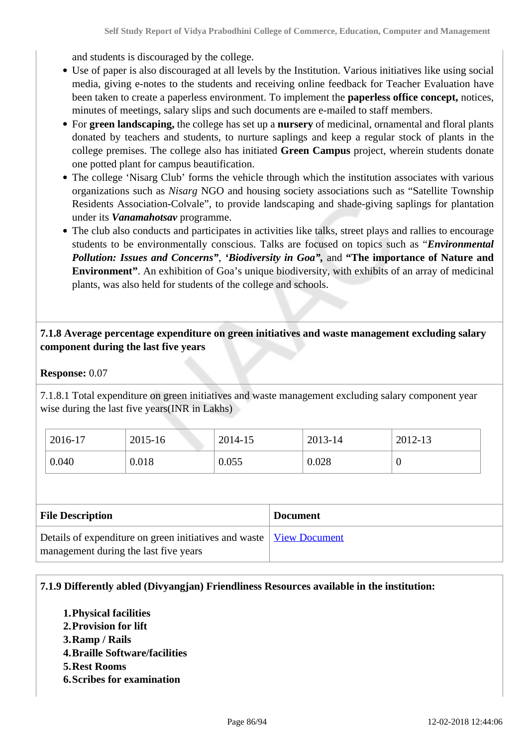and students is discouraged by the college.

- Use of paper is also discouraged at all levels by the Institution. Various initiatives like using social media, giving e-notes to the students and receiving online feedback for Teacher Evaluation have been taken to create a paperless environment. To implement the **paperless office concept,** notices, minutes of meetings, salary slips and such documents are e-mailed to staff members.
- For **green landscaping,** the college has set up a **nursery** of medicinal, ornamental and floral plants donated by teachers and students, to nurture saplings and keep a regular stock of plants in the college premises. The college also has initiated **Green Campus** project, wherein students donate one potted plant for campus beautification.
- The college 'Nisarg Club' forms the vehicle through which the institution associates with various organizations such as *Nisarg* NGO and housing society associations such as "Satellite Township Residents Association-Colvale", to provide landscaping and shade-giving saplings for plantation under its ***Vanamahotsav*** programme.
- The club also conducts and participates in activities like talks, street plays and rallies to encourage students to be environmentally conscious. Talks are focused on topics such as "***Environmental Pollution: Issues and Concerns"***, ***'Biodiversity in Goa"***, and **"The importance of Nature and Environment"**. An exhibition of Goa's unique biodiversity, with exhibits of an array of medicinal plants, was also held for students of the college and schools.

**7.1.8 Average percentage expenditure on green initiatives and waste management excluding salary component during the last five years**

**Response:** 0.07

7.1.8.1 Total expenditure on green initiatives and waste management excluding salary component year wise during the last five years(INR in Lakhs)

| 2016-17 | 2015-16 | 2014-15 | 2013-14 | 2012-13 |
|---|---|---|---|---|
| 0.040 | 0.018 | 0.055 | 0.028 | 0 |

| File Description | Document |
|---|---|
| Details of expenditure on green initiatives and waste management during the last five years | View Document |

**7.1.9 Differently abled (Divyangjan) Friendliness Resources available in the institution:**

1. **Physical facilities**
2. **Provision for lift**
3. **Ramp / Rails**
4. **Braille Software/facilities**
5. **Rest Rooms**
6. **Scribes for examination**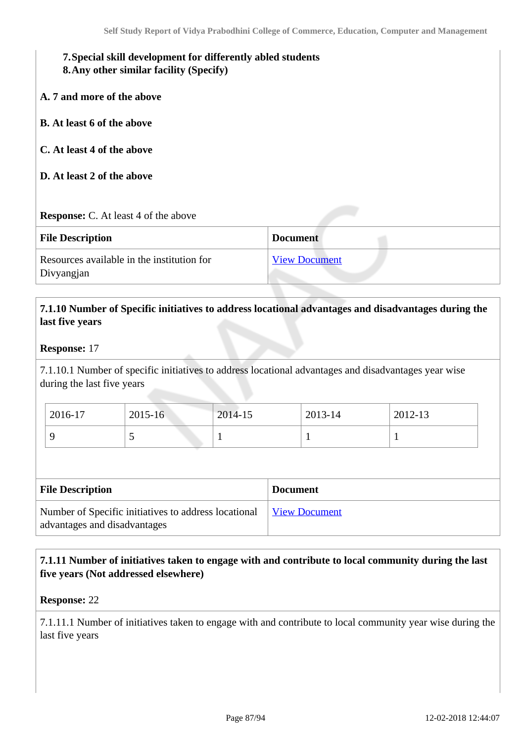7. **Special skill development for differently abled students**
8. **Any other similar facility (Specify)**

**A. 7 and more of the above**

**B. At least 6 of the above**

**C. At least 4 of the above**

**D. At least 2 of the above**

**Response:** C. At least 4 of the above

| File Description | Document |
|---|---|
| Resources available in the institution for Divyangjan | View Document |

**7.1.10 Number of Specific initiatives to address locational advantages and disadvantages during the last five years**

**Response:** 17

7.1.10.1 Number of specific initiatives to address locational advantages and disadvantages year wise during the last five years

| 2016-17 | 2015-16 | 2014-15 | 2013-14 | 2012-13 |
|---|---|---|---|---|
| 9 | 5 | 1 | 1 | 1 |

| File Description | Document |
|---|---|
| Number of Specific initiatives to address locational advantages and disadvantages | View Document |

**7.1.11 Number of initiatives taken to engage with and contribute to local community during the last five years (Not addressed elsewhere)**

**Response:** 22

7.1.11.1 Number of initiatives taken to engage with and contribute to local community year wise during the last five years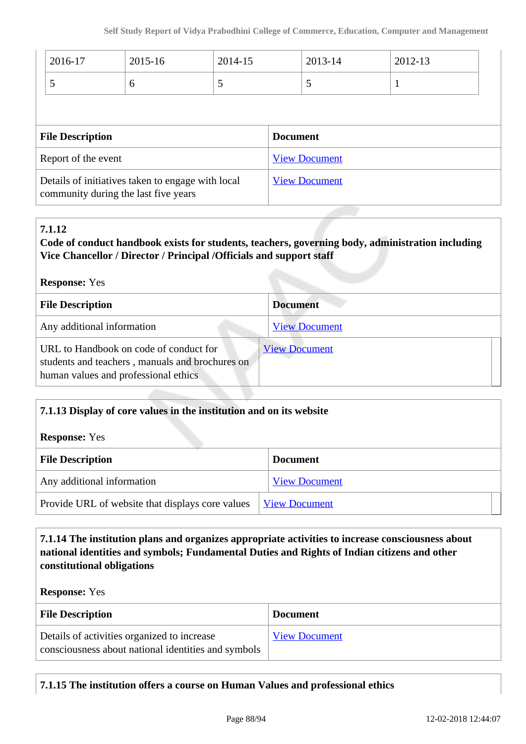| 2016-17 | 2015-16 | 2014-15 | 2013-14 | 2012-13 |
|---|---|---|---|---|
| 5 | 6 | 5 | 5 | 1 |

| File Description | Document |
|---|---|
| Report of the event | View Document |
| Details of initiatives taken to engage with local community during the last five years | View Document |

**7.1.12**

**Code of conduct handbook exists for students, teachers, governing body, administration including Vice Chancellor / Director / Principal /Officials and support staff**

**Response:** Yes

| File Description | Document |
|---|---|
| Any additional information | View Document |
| URL to Handbook on code of conduct for students and teachers , manuals and brochures on human values and professional ethics | View Document |

**7.1.13 Display of core values in the institution and on its website**

**Response:** Yes

| File Description | Document |
|---|---|
| Any additional information | View Document |
| Provide URL of website that displays core values | View Document |

**7.1.14 The institution plans and organizes appropriate activities to increase consciousness about national identities and symbols; Fundamental Duties and Rights of Indian citizens and other constitutional obligations**

**Response:** Yes

| File Description | Document |
|---|---|
| Details of activities organized to increase consciousness about national identities and symbols | View Document |

**7.1.15 The institution offers a course on Human Values and professional ethics**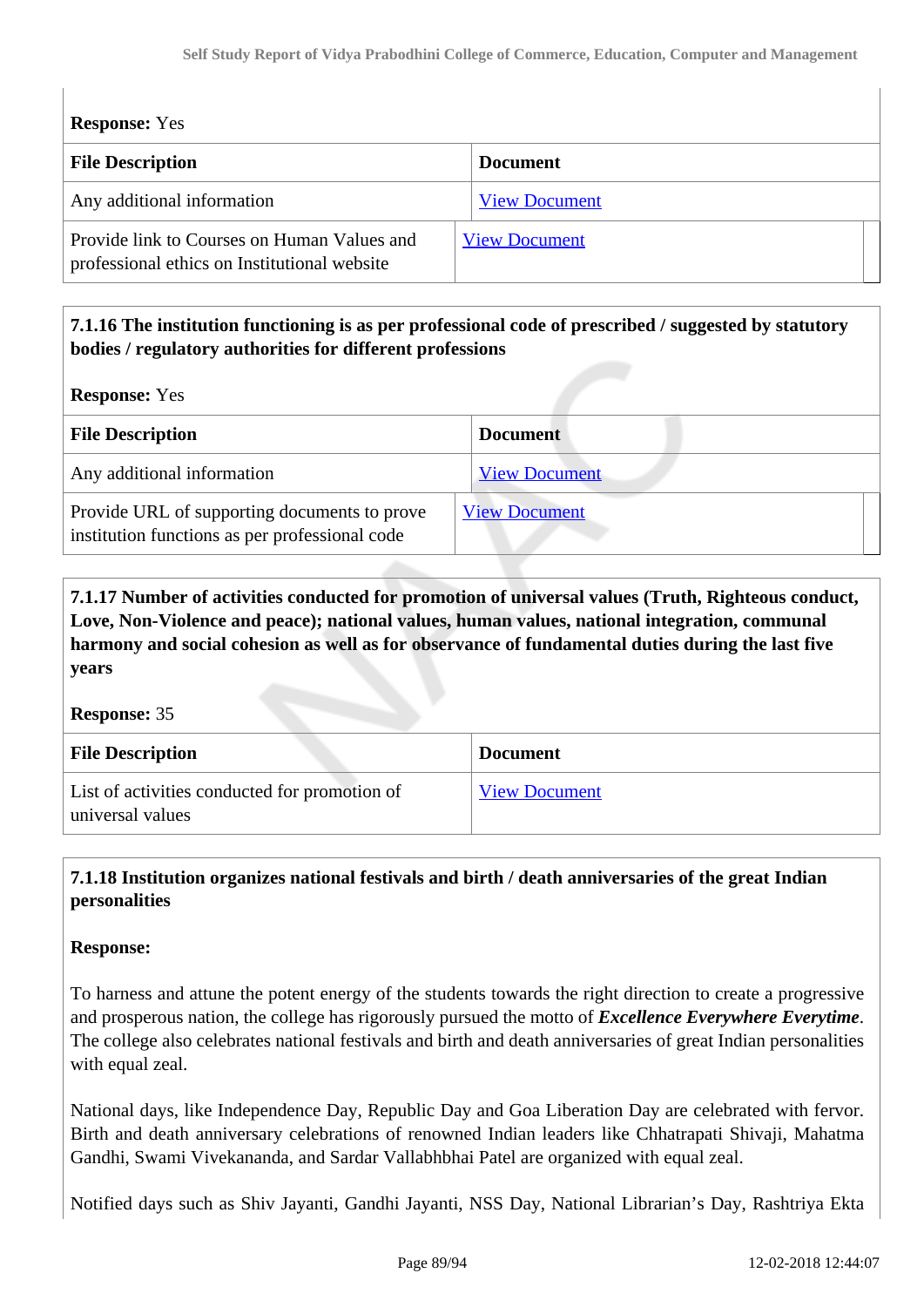**Response:** Yes

| File Description | Document |
|---|---|
| Any additional information | View Document |
| Provide link to Courses on Human Values and professional ethics on Institutional website | View Document |

**7.1.16 The institution functioning is as per professional code of prescribed / suggested by statutory bodies / regulatory authorities for different professions**

**Response:** Yes

| File Description | Document |
|---|---|
| Any additional information | View Document |
| Provide URL of supporting documents to prove institution functions as per professional code | View Document |

**7.1.17 Number of activities conducted for promotion of universal values (Truth, Righteous conduct, Love, Non-Violence and peace); national values, human values, national integration, communal harmony and social cohesion as well as for observance of fundamental duties during the last five years**

**Response:** 35

| File Description | Document |
|---|---|
| List of activities conducted for promotion of universal values | View Document |

**7.1.18 Institution organizes national festivals and birth / death anniversaries of the great Indian personalities**

**Response:**

To harness and attune the potent energy of the students towards the right direction to create a progressive and prosperous nation, the college has rigorously pursued the motto of ***Excellence Everywhere Everytime***. The college also celebrates national festivals and birth and death anniversaries of great Indian personalities with equal zeal.

National days, like Independence Day, Republic Day and Goa Liberation Day are celebrated with fervor. Birth and death anniversary celebrations of renowned Indian leaders like Chhatrapati Shivaji, Mahatma Gandhi, Swami Vivekananda, and Sardar Vallabhbhai Patel are organized with equal zeal.

Notified days such as Shiv Jayanti, Gandhi Jayanti, NSS Day, National Librarian's Day, Rashtriya Ekta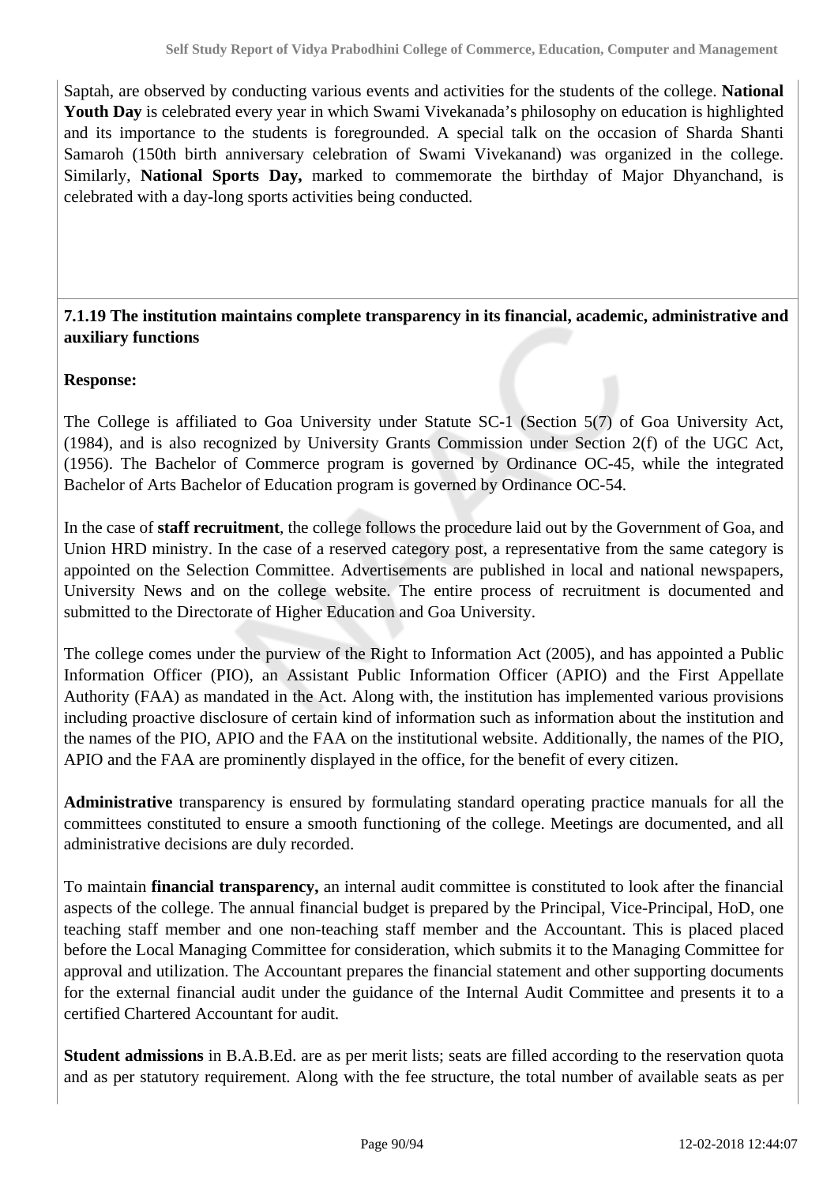Saptah, are observed by conducting various events and activities for the students of the college. **National Youth Day** is celebrated every year in which Swami Vivekanada's philosophy on education is highlighted and its importance to the students is foregrounded. A special talk on the occasion of Sharda Shanti Samaroh (150th birth anniversary celebration of Swami Vivekanand) was organized in the college. Similarly, **National Sports Day,** marked to commemorate the birthday of Major Dhyanchand, is celebrated with a day-long sports activities being conducted.

**7.1.19 The institution maintains complete transparency in its financial, academic, administrative and auxiliary functions**

**Response:**

The College is affiliated to Goa University under Statute SC-1 (Section 5(7) of Goa University Act, (1984), and is also recognized by University Grants Commission under Section 2(f) of the UGC Act, (1956). The Bachelor of Commerce program is governed by Ordinance OC-45, while the integrated Bachelor of Arts Bachelor of Education program is governed by Ordinance OC-54.

In the case of **staff recruitment**, the college follows the procedure laid out by the Government of Goa, and Union HRD ministry. In the case of a reserved category post, a representative from the same category is appointed on the Selection Committee. Advertisements are published in local and national newspapers, University News and on the college website. The entire process of recruitment is documented and submitted to the Directorate of Higher Education and Goa University.

The college comes under the purview of the Right to Information Act (2005), and has appointed a Public Information Officer (PIO), an Assistant Public Information Officer (APIO) and the First Appellate Authority (FAA) as mandated in the Act. Along with, the institution has implemented various provisions including proactive disclosure of certain kind of information such as information about the institution and the names of the PIO, APIO and the FAA on the institutional website. Additionally, the names of the PIO, APIO and the FAA are prominently displayed in the office, for the benefit of every citizen.

**Administrative** transparency is ensured by formulating standard operating practice manuals for all the committees constituted to ensure a smooth functioning of the college. Meetings are documented, and all administrative decisions are duly recorded.

To maintain **financial transparency,** an internal audit committee is constituted to look after the financial aspects of the college. The annual financial budget is prepared by the Principal, Vice-Principal, HoD, one teaching staff member and one non-teaching staff member and the Accountant. This is placed placed before the Local Managing Committee for consideration, which submits it to the Managing Committee for approval and utilization. The Accountant prepares the financial statement and other supporting documents for the external financial audit under the guidance of the Internal Audit Committee and presents it to a certified Chartered Accountant for audit.

**Student admissions** in B.A.B.Ed. are as per merit lists; seats are filled according to the reservation quota and as per statutory requirement. Along with the fee structure, the total number of available seats as per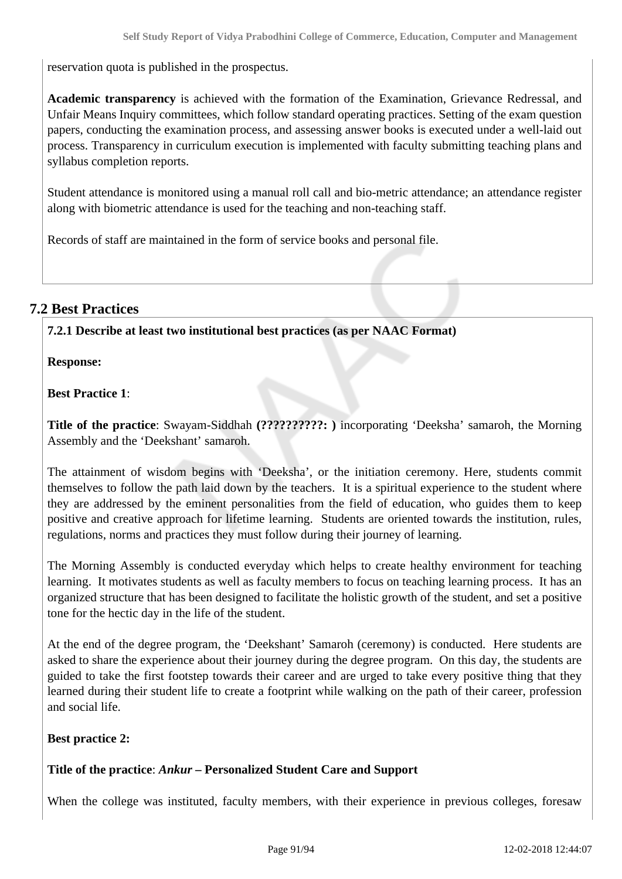reservation quota is published in the prospectus.

**Academic transparency** is achieved with the formation of the Examination, Grievance Redressal, and Unfair Means Inquiry committees, which follow standard operating practices. Setting of the exam question papers, conducting the examination process, and assessing answer books is executed under a well-laid out process. Transparency in curriculum execution is implemented with faculty submitting teaching plans and syllabus completion reports.

Student attendance is monitored using a manual roll call and bio-metric attendance; an attendance register along with biometric attendance is used for the teaching and non-teaching staff.

Records of staff are maintained in the form of service books and personal file.

## 7.2 Best Practices

**7.2.1 Describe at least two institutional best practices (as per NAAC Format)**

**Response:**

**Best Practice 1**:

**Title of the practice**: Swayam-Siddhah **(??????????: )** incorporating 'Deeksha' samaroh, the Morning Assembly and the 'Deekshant' samaroh.

The attainment of wisdom begins with 'Deeksha', or the initiation ceremony. Here, students commit themselves to follow the path laid down by the teachers. It is a spiritual experience to the student where they are addressed by the eminent personalities from the field of education, who guides them to keep positive and creative approach for lifetime learning. Students are oriented towards the institution, rules, regulations, norms and practices they must follow during their journey of learning.

The Morning Assembly is conducted everyday which helps to create healthy environment for teaching learning. It motivates students as well as faculty members to focus on teaching learning process. It has an organized structure that has been designed to facilitate the holistic growth of the student, and set a positive tone for the hectic day in the life of the student.

At the end of the degree program, the 'Deekshant' Samaroh (ceremony) is conducted. Here students are asked to share the experience about their journey during the degree program. On this day, the students are guided to take the first footstep towards their career and are urged to take every positive thing that they learned during their student life to create a footprint while walking on the path of their career, profession and social life.

**Best practice 2:**

**Title of the practice**: ***Ankur*** **– Personalized Student Care and Support**

When the college was instituted, faculty members, with their experience in previous colleges, foresaw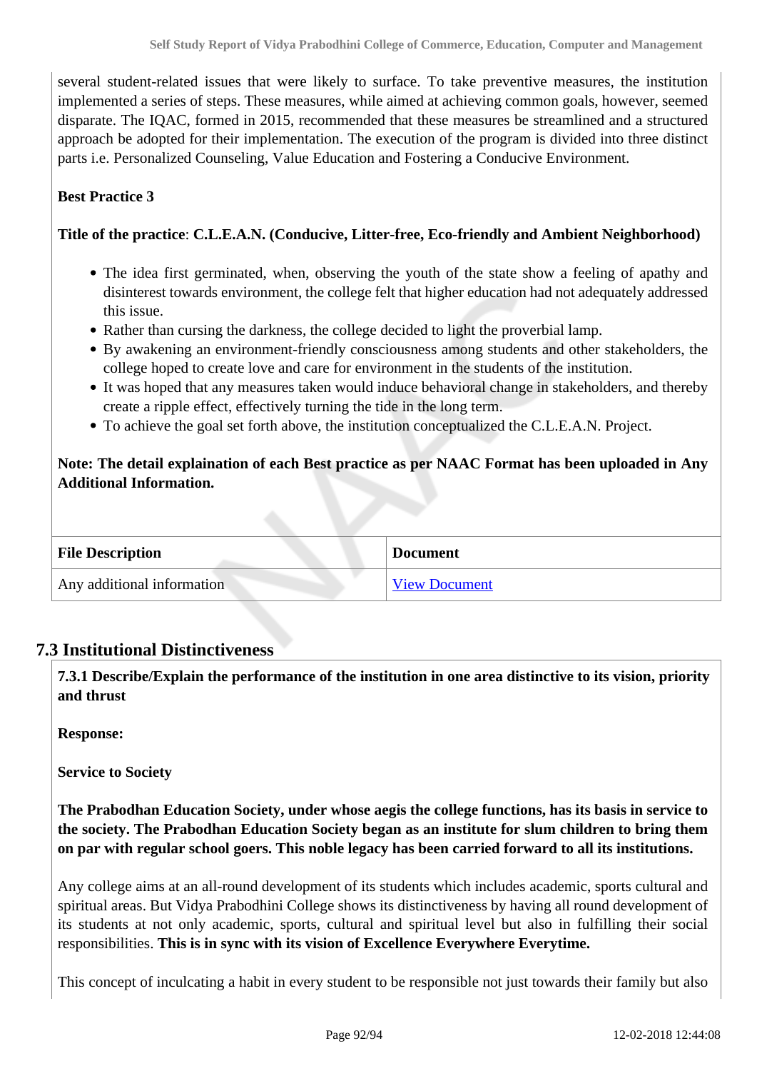several student-related issues that were likely to surface. To take preventive measures, the institution implemented a series of steps. These measures, while aimed at achieving common goals, however, seemed disparate. The IQAC, formed in 2015, recommended that these measures be streamlined and a structured approach be adopted for their implementation. The execution of the program is divided into three distinct parts i.e. Personalized Counseling, Value Education and Fostering a Conducive Environment.

**Best Practice 3**

**Title of the practice**: **C.L.E.A.N. (Conducive, Litter-free, Eco-friendly and Ambient Neighborhood)**

- The idea first germinated, when, observing the youth of the state show a feeling of apathy and disinterest towards environment, the college felt that higher education had not adequately addressed this issue.
- Rather than cursing the darkness, the college decided to light the proverbial lamp.
- By awakening an environment-friendly consciousness among students and other stakeholders, the college hoped to create love and care for environment in the students of the institution.
- It was hoped that any measures taken would induce behavioral change in stakeholders, and thereby create a ripple effect, effectively turning the tide in the long term.
- To achieve the goal set forth above, the institution conceptualized the C.L.E.A.N. Project.

**Note: The detail explaination of each Best practice as per NAAC Format has been uploaded in Any Additional Information.**

| File Description | Document |
|---|---|
| Any additional information | View Document |

## 7.3 Institutional Distinctiveness

**7.3.1 Describe/Explain the performance of the institution in one area distinctive to its vision, priority and thrust**

**Response:**

**Service to Society**

**The Prabodhan Education Society, under whose aegis the college functions, has its basis in service to the society. The Prabodhan Education Society began as an institute for slum children to bring them on par with regular school goers. This noble legacy has been carried forward to all its institutions.**

Any college aims at an all-round development of its students which includes academic, sports cultural and spiritual areas. But Vidya Prabodhini College shows its distinctiveness by having all round development of its students at not only academic, sports, cultural and spiritual level but also in fulfilling their social responsibilities. **This is in sync with its vision of Excellence Everywhere Everytime.**

This concept of inculcating a habit in every student to be responsible not just towards their family but also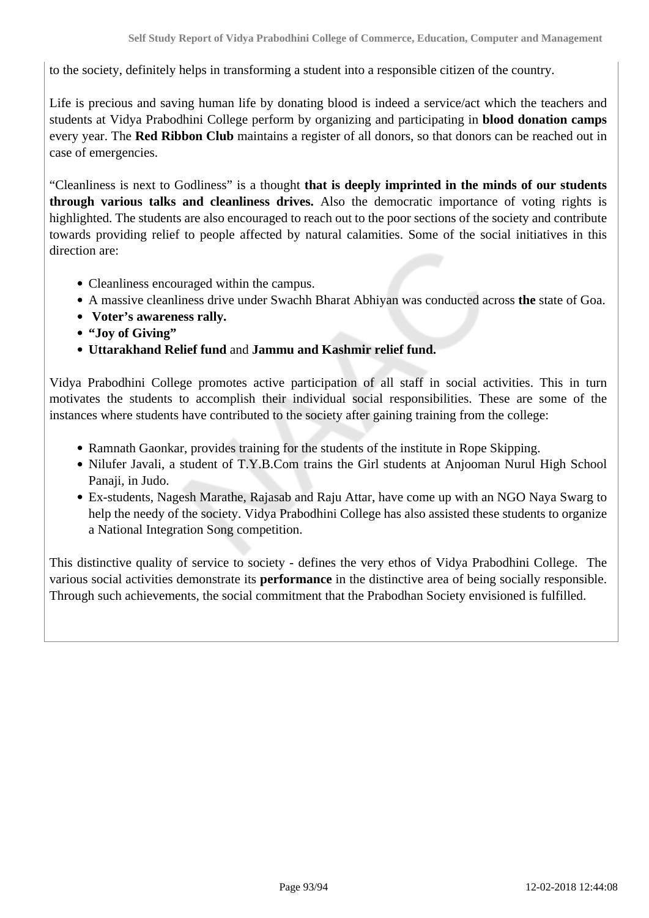to the society, definitely helps in transforming a student into a responsible citizen of the country.

Life is precious and saving human life by donating blood is indeed a service/act which the teachers and students at Vidya Prabodhini College perform by organizing and participating in **blood donation camps** every year. The **Red Ribbon Club** maintains a register of all donors, so that donors can be reached out in case of emergencies.

"Cleanliness is next to Godliness" is a thought **that is deeply imprinted in the minds of our students through various talks and cleanliness drives.** Also the democratic importance of voting rights is highlighted. The students are also encouraged to reach out to the poor sections of the society and contribute towards providing relief to people affected by natural calamities. Some of the social initiatives in this direction are:

- Cleanliness encouraged within the campus.
- A massive cleanliness drive under Swachh Bharat Abhiyan was conducted across **the** state of Goa.
- **Voter's awareness rally.**
- **"Joy of Giving"**
- **Uttarakhand Relief fund** and **Jammu and Kashmir relief fund.**

Vidya Prabodhini College promotes active participation of all staff in social activities. This in turn motivates the students to accomplish their individual social responsibilities. These are some of the instances where students have contributed to the society after gaining training from the college:

- Ramnath Gaonkar, provides training for the students of the institute in Rope Skipping.
- Nilufer Javali, a student of T.Y.B.Com trains the Girl students at Anjooman Nurul High School Panaji, in Judo.
- Ex-students, Nagesh Marathe, Rajasab and Raju Attar, have come up with an NGO Naya Swarg to help the needy of the society. Vidya Prabodhini College has also assisted these students to organize a National Integration Song competition.

This distinctive quality of service to society - defines the very ethos of Vidya Prabodhini College. The various social activities demonstrate its **performance** in the distinctive area of being socially responsible. Through such achievements, the social commitment that the Prabodhan Society envisioned is fulfilled.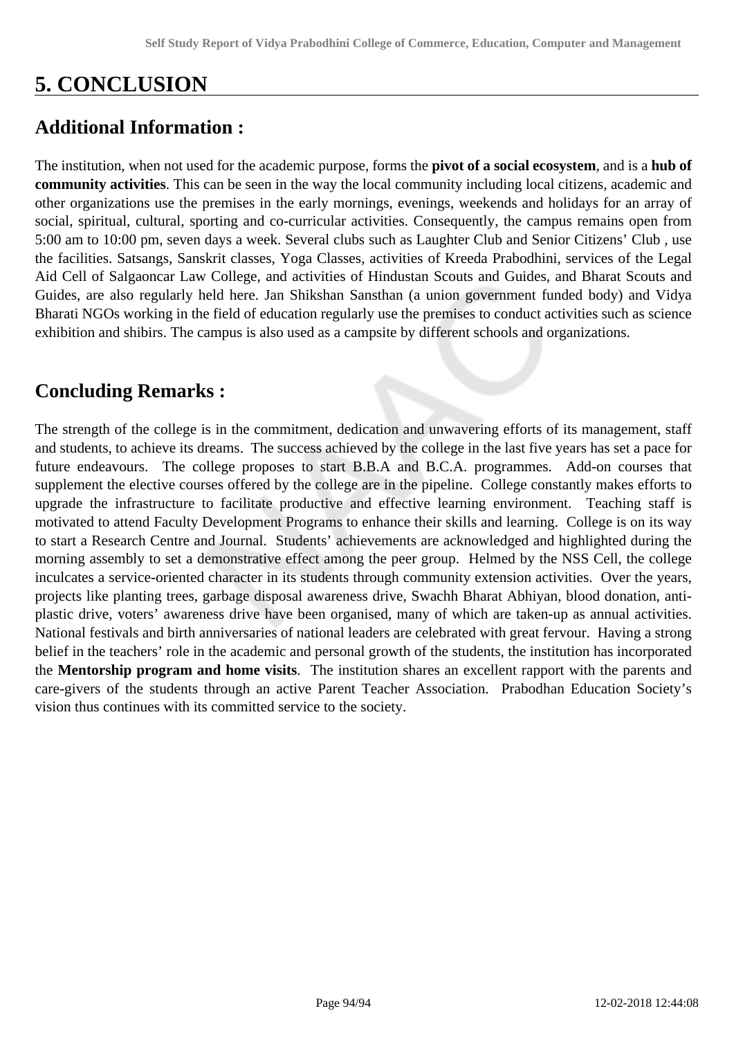# 5. CONCLUSION

## Additional Information :

The institution, when not used for the academic purpose, forms the **pivot of a social ecosystem**, and is a **hub of community activities**. This can be seen in the way the local community including local citizens, academic and other organizations use the premises in the early mornings, evenings, weekends and holidays for an array of social, spiritual, cultural, sporting and co-curricular activities. Consequently, the campus remains open from 5:00 am to 10:00 pm, seven days a week. Several clubs such as Laughter Club and Senior Citizens' Club , use the facilities. Satsangs, Sanskrit classes, Yoga Classes, activities of Kreeda Prabodhini, services of the Legal Aid Cell of Salgaoncar Law College, and activities of Hindustan Scouts and Guides, and Bharat Scouts and Guides, are also regularly held here. Jan Shikshan Sansthan (a union government funded body) and Vidya Bharati NGOs working in the field of education regularly use the premises to conduct activities such as science exhibition and shibirs. The campus is also used as a campsite by different schools and organizations.

## Concluding Remarks :

The strength of the college is in the commitment, dedication and unwavering efforts of its management, staff and students, to achieve its dreams. The success achieved by the college in the last five years has set a pace for future endeavours. The college proposes to start B.B.A and B.C.A. programmes. Add-on courses that supplement the elective courses offered by the college are in the pipeline. College constantly makes efforts to upgrade the infrastructure to facilitate productive and effective learning environment. Teaching staff is motivated to attend Faculty Development Programs to enhance their skills and learning. College is on its way to start a Research Centre and Journal. Students' achievements are acknowledged and highlighted during the morning assembly to set a demonstrative effect among the peer group. Helmed by the NSS Cell, the college inculcates a service-oriented character in its students through community extension activities. Over the years, projects like planting trees, garbage disposal awareness drive, Swachh Bharat Abhiyan, blood donation, anti-plastic drive, voters' awareness drive have been organised, many of which are taken-up as annual activities. National festivals and birth anniversaries of national leaders are celebrated with great fervour. Having a strong belief in the teachers' role in the academic and personal growth of the students, the institution has incorporated the **Mentorship program and home visits**. The institution shares an excellent rapport with the parents and care-givers of the students through an active Parent Teacher Association. Prabodhan Education Society's vision thus continues with its committed service to the society.